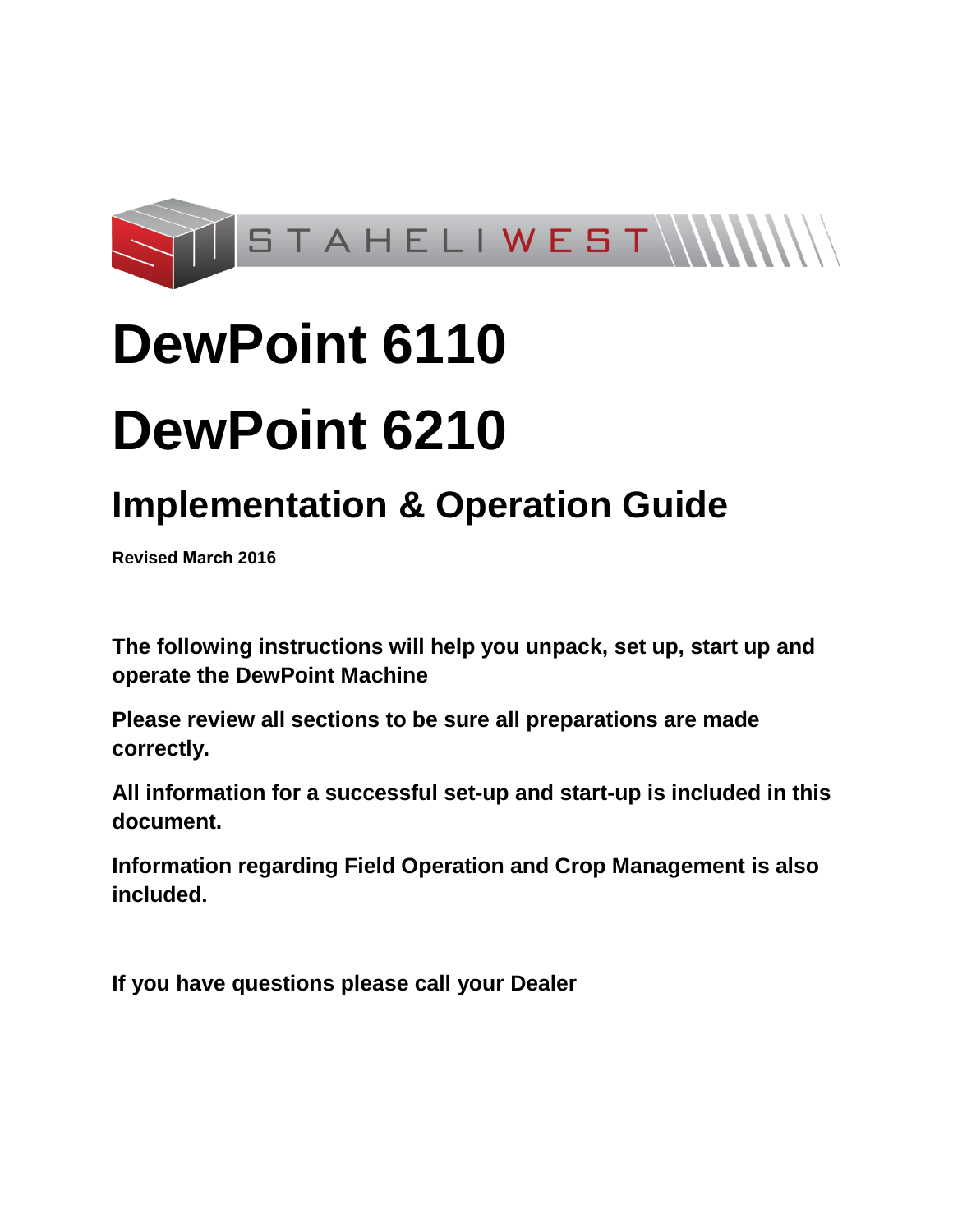STAHELIWEST

# DewPoint 6110

# DewPoint 6210

## Implementation & Operation Guide

**Revised March 2016**

**The following instructions will help you unpack, set up, start up and operate the DewPoint Machine**

**Please review all sections to be sure all preparations are made correctly.**

**All information for a successful set-up and start-up is included in this document.**

**Information regarding Field Operation and Crop Management is also included.**

**If you have questions please call your Dealer**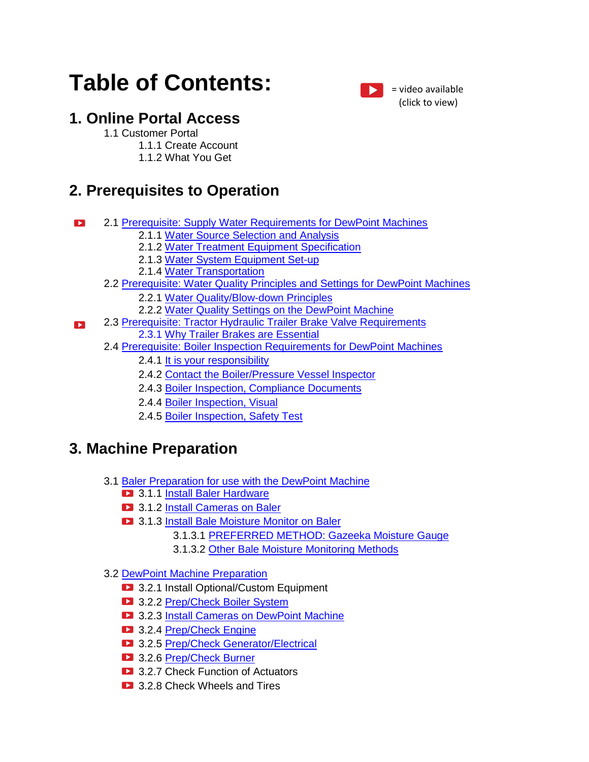# Table of Contents:

= video available (click to view)

## 1. Online Portal Access

- 1.1 Customer Portal
  - 1.1.1 Create Account
  - 1.1.2 What You Get

## 2. Prerequisites to Operation

- 2.1 Prerequisite: Supply Water Requirements for DewPoint Machines
  - 2.1.1 Water Source Selection and Analysis
  - 2.1.2 Water Treatment Equipment Specification
  - 2.1.3 Water System Equipment Set-up
  - 2.1.4 Water Transportation
- 2.2 Prerequisite: Water Quality Principles and Settings for DewPoint Machines
  - 2.2.1 Water Quality/Blow-down Principles
  - 2.2.2 Water Quality Settings on the DewPoint Machine
- 2.3 Prerequisite: Tractor Hydraulic Trailer Brake Valve Requirements
  - 2.3.1 Why Trailer Brakes are Essential
- 2.4 Prerequisite: Boiler Inspection Requirements for DewPoint Machines
  - 2.4.1 It is your responsibility
  - 2.4.2 Contact the Boiler/Pressure Vessel Inspector
  - 2.4.3 Boiler Inspection, Compliance Documents
  - 2.4.4 Boiler Inspection, Visual
  - 2.4.5 Boiler Inspection, Safety Test

## 3. Machine Preparation

- 3.1 Baler Preparation for use with the DewPoint Machine
  - 3.1.1 Install Baler Hardware
  - 3.1.2 Install Cameras on Baler
  - 3.1.3 Install Bale Moisture Monitor on Baler
    - 3.1.3.1 PREFERRED METHOD: Gazeeka Moisture Gauge
    - 3.1.3.2 Other Bale Moisture Monitoring Methods
- 3.2 DewPoint Machine Preparation
  - 3.2.1 Install Optional/Custom Equipment
  - 3.2.2 Prep/Check Boiler System
  - 3.2.3 Install Cameras on DewPoint Machine
  - 3.2.4 Prep/Check Engine
  - 3.2.5 Prep/Check Generator/Electrical
  - 3.2.6 Prep/Check Burner
  - 3.2.7 Check Function of Actuators
  - 3.2.8 Check Wheels and Tires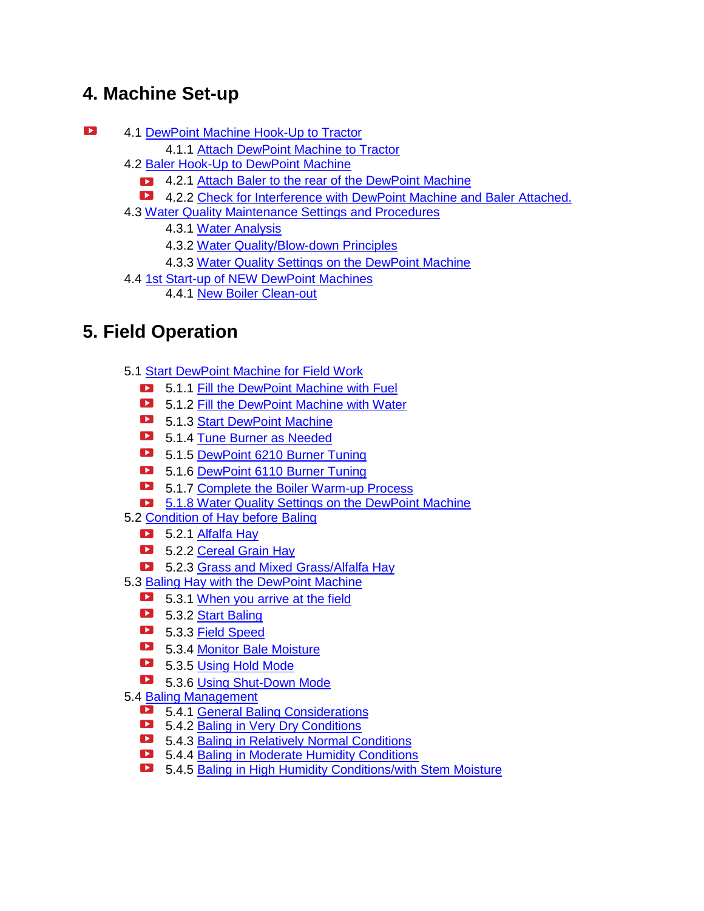## 4. Machine Set-up

- 4.1 DewPoint Machine Hook-Up to Tractor
  - 4.1.1 Attach DewPoint Machine to Tractor
- 4.2 Baler Hook-Up to DewPoint Machine
  - 4.2.1 Attach Baler to the rear of the DewPoint Machine
  - 4.2.2 Check for Interference with DewPoint Machine and Baler Attached.
- 4.3 Water Quality Maintenance Settings and Procedures
  - 4.3.1 Water Analysis
  - 4.3.2 Water Quality/Blow-down Principles
  - 4.3.3 Water Quality Settings on the DewPoint Machine
- 4.4 1st Start-up of NEW DewPoint Machines
  - 4.4.1 New Boiler Clean-out

## 5. Field Operation

- 5.1 Start DewPoint Machine for Field Work
  - 5.1.1 Fill the DewPoint Machine with Fuel
  - 5.1.2 Fill the DewPoint Machine with Water
  - 5.1.3 Start DewPoint Machine
  - 5.1.4 Tune Burner as Needed
  - 5.1.5 DewPoint 6210 Burner Tuning
  - 5.1.6 DewPoint 6110 Burner Tuning
  - 5.1.7 Complete the Boiler Warm-up Process
  - 5.1.8 Water Quality Settings on the DewPoint Machine
- 5.2 Condition of Hay before Baling
  - 5.2.1 Alfalfa Hay
  - 5.2.2 Cereal Grain Hay
  - 5.2.3 Grass and Mixed Grass/Alfalfa Hay
- 5.3 Baling Hay with the DewPoint Machine
  - 5.3.1 When you arrive at the field
  - 5.3.2 Start Baling
  - 5.3.3 Field Speed
  - 5.3.4 Monitor Bale Moisture
  - 5.3.5 Using Hold Mode
  - 5.3.6 Using Shut-Down Mode
- 5.4 Baling Management
  - 5.4.1 General Baling Considerations
  - 5.4.2 Baling in Very Dry Conditions
  - 5.4.3 Baling in Relatively Normal Conditions
  - 5.4.4 Baling in Moderate Humidity Conditions
  - 5.4.5 Baling in High Humidity Conditions/with Stem Moisture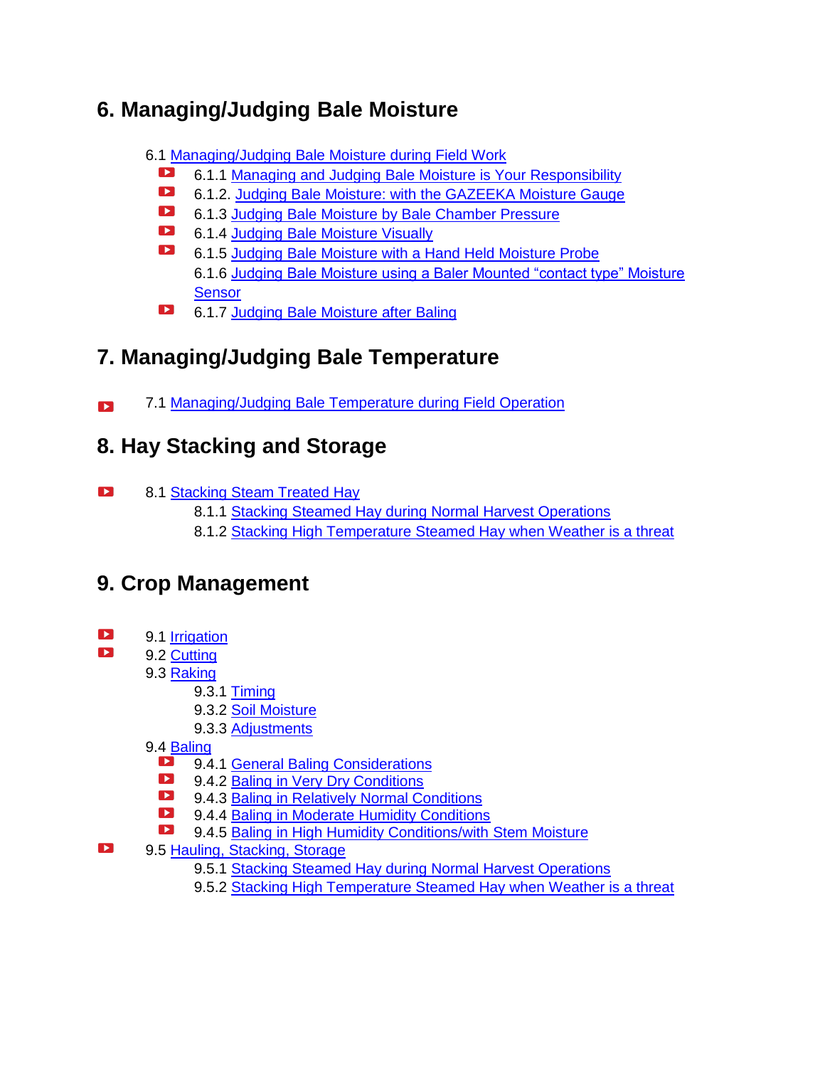## 6. Managing/Judging Bale Moisture

- 6.1 Managing/Judging Bale Moisture during Field Work
  - 6.1.1 Managing and Judging Bale Moisture is Your Responsibility
  - 6.1.2. Judging Bale Moisture: with the GAZEEKA Moisture Gauge
  - 6.1.3 Judging Bale Moisture by Bale Chamber Pressure
  - 6.1.4 Judging Bale Moisture Visually
  - 6.1.5 Judging Bale Moisture with a Hand Held Moisture Probe
  - 6.1.6 Judging Bale Moisture using a Baler Mounted "contact type" Moisture Sensor
  - 6.1.7 Judging Bale Moisture after Baling

## 7. Managing/Judging Bale Temperature

- 7.1 Managing/Judging Bale Temperature during Field Operation

## 8. Hay Stacking and Storage

- 8.1 Stacking Steam Treated Hay
  - 8.1.1 Stacking Steamed Hay during Normal Harvest Operations
  - 8.1.2 Stacking High Temperature Steamed Hay when Weather is a threat

## 9. Crop Management

- 9.1 Irrigation
- 9.2 Cutting
- 9.3 Raking
  - 9.3.1 Timing
  - 9.3.2 Soil Moisture
  - 9.3.3 Adjustments
- 9.4 Baling
  - 9.4.1 General Baling Considerations
  - 9.4.2 Baling in Very Dry Conditions
  - 9.4.3 Baling in Relatively Normal Conditions
  - 9.4.4 Baling in Moderate Humidity Conditions
  - 9.4.5 Baling in High Humidity Conditions/with Stem Moisture
- 9.5 Hauling, Stacking, Storage
  - 9.5.1 Stacking Steamed Hay during Normal Harvest Operations
  - 9.5.2 Stacking High Temperature Steamed Hay when Weather is a threat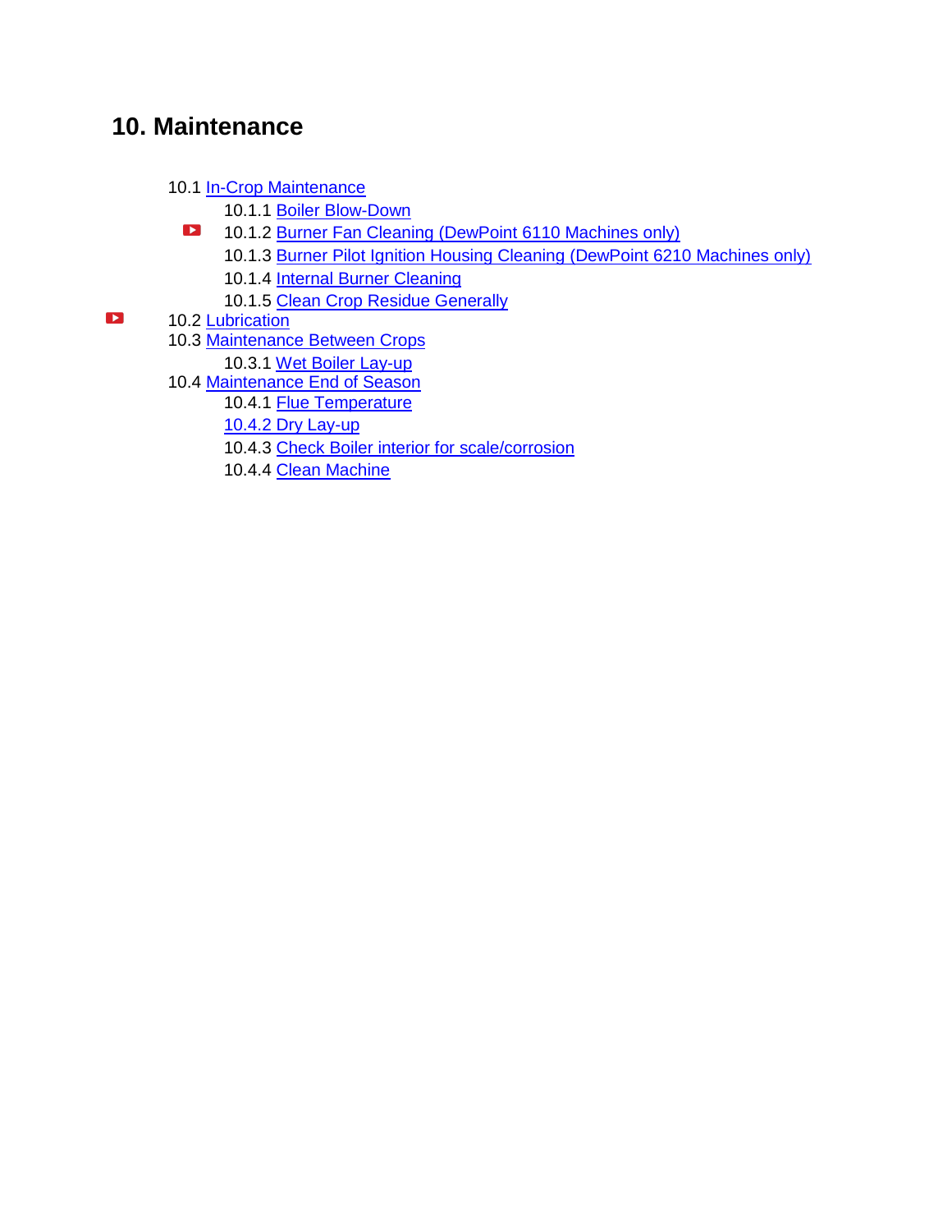# 10. Maintenance

- 10.1 In-Crop Maintenance
  - 10.1.1 Boiler Blow-Down
  - 10.1.2 Burner Fan Cleaning (DewPoint 6110 Machines only)
  - 10.1.3 Burner Pilot Ignition Housing Cleaning (DewPoint 6210 Machines only)
  - 10.1.4 Internal Burner Cleaning
  - 10.1.5 Clean Crop Residue Generally
- 10.2 Lubrication
- 10.3 Maintenance Between Crops
  - 10.3.1 Wet Boiler Lay-up
- 10.4 Maintenance End of Season
  - 10.4.1 Flue Temperature
  - 10.4.2 Dry Lay-up
  - 10.4.3 Check Boiler interior for scale/corrosion
  - 10.4.4 Clean Machine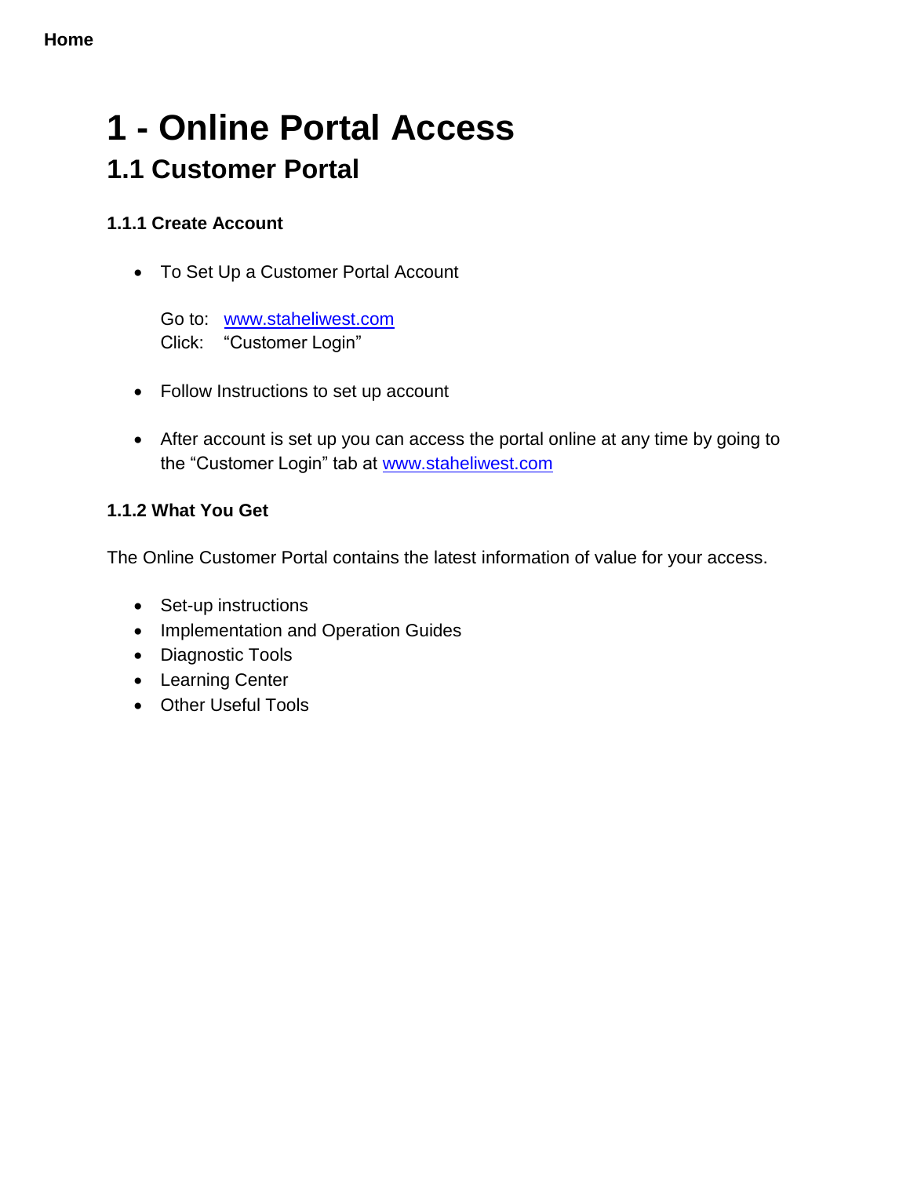# 1 - Online Portal Access

## 1.1 Customer Portal

### 1.1.1 Create Account

- To Set Up a Customer Portal Account

  Go to: www.staheliwest.com
  Click: "Customer Login"

- Follow Instructions to set up account

- After account is set up you can access the portal online at any time by going to the "Customer Login" tab at www.staheliwest.com

### 1.1.2 What You Get

The Online Customer Portal contains the latest information of value for your access.

- Set-up instructions
- Implementation and Operation Guides
- Diagnostic Tools
- Learning Center
- Other Useful Tools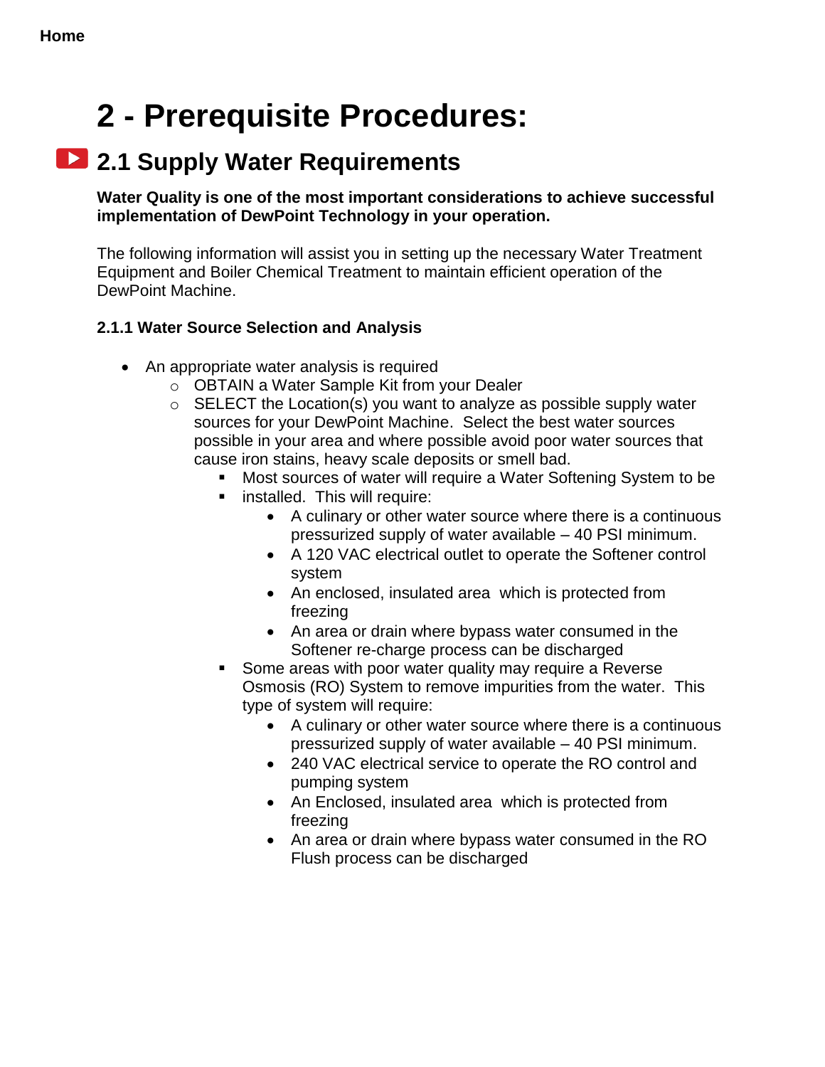**Home**

# 2 - Prerequisite Procedures:

## 2.1 Supply Water Requirements

**Water Quality is one of the most important considerations to achieve successful implementation of DewPoint Technology in your operation.**

The following information will assist you in setting up the necessary Water Treatment Equipment and Boiler Chemical Treatment to maintain efficient operation of the DewPoint Machine.

### 2.1.1 Water Source Selection and Analysis

- An appropriate water analysis is required
  - OBTAIN a Water Sample Kit from your Dealer
  - SELECT the Location(s) you want to analyze as possible supply water sources for your DewPoint Machine. Select the best water sources possible in your area and where possible avoid poor water sources that cause iron stains, heavy scale deposits or smell bad.
    - Most sources of water will require a Water Softening System to be
    - installed. This will require:
      - A culinary or other water source where there is a continuous pressurized supply of water available – 40 PSI minimum.
      - A 120 VAC electrical outlet to operate the Softener control system
      - An enclosed, insulated area which is protected from freezing
      - An area or drain where bypass water consumed in the Softener re-charge process can be discharged
    - Some areas with poor water quality may require a Reverse Osmosis (RO) System to remove impurities from the water. This type of system will require:
      - A culinary or other water source where there is a continuous pressurized supply of water available – 40 PSI minimum.
      - 240 VAC electrical service to operate the RO control and pumping system
      - An Enclosed, insulated area which is protected from freezing
      - An area or drain where bypass water consumed in the RO Flush process can be discharged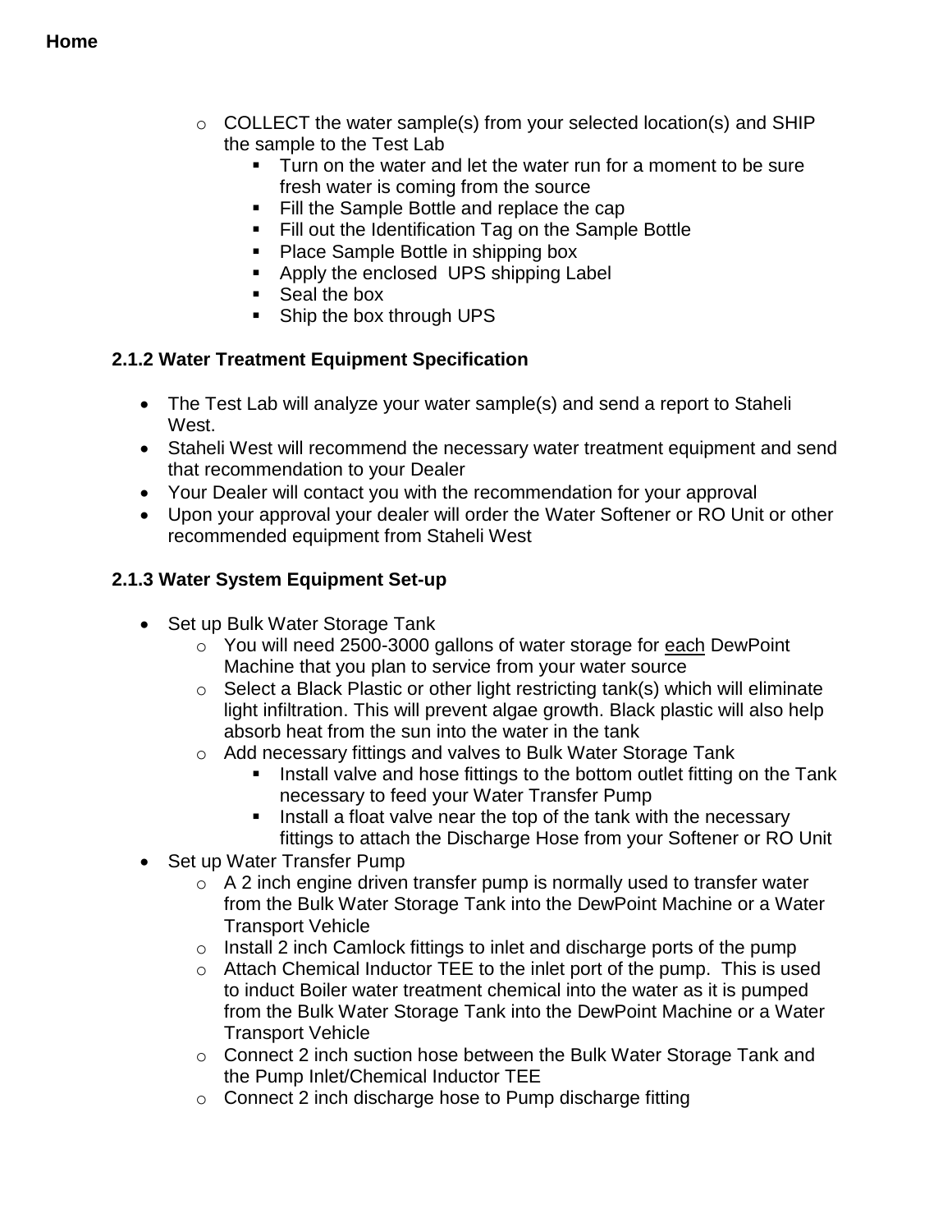- COLLECT the water sample(s) from your selected location(s) and SHIP the sample to the Test Lab
  - Turn on the water and let the water run for a moment to be sure fresh water is coming from the source
  - Fill the Sample Bottle and replace the cap
  - Fill out the Identification Tag on the Sample Bottle
  - Place Sample Bottle in shipping box
  - Apply the enclosed UPS shipping Label
  - Seal the box
  - Ship the box through UPS

### 2.1.2 Water Treatment Equipment Specification

- The Test Lab will analyze your water sample(s) and send a report to Staheli West.
- Staheli West will recommend the necessary water treatment equipment and send that recommendation to your Dealer
- Your Dealer will contact you with the recommendation for your approval
- Upon your approval your dealer will order the Water Softener or RO Unit or other recommended equipment from Staheli West

### 2.1.3 Water System Equipment Set-up

- Set up Bulk Water Storage Tank
  - You will need 2500-3000 gallons of water storage for <u>each</u> DewPoint Machine that you plan to service from your water source
  - Select a Black Plastic or other light restricting tank(s) which will eliminate light infiltration. This will prevent algae growth. Black plastic will also help absorb heat from the sun into the water in the tank
  - Add necessary fittings and valves to Bulk Water Storage Tank
    - Install valve and hose fittings to the bottom outlet fitting on the Tank necessary to feed your Water Transfer Pump
    - Install a float valve near the top of the tank with the necessary fittings to attach the Discharge Hose from your Softener or RO Unit
- Set up Water Transfer Pump
  - A 2 inch engine driven transfer pump is normally used to transfer water from the Bulk Water Storage Tank into the DewPoint Machine or a Water Transport Vehicle
  - Install 2 inch Camlock fittings to inlet and discharge ports of the pump
  - Attach Chemical Inductor TEE to the inlet port of the pump. This is used to induct Boiler water treatment chemical into the water as it is pumped from the Bulk Water Storage Tank into the DewPoint Machine or a Water Transport Vehicle
  - Connect 2 inch suction hose between the Bulk Water Storage Tank and the Pump Inlet/Chemical Inductor TEE
  - Connect 2 inch discharge hose to Pump discharge fitting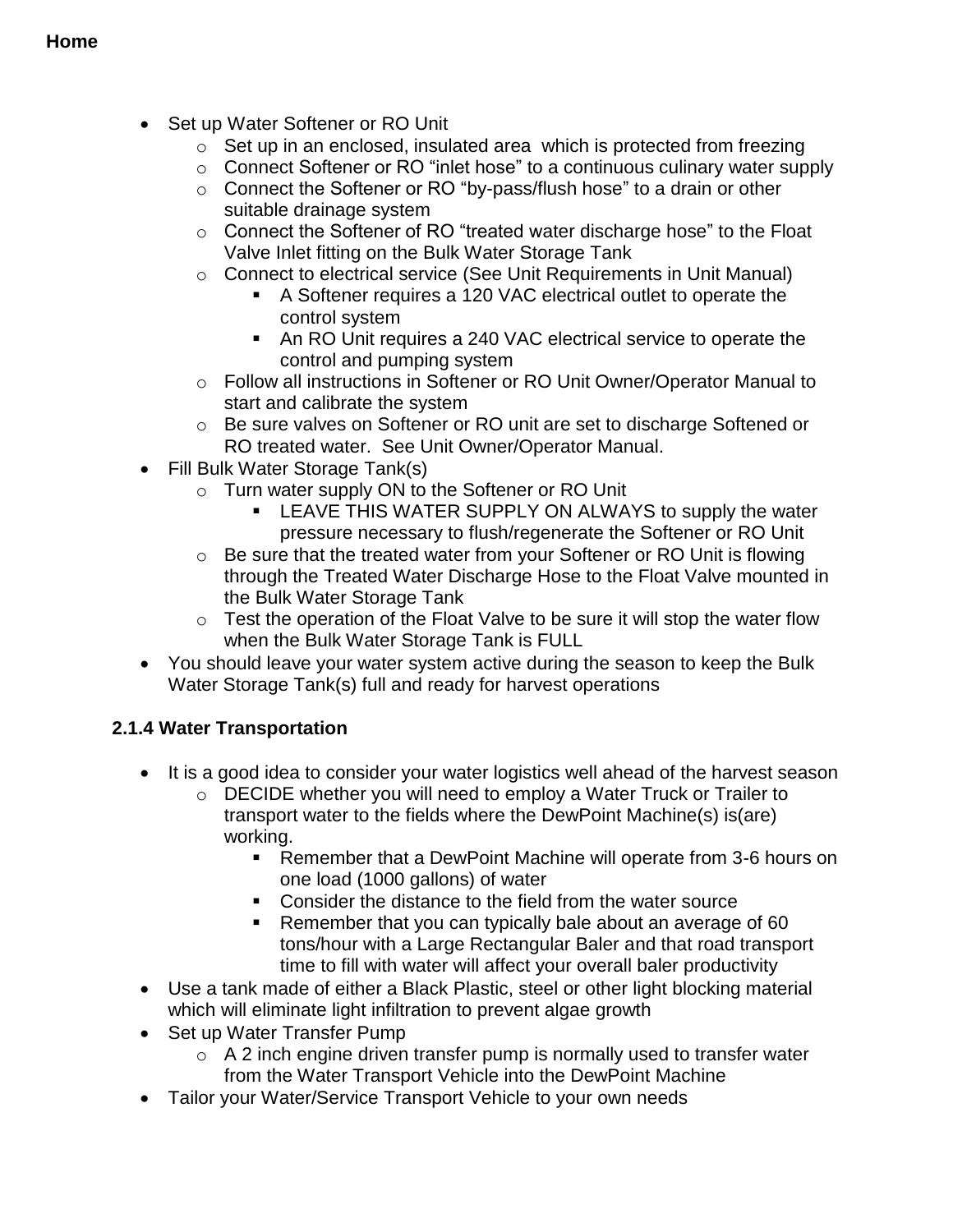- Set up Water Softener or RO Unit
  - Set up in an enclosed, insulated area which is protected from freezing
  - Connect Softener or RO “inlet hose” to a continuous culinary water supply
  - Connect the Softener or RO “by-pass/flush hose” to a drain or other suitable drainage system
  - Connect the Softener of RO “treated water discharge hose” to the Float Valve Inlet fitting on the Bulk Water Storage Tank
  - Connect to electrical service (See Unit Requirements in Unit Manual)
    - A Softener requires a 120 VAC electrical outlet to operate the control system
    - An RO Unit requires a 240 VAC electrical service to operate the control and pumping system
  - Follow all instructions in Softener or RO Unit Owner/Operator Manual to start and calibrate the system
  - Be sure valves on Softener or RO unit are set to discharge Softened or RO treated water. See Unit Owner/Operator Manual.
- Fill Bulk Water Storage Tank(s)
  - Turn water supply ON to the Softener or RO Unit
    - LEAVE THIS WATER SUPPLY ON ALWAYS to supply the water pressure necessary to flush/regenerate the Softener or RO Unit
  - Be sure that the treated water from your Softener or RO Unit is flowing through the Treated Water Discharge Hose to the Float Valve mounted in the Bulk Water Storage Tank
  - Test the operation of the Float Valve to be sure it will stop the water flow when the Bulk Water Storage Tank is FULL
- You should leave your water system active during the season to keep the Bulk Water Storage Tank(s) full and ready for harvest operations

### 2.1.4 Water Transportation

- It is a good idea to consider your water logistics well ahead of the harvest season
  - DECIDE whether you will need to employ a Water Truck or Trailer to transport water to the fields where the DewPoint Machine(s) is(are) working.
    - Remember that a DewPoint Machine will operate from 3-6 hours on one load (1000 gallons) of water
    - Consider the distance to the field from the water source
    - Remember that you can typically bale about an average of 60 tons/hour with a Large Rectangular Baler and that road transport time to fill with water will affect your overall baler productivity
- Use a tank made of either a Black Plastic, steel or other light blocking material which will eliminate light infiltration to prevent algae growth
- Set up Water Transfer Pump
  - A 2 inch engine driven transfer pump is normally used to transfer water from the Water Transport Vehicle into the DewPoint Machine
- Tailor your Water/Service Transport Vehicle to your own needs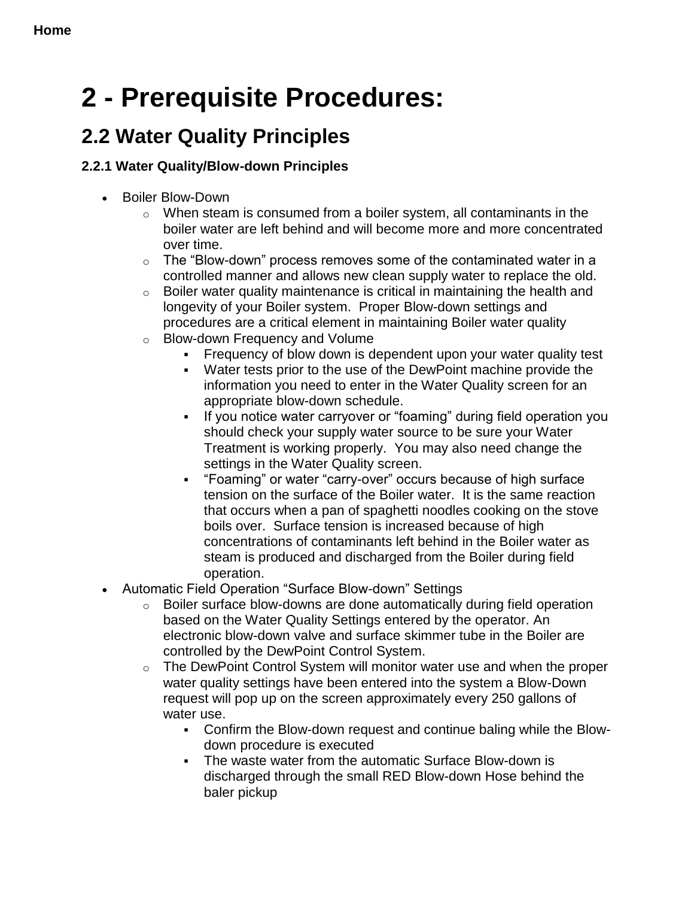# 2 - Prerequisite Procedures:

## 2.2 Water Quality Principles

### 2.2.1 Water Quality/Blow-down Principles

- Boiler Blow-Down
  - When steam is consumed from a boiler system, all contaminants in the boiler water are left behind and will become more and more concentrated over time.
  - The "Blow-down" process removes some of the contaminated water in a controlled manner and allows new clean supply water to replace the old.
  - Boiler water quality maintenance is critical in maintaining the health and longevity of your Boiler system. Proper Blow-down settings and procedures are a critical element in maintaining Boiler water quality
  - Blow-down Frequency and Volume
    - Frequency of blow down is dependent upon your water quality test
    - Water tests prior to the use of the DewPoint machine provide the information you need to enter in the Water Quality screen for an appropriate blow-down schedule.
    - If you notice water carryover or "foaming" during field operation you should check your supply water source to be sure your Water Treatment is working properly. You may also need change the settings in the Water Quality screen.
    - "Foaming" or water "carry-over" occurs because of high surface tension on the surface of the Boiler water. It is the same reaction that occurs when a pan of spaghetti noodles cooking on the stove boils over. Surface tension is increased because of high concentrations of contaminants left behind in the Boiler water as steam is produced and discharged from the Boiler during field operation.
- Automatic Field Operation "Surface Blow-down" Settings
  - Boiler surface blow-downs are done automatically during field operation based on the Water Quality Settings entered by the operator. An electronic blow-down valve and surface skimmer tube in the Boiler are controlled by the DewPoint Control System.
  - The DewPoint Control System will monitor water use and when the proper water quality settings have been entered into the system a Blow-Down request will pop up on the screen approximately every 250 gallons of water use.
    - Confirm the Blow-down request and continue baling while the Blow-down procedure is executed
    - The waste water from the automatic Surface Blow-down is discharged through the small RED Blow-down Hose behind the baler pickup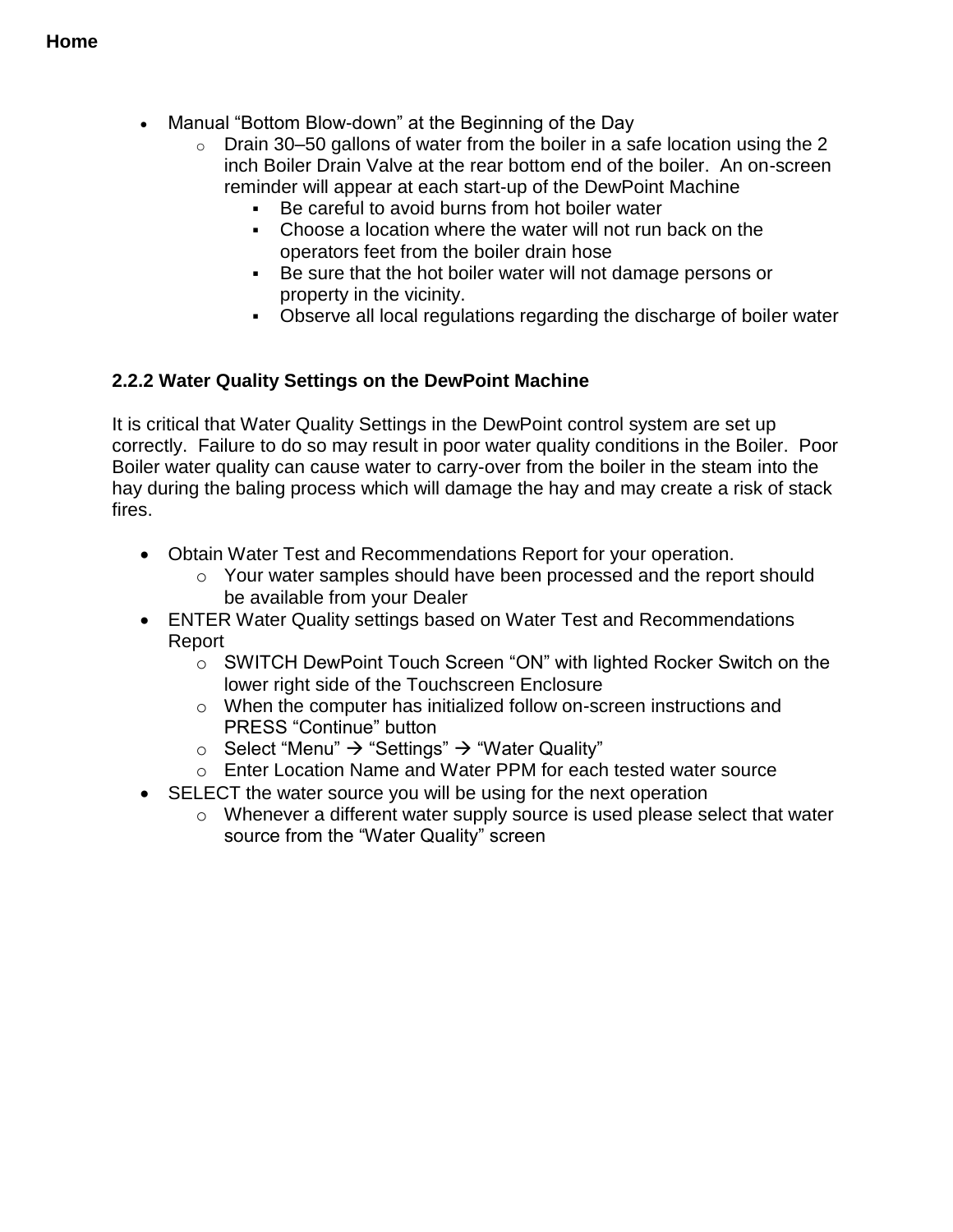- Manual “Bottom Blow-down” at the Beginning of the Day
  - Drain 30–50 gallons of water from the boiler in a safe location using the 2 inch Boiler Drain Valve at the rear bottom end of the boiler. An on-screen reminder will appear at each start-up of the DewPoint Machine
    - Be careful to avoid burns from hot boiler water
    - Choose a location where the water will not run back on the operators feet from the boiler drain hose
    - Be sure that the hot boiler water will not damage persons or property in the vicinity.
    - Observe all local regulations regarding the discharge of boiler water

### 2.2.2 Water Quality Settings on the DewPoint Machine

It is critical that Water Quality Settings in the DewPoint control system are set up correctly. Failure to do so may result in poor water quality conditions in the Boiler. Poor Boiler water quality can cause water to carry-over from the boiler in the steam into the hay during the baling process which will damage the hay and may create a risk of stack fires.

- Obtain Water Test and Recommendations Report for your operation.
  - Your water samples should have been processed and the report should be available from your Dealer
- ENTER Water Quality settings based on Water Test and Recommendations Report
  - SWITCH DewPoint Touch Screen “ON” with lighted Rocker Switch on the lower right side of the Touchscreen Enclosure
  - When the computer has initialized follow on-screen instructions and PRESS “Continue” button
  - Select “Menu” → “Settings” → “Water Quality”
  - Enter Location Name and Water PPM for each tested water source
- SELECT the water source you will be using for the next operation
  - Whenever a different water supply source is used please select that water source from the “Water Quality” screen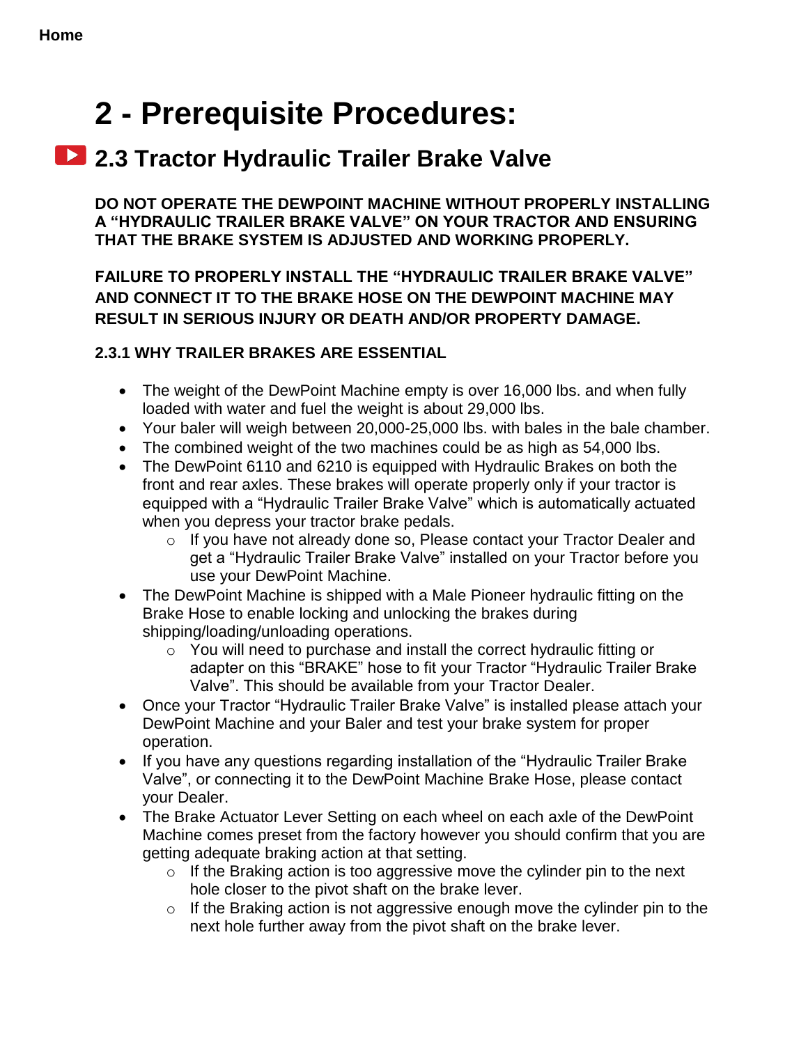Home

# 2 - Prerequisite Procedures:

## 2.3 Tractor Hydraulic Trailer Brake Valve

**DO NOT OPERATE THE DEWPOINT MACHINE WITHOUT PROPERLY INSTALLING A “HYDRAULIC TRAILER BRAKE VALVE” ON YOUR TRACTOR AND ENSURING THAT THE BRAKE SYSTEM IS ADJUSTED AND WORKING PROPERLY.**

**FAILURE TO PROPERLY INSTALL THE “HYDRAULIC TRAILER BRAKE VALVE” AND CONNECT IT TO THE BRAKE HOSE ON THE DEWPOINT MACHINE MAY RESULT IN SERIOUS INJURY OR DEATH AND/OR PROPERTY DAMAGE.**

### 2.3.1 WHY TRAILER BRAKES ARE ESSENTIAL

- The weight of the DewPoint Machine empty is over 16,000 lbs. and when fully loaded with water and fuel the weight is about 29,000 lbs.
- Your baler will weigh between 20,000-25,000 lbs. with bales in the bale chamber.
- The combined weight of the two machines could be as high as 54,000 lbs.
- The DewPoint 6110 and 6210 is equipped with Hydraulic Brakes on both the front and rear axles. These brakes will operate properly only if your tractor is equipped with a “Hydraulic Trailer Brake Valve” which is automatically actuated when you depress your tractor brake pedals.
  - If you have not already done so, Please contact your Tractor Dealer and get a “Hydraulic Trailer Brake Valve” installed on your Tractor before you use your DewPoint Machine.
- The DewPoint Machine is shipped with a Male Pioneer hydraulic fitting on the Brake Hose to enable locking and unlocking the brakes during shipping/loading/unloading operations.
  - You will need to purchase and install the correct hydraulic fitting or adapter on this “BRAKE” hose to fit your Tractor “Hydraulic Trailer Brake Valve”. This should be available from your Tractor Dealer.
- Once your Tractor “Hydraulic Trailer Brake Valve” is installed please attach your DewPoint Machine and your Baler and test your brake system for proper operation.
- If you have any questions regarding installation of the “Hydraulic Trailer Brake Valve”, or connecting it to the DewPoint Machine Brake Hose, please contact your Dealer.
- The Brake Actuator Lever Setting on each wheel on each axle of the DewPoint Machine comes preset from the factory however you should confirm that you are getting adequate braking action at that setting.
  - If the Braking action is too aggressive move the cylinder pin to the next hole closer to the pivot shaft on the brake lever.
  - If the Braking action is not aggressive enough move the cylinder pin to the next hole further away from the pivot shaft on the brake lever.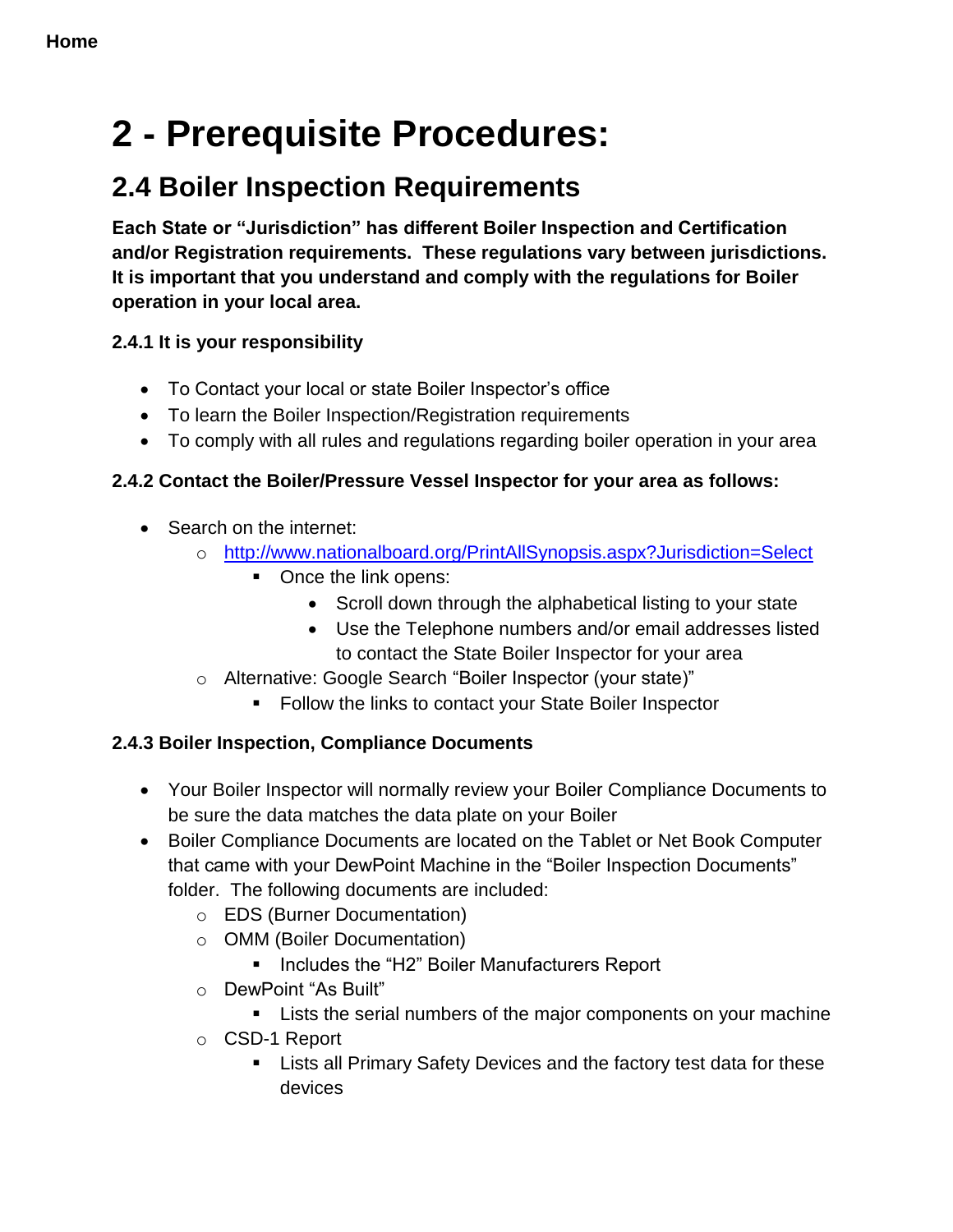**Home**

# 2 - Prerequisite Procedures:

## 2.4 Boiler Inspection Requirements

**Each State or "Jurisdiction" has different Boiler Inspection and Certification and/or Registration requirements. These regulations vary between jurisdictions. It is important that you understand and comply with the regulations for Boiler operation in your local area.**

### 2.4.1 It is your responsibility

- To Contact your local or state Boiler Inspector's office
- To learn the Boiler Inspection/Registration requirements
- To comply with all rules and regulations regarding boiler operation in your area

### 2.4.2 Contact the Boiler/Pressure Vessel Inspector for your area as follows:

- Search on the internet:
  - [http://www.nationalboard.org/PrintAllSynopsis.aspx?Jurisdiction=Select](http://www.nationalboard.org/PrintAllSynopsis.aspx?Jurisdiction=Select)
    - Once the link opens:
      - Scroll down through the alphabetical listing to your state
      - Use the Telephone numbers and/or email addresses listed to contact the State Boiler Inspector for your area
  - Alternative: Google Search "Boiler Inspector (your state)"
    - Follow the links to contact your State Boiler Inspector

### 2.4.3 Boiler Inspection, Compliance Documents

- Your Boiler Inspector will normally review your Boiler Compliance Documents to be sure the data matches the data plate on your Boiler
- Boiler Compliance Documents are located on the Tablet or Net Book Computer that came with your DewPoint Machine in the "Boiler Inspection Documents" folder. The following documents are included:
  - EDS (Burner Documentation)
  - OMM (Boiler Documentation)
    - Includes the "H2" Boiler Manufacturers Report
  - DewPoint "As Built"
    - Lists the serial numbers of the major components on your machine
  - CSD-1 Report
    - Lists all Primary Safety Devices and the factory test data for these devices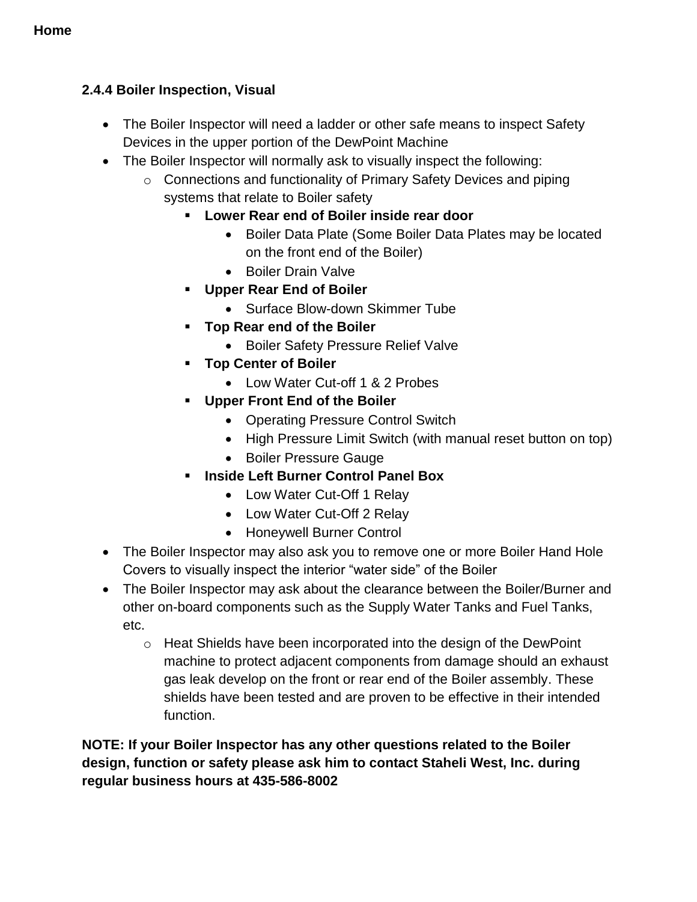**Home**

### 2.4.4 Boiler Inspection, Visual

- The Boiler Inspector will need a ladder or other safe means to inspect Safety Devices in the upper portion of the DewPoint Machine
- The Boiler Inspector will normally ask to visually inspect the following:
    - Connections and functionality of Primary Safety Devices and piping systems that relate to Boiler safety
        - **Lower Rear end of Boiler inside rear door**
            - Boiler Data Plate (Some Boiler Data Plates may be located on the front end of the Boiler)
            - Boiler Drain Valve
        - **Upper Rear End of Boiler**
            - Surface Blow-down Skimmer Tube
        - **Top Rear end of the Boiler**
            - Boiler Safety Pressure Relief Valve
        - **Top Center of Boiler**
            - Low Water Cut-off 1 & 2 Probes
        - **Upper Front End of the Boiler**
            - Operating Pressure Control Switch
            - High Pressure Limit Switch (with manual reset button on top)
            - Boiler Pressure Gauge
        - **Inside Left Burner Control Panel Box**
            - Low Water Cut-Off 1 Relay
            - Low Water Cut-Off 2 Relay
            - Honeywell Burner Control
- The Boiler Inspector may also ask you to remove one or more Boiler Hand Hole Covers to visually inspect the interior “water side” of the Boiler
- The Boiler Inspector may ask about the clearance between the Boiler/Burner and other on-board components such as the Supply Water Tanks and Fuel Tanks, etc.
    - Heat Shields have been incorporated into the design of the DewPoint machine to protect adjacent components from damage should an exhaust gas leak develop on the front or rear end of the Boiler assembly. These shields have been tested and are proven to be effective in their intended function.

**NOTE: If your Boiler Inspector has any other questions related to the Boiler design, function or safety please ask him to contact Staheli West, Inc. during regular business hours at 435-586-8002**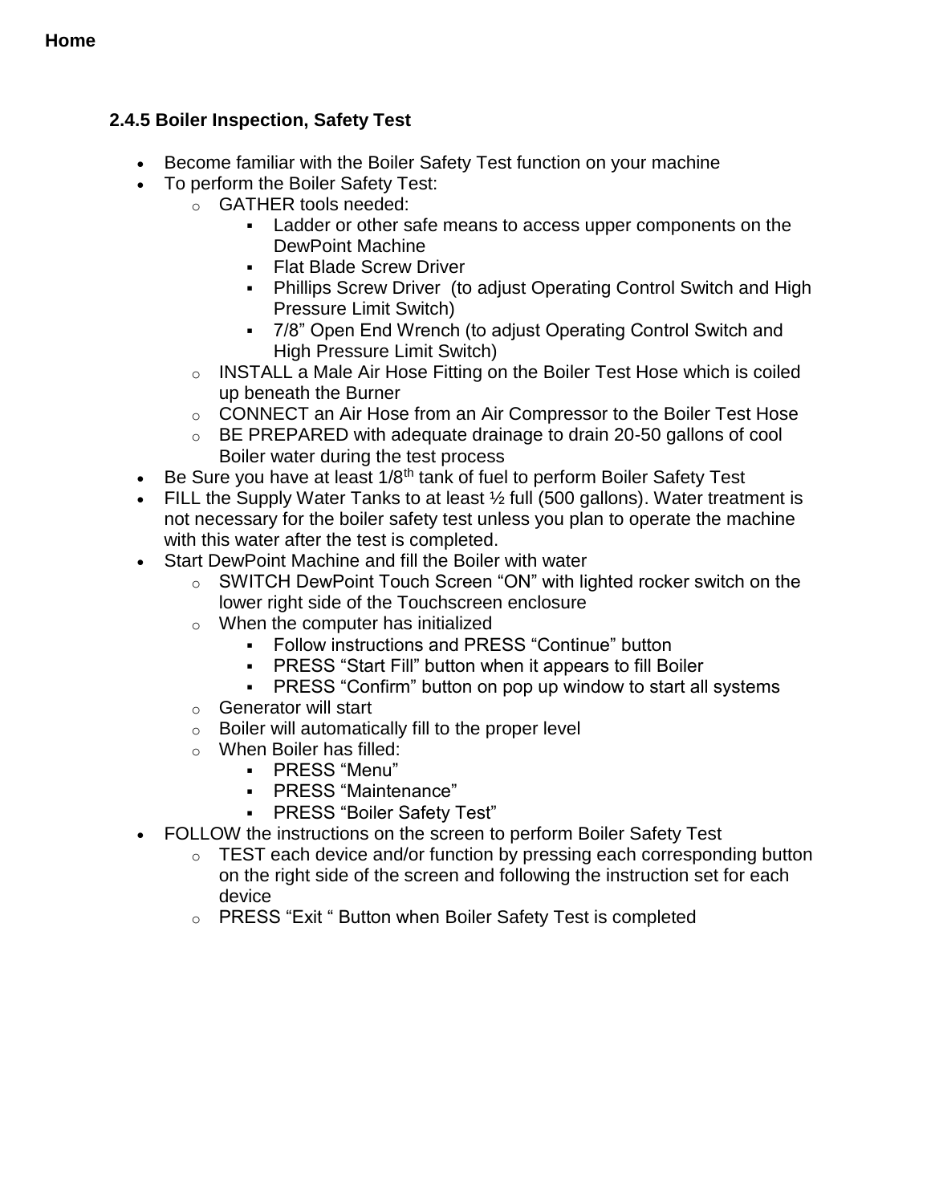**Home**

### 2.4.5 Boiler Inspection, Safety Test

- Become familiar with the Boiler Safety Test function on your machine
- To perform the Boiler Safety Test:
  - GATHER tools needed:
    - Ladder or other safe means to access upper components on the DewPoint Machine
    - Flat Blade Screw Driver
    - Phillips Screw Driver (to adjust Operating Control Switch and High Pressure Limit Switch)
    - 7/8" Open End Wrench (to adjust Operating Control Switch and High Pressure Limit Switch)
  - INSTALL a Male Air Hose Fitting on the Boiler Test Hose which is coiled up beneath the Burner
  - CONNECT an Air Hose from an Air Compressor to the Boiler Test Hose
  - BE PREPARED with adequate drainage to drain 20-50 gallons of cool Boiler water during the test process
- Be Sure you have at least 1/8th tank of fuel to perform Boiler Safety Test
- FILL the Supply Water Tanks to at least ½ full (500 gallons). Water treatment is not necessary for the boiler safety test unless you plan to operate the machine with this water after the test is completed.
- Start DewPoint Machine and fill the Boiler with water
  - SWITCH DewPoint Touch Screen "ON" with lighted rocker switch on the lower right side of the Touchscreen enclosure
  - When the computer has initialized
    - Follow instructions and PRESS "Continue" button
    - PRESS "Start Fill" button when it appears to fill Boiler
    - PRESS "Confirm" button on pop up window to start all systems
  - Generator will start
  - Boiler will automatically fill to the proper level
  - When Boiler has filled:
    - PRESS "Menu"
    - PRESS "Maintenance"
    - PRESS "Boiler Safety Test"
- FOLLOW the instructions on the screen to perform Boiler Safety Test
  - TEST each device and/or function by pressing each corresponding button on the right side of the screen and following the instruction set for each device
  - PRESS "Exit " Button when Boiler Safety Test is completed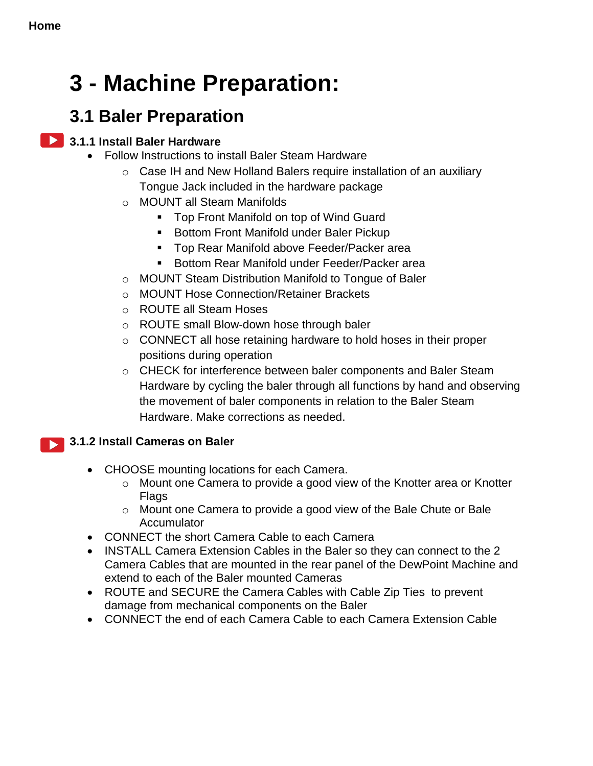Home

# 3 - Machine Preparation:

## 3.1 Baler Preparation

### 3.1.1 Install Baler Hardware

- Follow Instructions to install Baler Steam Hardware
  - Case IH and New Holland Balers require installation of an auxiliary Tongue Jack included in the hardware package
  - MOUNT all Steam Manifolds
    - Top Front Manifold on top of Wind Guard
    - Bottom Front Manifold under Baler Pickup
    - Top Rear Manifold above Feeder/Packer area
    - Bottom Rear Manifold under Feeder/Packer area
  - MOUNT Steam Distribution Manifold to Tongue of Baler
  - MOUNT Hose Connection/Retainer Brackets
  - ROUTE all Steam Hoses
  - ROUTE small Blow-down hose through baler
  - CONNECT all hose retaining hardware to hold hoses in their proper positions during operation
  - CHECK for interference between baler components and Baler Steam Hardware by cycling the baler through all functions by hand and observing the movement of baler components in relation to the Baler Steam Hardware. Make corrections as needed.

### 3.1.2 Install Cameras on Baler

- CHOOSE mounting locations for each Camera.
  - Mount one Camera to provide a good view of the Knotter area or Knotter Flags
  - Mount one Camera to provide a good view of the Bale Chute or Bale Accumulator
- CONNECT the short Camera Cable to each Camera
- INSTALL Camera Extension Cables in the Baler so they can connect to the 2 Camera Cables that are mounted in the rear panel of the DewPoint Machine and extend to each of the Baler mounted Cameras
- ROUTE and SECURE the Camera Cables with Cable Zip Ties to prevent damage from mechanical components on the Baler
- CONNECT the end of each Camera Cable to each Camera Extension Cable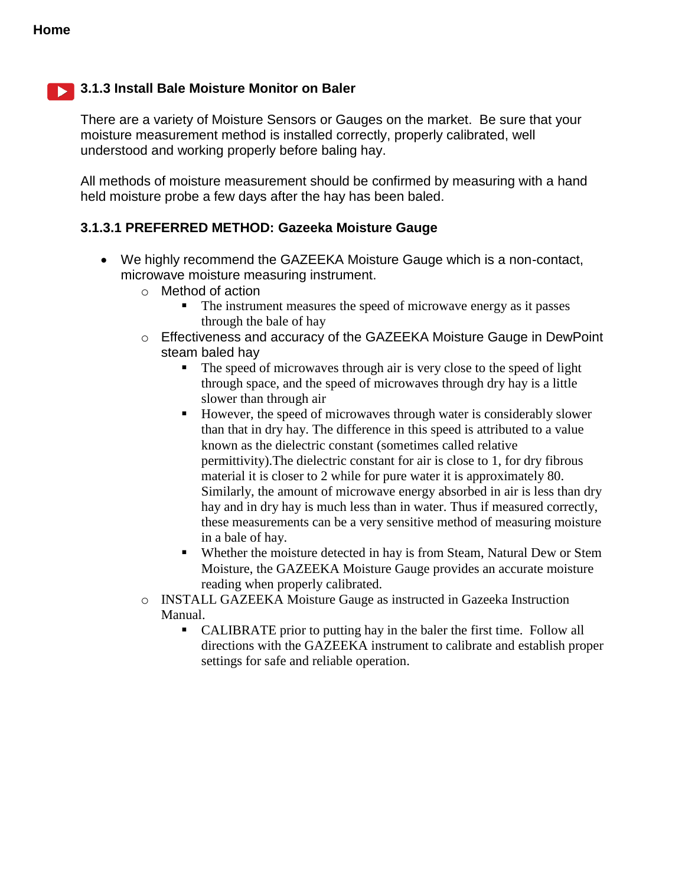Home

## 3.1.3 Install Bale Moisture Monitor on Baler

There are a variety of Moisture Sensors or Gauges on the market.  Be sure that your moisture measurement method is installed correctly, properly calibrated, well understood and working properly before baling hay.

All methods of moisture measurement should be confirmed by measuring with a hand held moisture probe a few days after the hay has been baled.

### 3.1.3.1 PREFERRED METHOD: Gazeeka Moisture Gauge

- We highly recommend the GAZEEKA Moisture Gauge which is a non-contact, microwave moisture measuring instrument.
  - Method of action
    - The instrument measures the speed of microwave energy as it passes through the bale of hay
  - Effectiveness and accuracy of the GAZEEKA Moisture Gauge in DewPoint steam baled hay
    - The speed of microwaves through air is very close to the speed of light through space, and the speed of microwaves through dry hay is a little slower than through air
    - However, the speed of microwaves through water is considerably slower than that in dry hay. The difference in this speed is attributed to a value known as the dielectric constant (sometimes called relative permittivity).The dielectric constant for air is close to 1, for dry fibrous material it is closer to 2 while for pure water it is approximately 80. Similarly, the amount of microwave energy absorbed in air is less than dry hay and in dry hay is much less than in water. Thus if measured correctly, these measurements can be a very sensitive method of measuring moisture in a bale of hay.
    - Whether the moisture detected in hay is from Steam, Natural Dew or Stem Moisture, the GAZEEKA Moisture Gauge provides an accurate moisture reading when properly calibrated.
  - INSTALL GAZEEKA Moisture Gauge as instructed in Gazeeka Instruction Manual.
    - CALIBRATE prior to putting hay in the baler the first time.  Follow all directions with the GAZEEKA instrument to calibrate and establish proper settings for safe and reliable operation.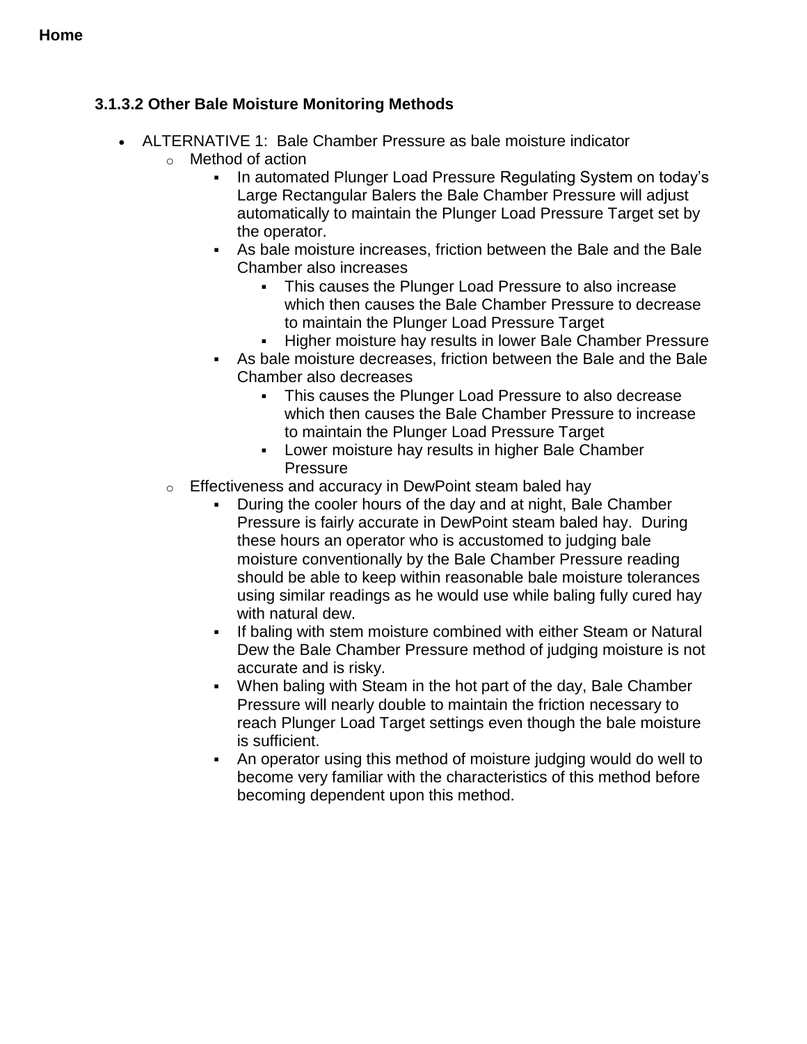**Home**

### 3.1.3.2 Other Bale Moisture Monitoring Methods

- ALTERNATIVE 1: Bale Chamber Pressure as bale moisture indicator
  - Method of action
    - In automated Plunger Load Pressure Regulating System on today's Large Rectangular Balers the Bale Chamber Pressure will adjust automatically to maintain the Plunger Load Pressure Target set by the operator.
    - As bale moisture increases, friction between the Bale and the Bale Chamber also increases
      - This causes the Plunger Load Pressure to also increase which then causes the Bale Chamber Pressure to decrease to maintain the Plunger Load Pressure Target
      - Higher moisture hay results in lower Bale Chamber Pressure
    - As bale moisture decreases, friction between the Bale and the Bale Chamber also decreases
      - This causes the Plunger Load Pressure to also decrease which then causes the Bale Chamber Pressure to increase to maintain the Plunger Load Pressure Target
      - Lower moisture hay results in higher Bale Chamber Pressure
  - Effectiveness and accuracy in DewPoint steam baled hay
    - During the cooler hours of the day and at night, Bale Chamber Pressure is fairly accurate in DewPoint steam baled hay. During these hours an operator who is accustomed to judging bale moisture conventionally by the Bale Chamber Pressure reading should be able to keep within reasonable bale moisture tolerances using similar readings as he would use while baling fully cured hay with natural dew.
    - If baling with stem moisture combined with either Steam or Natural Dew the Bale Chamber Pressure method of judging moisture is not accurate and is risky.
    - When baling with Steam in the hot part of the day, Bale Chamber Pressure will nearly double to maintain the friction necessary to reach Plunger Load Target settings even though the bale moisture is sufficient.
    - An operator using this method of moisture judging would do well to become very familiar with the characteristics of this method before becoming dependent upon this method.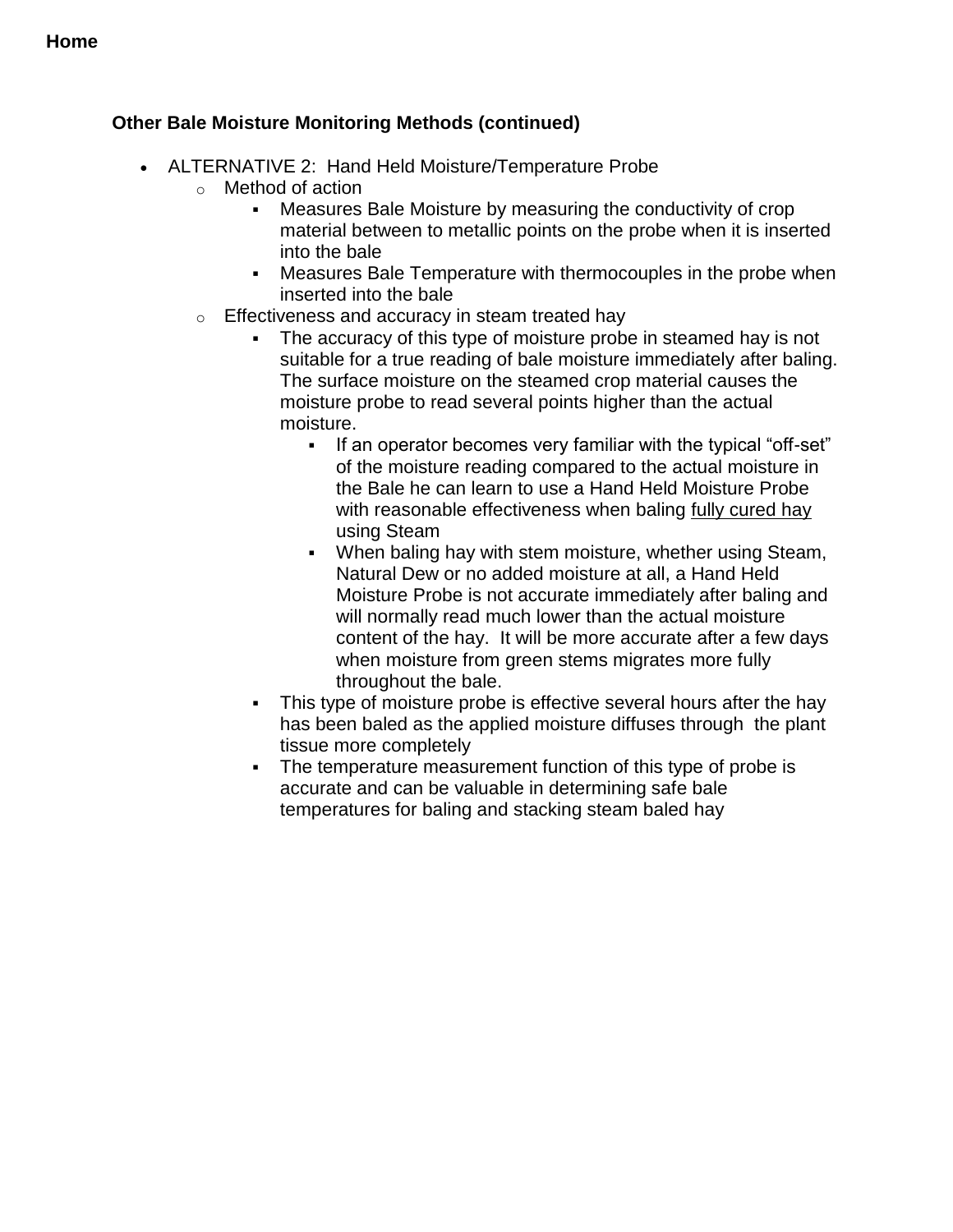**Home**

**Other Bale Moisture Monitoring Methods (continued)**

- ALTERNATIVE 2: Hand Held Moisture/Temperature Probe
  - Method of action
    - Measures Bale Moisture by measuring the conductivity of crop material between to metallic points on the probe when it is inserted into the bale
    - Measures Bale Temperature with thermocouples in the probe when inserted into the bale
  - Effectiveness and accuracy in steam treated hay
    - The accuracy of this type of moisture probe in steamed hay is not suitable for a true reading of bale moisture immediately after baling. The surface moisture on the steamed crop material causes the moisture probe to read several points higher than the actual moisture.
      - If an operator becomes very familiar with the typical "off-set" of the moisture reading compared to the actual moisture in the Bale he can learn to use a Hand Held Moisture Probe with reasonable effectiveness when baling <u>fully cured hay</u> using Steam
      - When baling hay with stem moisture, whether using Steam, Natural Dew or no added moisture at all, a Hand Held Moisture Probe is not accurate immediately after baling and will normally read much lower than the actual moisture content of the hay. It will be more accurate after a few days when moisture from green stems migrates more fully throughout the bale.
    - This type of moisture probe is effective several hours after the hay has been baled as the applied moisture diffuses through the plant tissue more completely
    - The temperature measurement function of this type of probe is accurate and can be valuable in determining safe bale temperatures for baling and stacking steam baled hay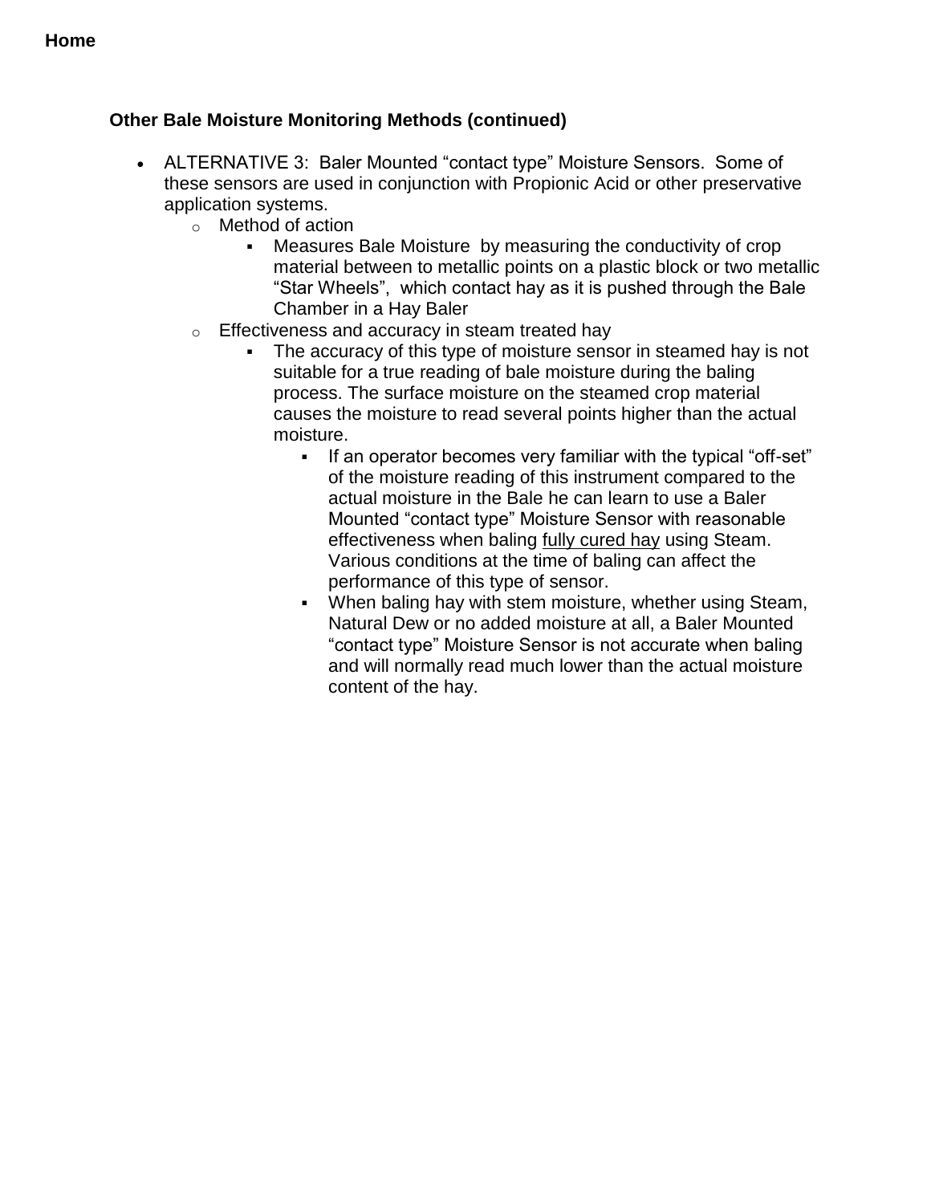**Home**

### Other Bale Moisture Monitoring Methods (continued)

- ALTERNATIVE 3: Baler Mounted “contact type” Moisture Sensors. Some of these sensors are used in conjunction with Propionic Acid or other preservative application systems.
  - Method of action
    - Measures Bale Moisture by measuring the conductivity of crop material between to metallic points on a plastic block or two metallic “Star Wheels”, which contact hay as it is pushed through the Bale Chamber in a Hay Baler
  - Effectiveness and accuracy in steam treated hay
    - The accuracy of this type of moisture sensor in steamed hay is not suitable for a true reading of bale moisture during the baling process. The surface moisture on the steamed crop material causes the moisture to read several points higher than the actual moisture.
      - If an operator becomes very familiar with the typical “off-set” of the moisture reading of this instrument compared to the actual moisture in the Bale he can learn to use a Baler Mounted “contact type” Moisture Sensor with reasonable effectiveness when baling <u>fully cured hay</u> using Steam. Various conditions at the time of baling can affect the performance of this type of sensor.
      - When baling hay with stem moisture, whether using Steam, Natural Dew or no added moisture at all, a Baler Mounted “contact type” Moisture Sensor is not accurate when baling and will normally read much lower than the actual moisture content of the hay.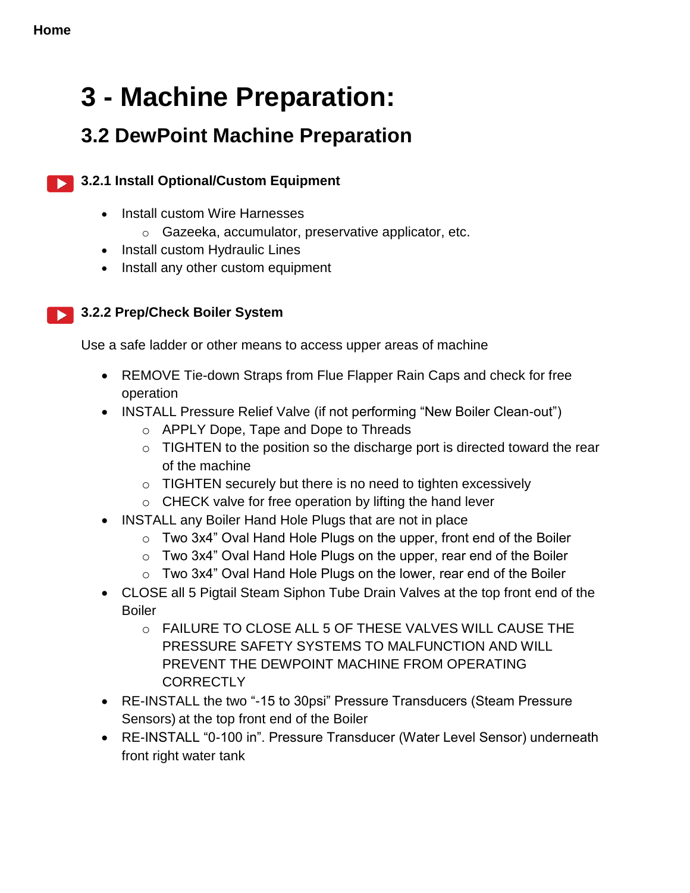Home

# 3 - Machine Preparation:

## 3.2 DewPoint Machine Preparation

### 3.2.1 Install Optional/Custom Equipment

- Install custom Wire Harnesses
  - Gazeeka, accumulator, preservative applicator, etc.
- Install custom Hydraulic Lines
- Install any other custom equipment

### 3.2.2 Prep/Check Boiler System

Use a safe ladder or other means to access upper areas of machine

- REMOVE Tie-down Straps from Flue Flapper Rain Caps and check for free operation
- INSTALL Pressure Relief Valve (if not performing "New Boiler Clean-out")
  - APPLY Dope, Tape and Dope to Threads
  - TIGHTEN to the position so the discharge port is directed toward the rear of the machine
  - TIGHTEN securely but there is no need to tighten excessively
  - CHECK valve for free operation by lifting the hand lever
- INSTALL any Boiler Hand Hole Plugs that are not in place
  - Two 3x4" Oval Hand Hole Plugs on the upper, front end of the Boiler
  - Two 3x4" Oval Hand Hole Plugs on the upper, rear end of the Boiler
  - Two 3x4" Oval Hand Hole Plugs on the lower, rear end of the Boiler
- CLOSE all 5 Pigtail Steam Siphon Tube Drain Valves at the top front end of the Boiler
  - FAILURE TO CLOSE ALL 5 OF THESE VALVES WILL CAUSE THE PRESSURE SAFETY SYSTEMS TO MALFUNCTION AND WILL PREVENT THE DEWPOINT MACHINE FROM OPERATING CORRECTLY
- RE-INSTALL the two "-15 to 30psi" Pressure Transducers (Steam Pressure Sensors) at the top front end of the Boiler
- RE-INSTALL "0-100 in". Pressure Transducer (Water Level Sensor) underneath front right water tank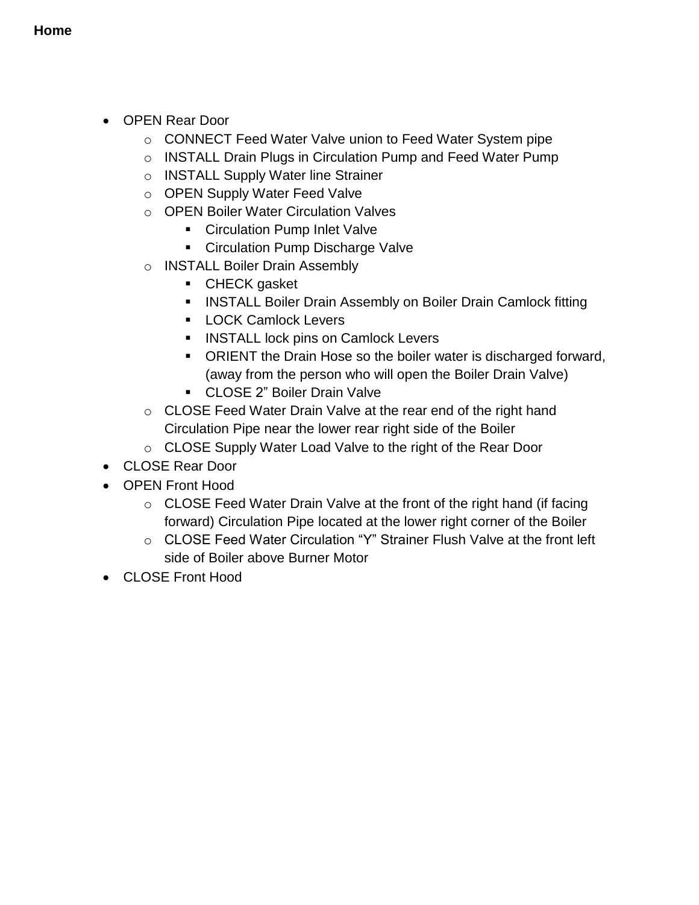**Home**

- OPEN Rear Door
    - CONNECT Feed Water Valve union to Feed Water System pipe
    - INSTALL Drain Plugs in Circulation Pump and Feed Water Pump
    - INSTALL Supply Water line Strainer
    - OPEN Supply Water Feed Valve
    - OPEN Boiler Water Circulation Valves
        - Circulation Pump Inlet Valve
        - Circulation Pump Discharge Valve
    - INSTALL Boiler Drain Assembly
        - CHECK gasket
        - INSTALL Boiler Drain Assembly on Boiler Drain Camlock fitting
        - LOCK Camlock Levers
        - INSTALL lock pins on Camlock Levers
        - ORIENT the Drain Hose so the boiler water is discharged forward, (away from the person who will open the Boiler Drain Valve)
        - CLOSE 2” Boiler Drain Valve
    - CLOSE Feed Water Drain Valve at the rear end of the right hand Circulation Pipe near the lower rear right side of the Boiler
    - CLOSE Supply Water Load Valve to the right of the Rear Door
- CLOSE Rear Door
- OPEN Front Hood
    - CLOSE Feed Water Drain Valve at the front of the right hand (if facing forward) Circulation Pipe located at the lower right corner of the Boiler
    - CLOSE Feed Water Circulation “Y” Strainer Flush Valve at the front left side of Boiler above Burner Motor
- CLOSE Front Hood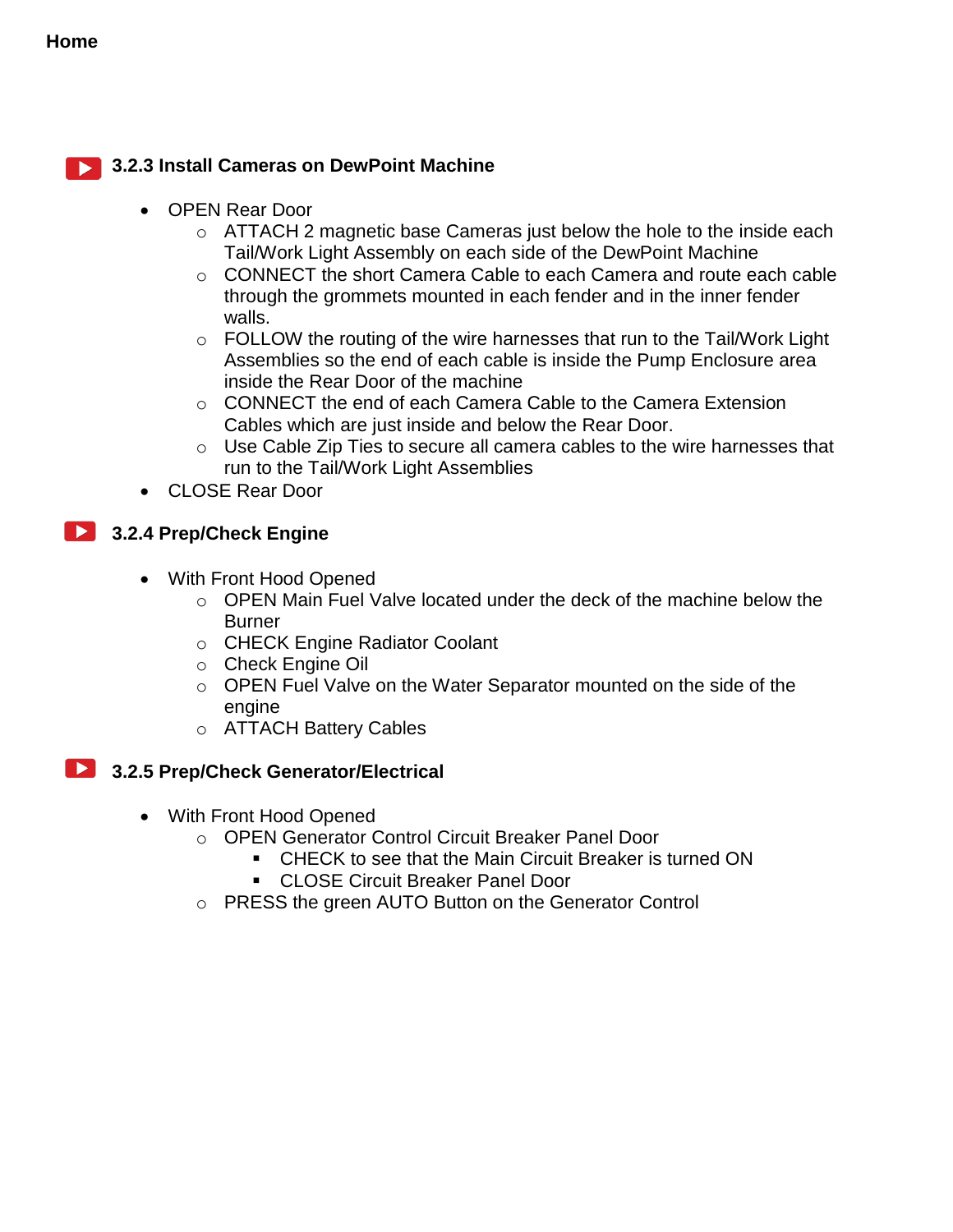**Home**

### 3.2.3 Install Cameras on DewPoint Machine

- OPEN Rear Door
  - ATTACH 2 magnetic base Cameras just below the hole to the inside each Tail/Work Light Assembly on each side of the DewPoint Machine
  - CONNECT the short Camera Cable to each Camera and route each cable through the grommets mounted in each fender and in the inner fender walls.
  - FOLLOW the routing of the wire harnesses that run to the Tail/Work Light Assemblies so the end of each cable is inside the Pump Enclosure area inside the Rear Door of the machine
  - CONNECT the end of each Camera Cable to the Camera Extension Cables which are just inside and below the Rear Door.
  - Use Cable Zip Ties to secure all camera cables to the wire harnesses that run to the Tail/Work Light Assemblies
- CLOSE Rear Door

### 3.2.4 Prep/Check Engine

- With Front Hood Opened
  - OPEN Main Fuel Valve located under the deck of the machine below the Burner
  - CHECK Engine Radiator Coolant
  - Check Engine Oil
  - OPEN Fuel Valve on the Water Separator mounted on the side of the engine
  - ATTACH Battery Cables

### 3.2.5 Prep/Check Generator/Electrical

- With Front Hood Opened
  - OPEN Generator Control Circuit Breaker Panel Door
    - CHECK to see that the Main Circuit Breaker is turned ON
    - CLOSE Circuit Breaker Panel Door
  - PRESS the green AUTO Button on the Generator Control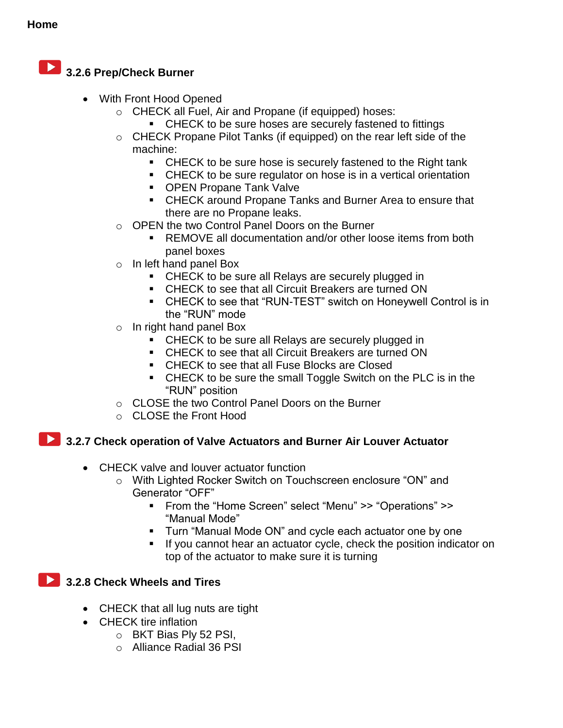**Home**

### 3.2.6 Prep/Check Burner

- With Front Hood Opened
  - CHECK all Fuel, Air and Propane (if equipped) hoses:
    - CHECK to be sure hoses are securely fastened to fittings
  - CHECK Propane Pilot Tanks (if equipped) on the rear left side of the machine:
    - CHECK to be sure hose is securely fastened to the Right tank
    - CHECK to be sure regulator on hose is in a vertical orientation
    - OPEN Propane Tank Valve
    - CHECK around Propane Tanks and Burner Area to ensure that there are no Propane leaks.
  - OPEN the two Control Panel Doors on the Burner
    - REMOVE all documentation and/or other loose items from both panel boxes
  - In left hand panel Box
    - CHECK to be sure all Relays are securely plugged in
    - CHECK to see that all Circuit Breakers are turned ON
    - CHECK to see that "RUN-TEST" switch on Honeywell Control is in the "RUN" mode
  - In right hand panel Box
    - CHECK to be sure all Relays are securely plugged in
    - CHECK to see that all Circuit Breakers are turned ON
    - CHECK to see that all Fuse Blocks are Closed
    - CHECK to be sure the small Toggle Switch on the PLC is in the "RUN" position
  - CLOSE the two Control Panel Doors on the Burner
  - CLOSE the Front Hood

### 3.2.7 Check operation of Valve Actuators and Burner Air Louver Actuator

- CHECK valve and louver actuator function
  - With Lighted Rocker Switch on Touchscreen enclosure "ON" and Generator "OFF"
    - From the "Home Screen" select "Menu" >> "Operations" >> "Manual Mode"
    - Turn "Manual Mode ON" and cycle each actuator one by one
    - If you cannot hear an actuator cycle, check the position indicator on top of the actuator to make sure it is turning

### 3.2.8 Check Wheels and Tires

- CHECK that all lug nuts are tight
- CHECK tire inflation
  - BKT Bias Ply 52 PSI,
  - Alliance Radial 36 PSI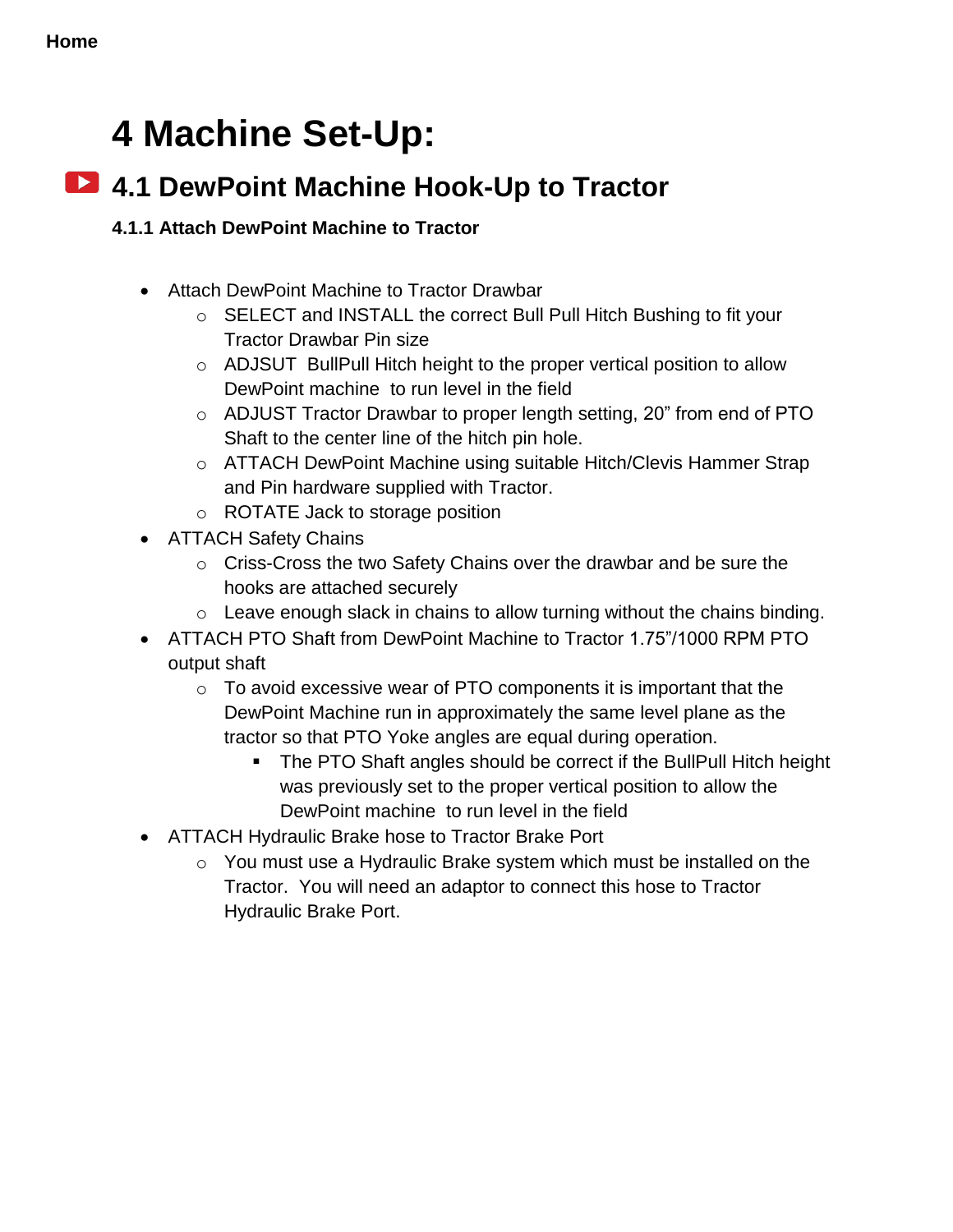Home

# 4 Machine Set-Up:

## 4.1 DewPoint Machine Hook-Up to Tractor

### 4.1.1 Attach DewPoint Machine to Tractor

- Attach DewPoint Machine to Tractor Drawbar
  - SELECT and INSTALL the correct Bull Pull Hitch Bushing to fit your Tractor Drawbar Pin size
  - ADJSUT BullPull Hitch height to the proper vertical position to allow DewPoint machine to run level in the field
  - ADJUST Tractor Drawbar to proper length setting, 20" from end of PTO Shaft to the center line of the hitch pin hole.
  - ATTACH DewPoint Machine using suitable Hitch/Clevis Hammer Strap and Pin hardware supplied with Tractor.
  - ROTATE Jack to storage position
- ATTACH Safety Chains
  - Criss-Cross the two Safety Chains over the drawbar and be sure the hooks are attached securely
  - Leave enough slack in chains to allow turning without the chains binding.
- ATTACH PTO Shaft from DewPoint Machine to Tractor 1.75"/1000 RPM PTO output shaft
  - To avoid excessive wear of PTO components it is important that the DewPoint Machine run in approximately the same level plane as the tractor so that PTO Yoke angles are equal during operation.
    - The PTO Shaft angles should be correct if the BullPull Hitch height was previously set to the proper vertical position to allow the DewPoint machine to run level in the field
- ATTACH Hydraulic Brake hose to Tractor Brake Port
  - You must use a Hydraulic Brake system which must be installed on the Tractor. You will need an adaptor to connect this hose to Tractor Hydraulic Brake Port.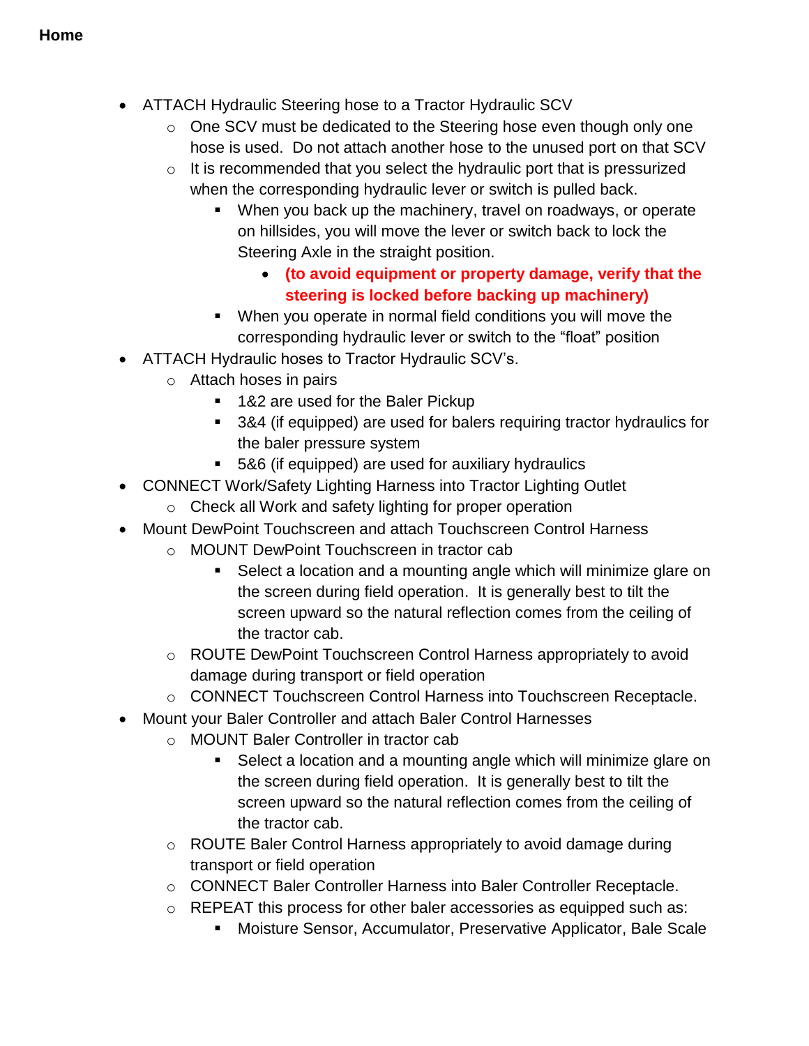**Home**

- ATTACH Hydraulic Steering hose to a Tractor Hydraulic SCV
    - One SCV must be dedicated to the Steering hose even though only one hose is used. Do not attach another hose to the unused port on that SCV
    - It is recommended that you select the hydraulic port that is pressurized when the corresponding hydraulic lever or switch is pulled back.
        - When you back up the machinery, travel on roadways, or operate on hillsides, you will move the lever or switch back to lock the Steering Axle in the straight position.
            - **(to avoid equipment or property damage, verify that the steering is locked before backing up machinery)**
        - When you operate in normal field conditions you will move the corresponding hydraulic lever or switch to the "float" position
- ATTACH Hydraulic hoses to Tractor Hydraulic SCV's.
    - Attach hoses in pairs
        - 1&2 are used for the Baler Pickup
        - 3&4 (if equipped) are used for balers requiring tractor hydraulics for the baler pressure system
        - 5&6 (if equipped) are used for auxiliary hydraulics
- CONNECT Work/Safety Lighting Harness into Tractor Lighting Outlet
    - Check all Work and safety lighting for proper operation
- Mount DewPoint Touchscreen and attach Touchscreen Control Harness
    - MOUNT DewPoint Touchscreen in tractor cab
        - Select a location and a mounting angle which will minimize glare on the screen during field operation. It is generally best to tilt the screen upward so the natural reflection comes from the ceiling of the tractor cab.
    - ROUTE DewPoint Touchscreen Control Harness appropriately to avoid damage during transport or field operation
    - CONNECT Touchscreen Control Harness into Touchscreen Receptacle.
- Mount your Baler Controller and attach Baler Control Harnesses
    - MOUNT Baler Controller in tractor cab
        - Select a location and a mounting angle which will minimize glare on the screen during field operation. It is generally best to tilt the screen upward so the natural reflection comes from the ceiling of the tractor cab.
    - ROUTE Baler Control Harness appropriately to avoid damage during transport or field operation
    - CONNECT Baler Controller Harness into Baler Controller Receptacle.
    - REPEAT this process for other baler accessories as equipped such as:
        - Moisture Sensor, Accumulator, Preservative Applicator, Bale Scale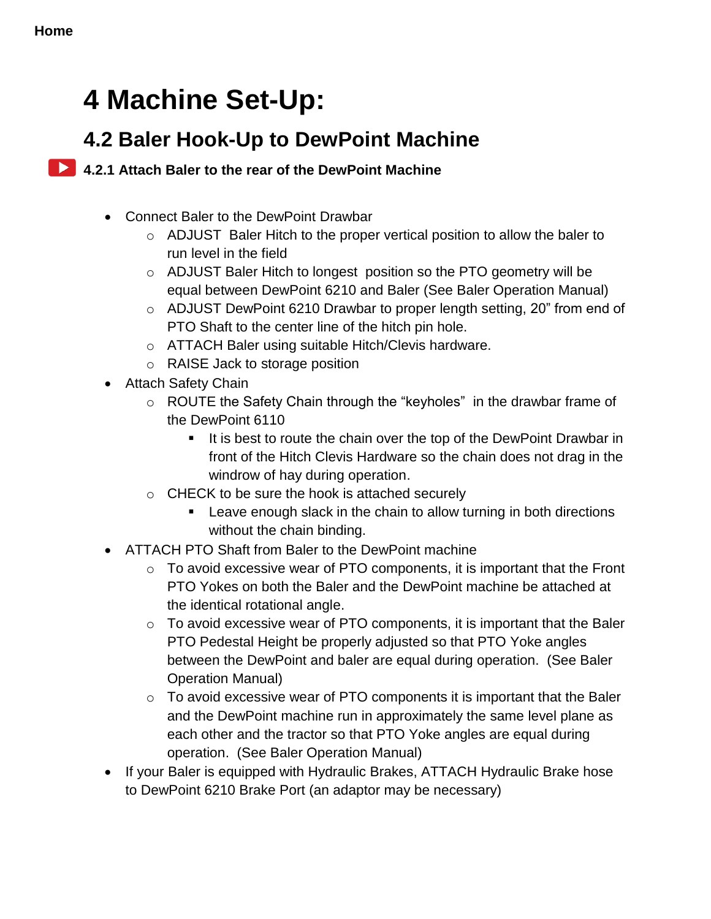Home

# 4 Machine Set-Up:

## 4.2 Baler Hook-Up to DewPoint Machine

### 4.2.1 Attach Baler to the rear of the DewPoint Machine

- Connect Baler to the DewPoint Drawbar
  - ADJUST Baler Hitch to the proper vertical position to allow the baler to run level in the field
  - ADJUST Baler Hitch to longest position so the PTO geometry will be equal between DewPoint 6210 and Baler (See Baler Operation Manual)
  - ADJUST DewPoint 6210 Drawbar to proper length setting, 20" from end of PTO Shaft to the center line of the hitch pin hole.
  - ATTACH Baler using suitable Hitch/Clevis hardware.
  - RAISE Jack to storage position
- Attach Safety Chain
  - ROUTE the Safety Chain through the "keyholes" in the drawbar frame of the DewPoint 6110
    - It is best to route the chain over the top of the DewPoint Drawbar in front of the Hitch Clevis Hardware so the chain does not drag in the windrow of hay during operation.
  - CHECK to be sure the hook is attached securely
    - Leave enough slack in the chain to allow turning in both directions without the chain binding.
- ATTACH PTO Shaft from Baler to the DewPoint machine
  - To avoid excessive wear of PTO components, it is important that the Front PTO Yokes on both the Baler and the DewPoint machine be attached at the identical rotational angle.
  - To avoid excessive wear of PTO components, it is important that the Baler PTO Pedestal Height be properly adjusted so that PTO Yoke angles between the DewPoint and baler are equal during operation. (See Baler Operation Manual)
  - To avoid excessive wear of PTO components it is important that the Baler and the DewPoint machine run in approximately the same level plane as each other and the tractor so that PTO Yoke angles are equal during operation. (See Baler Operation Manual)
- If your Baler is equipped with Hydraulic Brakes, ATTACH Hydraulic Brake hose to DewPoint 6210 Brake Port (an adaptor may be necessary)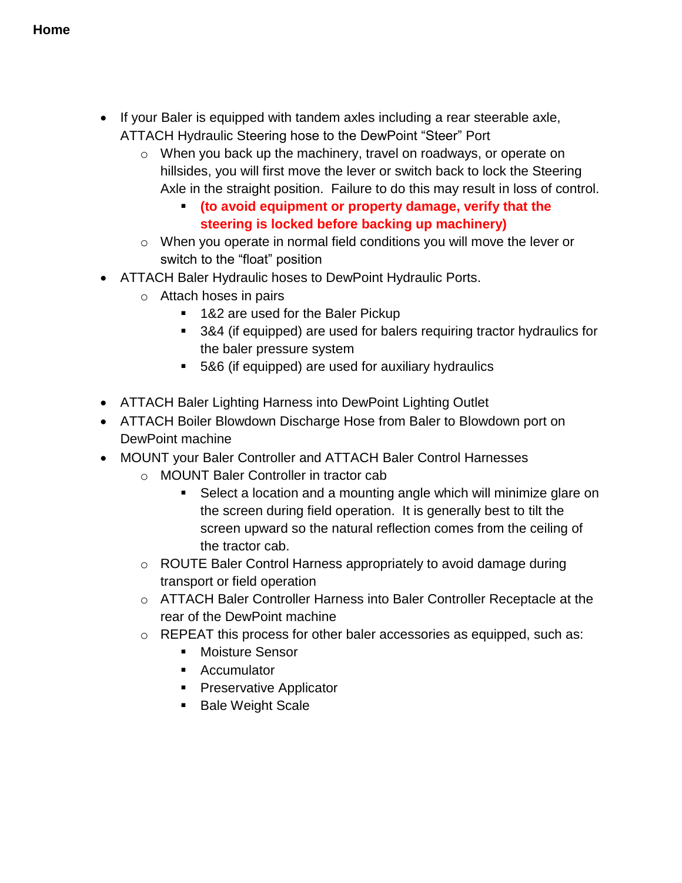**Home**

- If your Baler is equipped with tandem axles including a rear steerable axle, ATTACH Hydraulic Steering hose to the DewPoint "Steer" Port
    - When you back up the machinery, travel on roadways, or operate on hillsides, you will first move the lever or switch back to lock the Steering Axle in the straight position. Failure to do this may result in loss of control.
        - **(to avoid equipment or property damage, verify that the steering is locked before backing up machinery)**
    - When you operate in normal field conditions you will move the lever or switch to the "float" position
- ATTACH Baler Hydraulic hoses to DewPoint Hydraulic Ports.
    - Attach hoses in pairs
        - 1&2 are used for the Baler Pickup
        - 3&4 (if equipped) are used for balers requiring tractor hydraulics for the baler pressure system
        - 5&6 (if equipped) are used for auxiliary hydraulics

- ATTACH Baler Lighting Harness into DewPoint Lighting Outlet
- ATTACH Boiler Blowdown Discharge Hose from Baler to Blowdown port on DewPoint machine
- MOUNT your Baler Controller and ATTACH Baler Control Harnesses
    - MOUNT Baler Controller in tractor cab
        - Select a location and a mounting angle which will minimize glare on the screen during field operation. It is generally best to tilt the screen upward so the natural reflection comes from the ceiling of the tractor cab.
    - ROUTE Baler Control Harness appropriately to avoid damage during transport or field operation
    - ATTACH Baler Controller Harness into Baler Controller Receptacle at the rear of the DewPoint machine
    - REPEAT this process for other baler accessories as equipped, such as:
        - Moisture Sensor
        - Accumulator
        - Preservative Applicator
        - Bale Weight Scale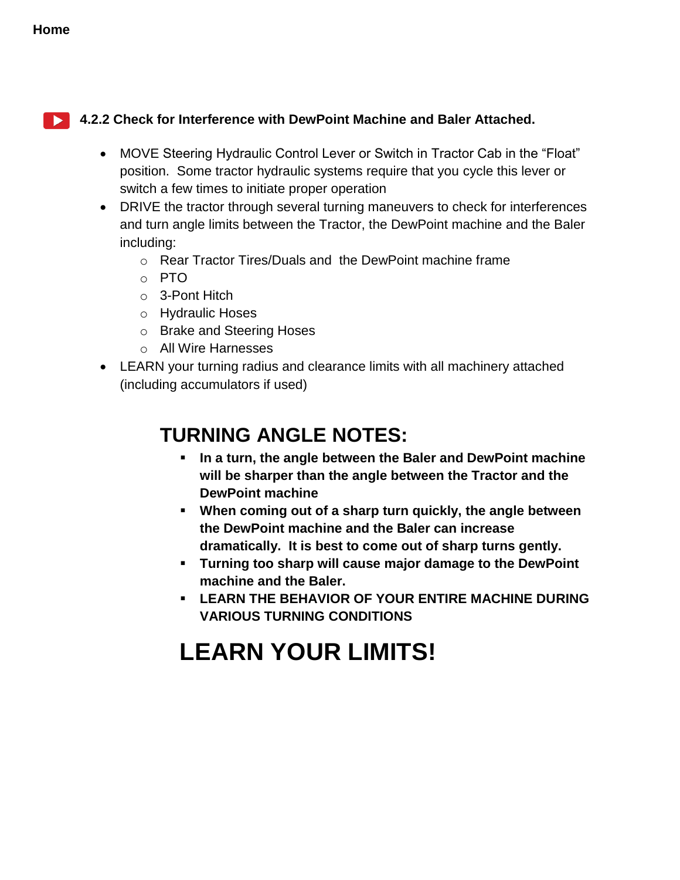**Home**

### 4.2.2 Check for Interference with DewPoint Machine and Baler Attached.

- MOVE Steering Hydraulic Control Lever or Switch in Tractor Cab in the "Float" position. Some tractor hydraulic systems require that you cycle this lever or switch a few times to initiate proper operation
- DRIVE the tractor through several turning maneuvers to check for interferences and turn angle limits between the Tractor, the DewPoint machine and the Baler including:
  - Rear Tractor Tires/Duals and the DewPoint machine frame
  - PTO
  - 3-Pont Hitch
  - Hydraulic Hoses
  - Brake and Steering Hoses
  - All Wire Harnesses
- LEARN your turning radius and clearance limits with all machinery attached (including accumulators if used)

## TURNING ANGLE NOTES:

- **In a turn, the angle between the Baler and DewPoint machine will be sharper than the angle between the Tractor and the DewPoint machine**
- **When coming out of a sharp turn quickly, the angle between the DewPoint machine and the Baler can increase dramatically. It is best to come out of sharp turns gently.**
- **Turning too sharp will cause major damage to the DewPoint machine and the Baler.**
- **LEARN THE BEHAVIOR OF YOUR ENTIRE MACHINE DURING VARIOUS TURNING CONDITIONS**

# LEARN YOUR LIMITS!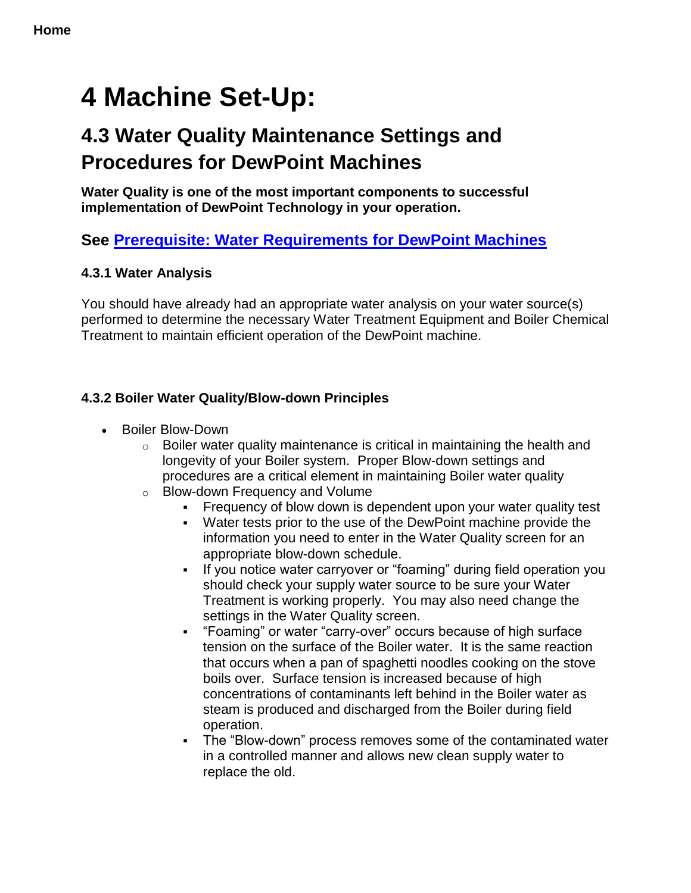**Home**

# 4 Machine Set-Up:

## 4.3 Water Quality Maintenance Settings and Procedures for DewPoint Machines

**Water Quality is one of the most important components to successful implementation of DewPoint Technology in your operation.**

### See [Prerequisite: Water Requirements for DewPoint Machines]

#### 4.3.1 Water Analysis

You should have already had an appropriate water analysis on your water source(s) performed to determine the necessary Water Treatment Equipment and Boiler Chemical Treatment to maintain efficient operation of the DewPoint machine.

#### 4.3.2 Boiler Water Quality/Blow-down Principles

- Boiler Blow-Down
  - Boiler water quality maintenance is critical in maintaining the health and longevity of your Boiler system. Proper Blow-down settings and procedures are a critical element in maintaining Boiler water quality
  - Blow-down Frequency and Volume
    - Frequency of blow down is dependent upon your water quality test
    - Water tests prior to the use of the DewPoint machine provide the information you need to enter in the Water Quality screen for an appropriate blow-down schedule.
    - If you notice water carryover or "foaming" during field operation you should check your supply water source to be sure your Water Treatment is working properly. You may also need change the settings in the Water Quality screen.
    - "Foaming" or water "carry-over" occurs because of high surface tension on the surface of the Boiler water. It is the same reaction that occurs when a pan of spaghetti noodles cooking on the stove boils over. Surface tension is increased because of high concentrations of contaminants left behind in the Boiler water as steam is produced and discharged from the Boiler during field operation.
    - The "Blow-down" process removes some of the contaminated water in a controlled manner and allows new clean supply water to replace the old.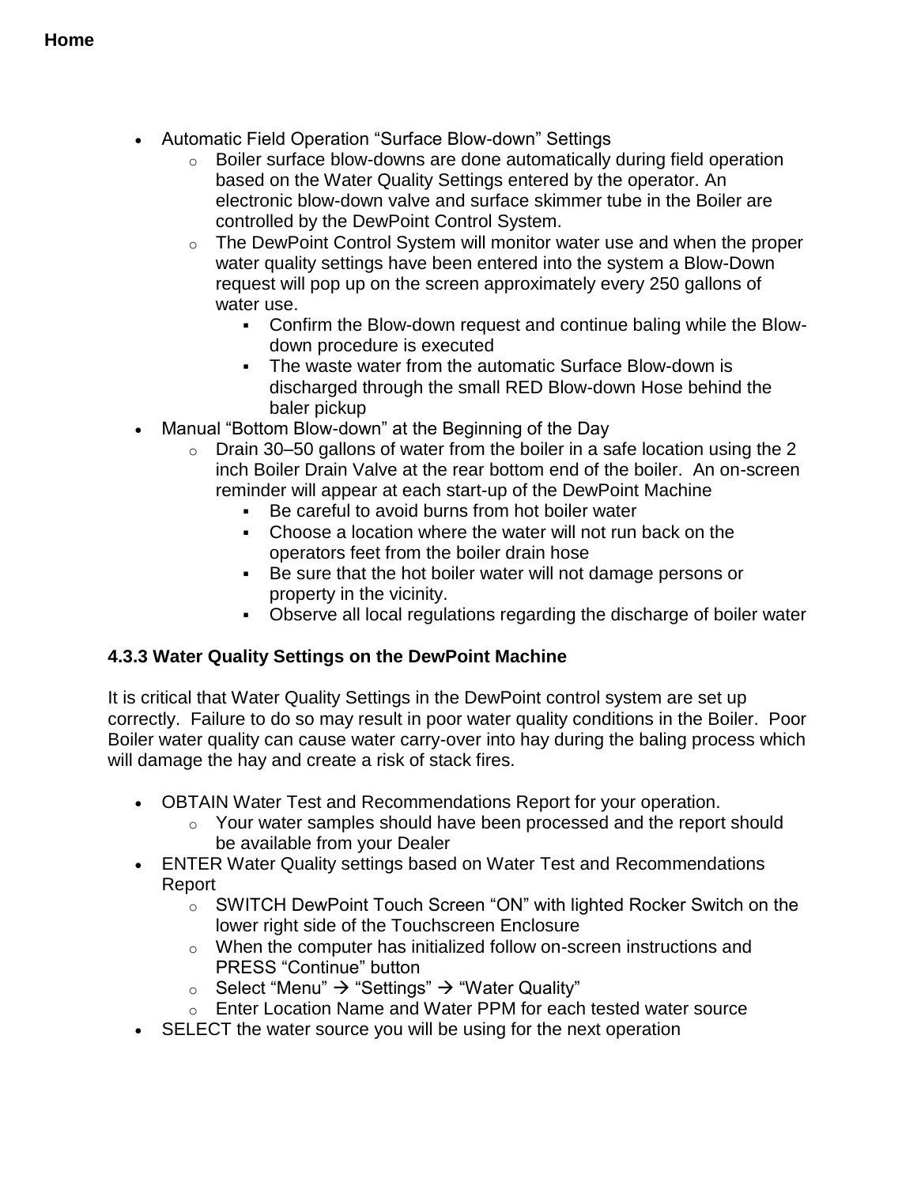- Automatic Field Operation "Surface Blow-down" Settings
  - Boiler surface blow-downs are done automatically during field operation based on the Water Quality Settings entered by the operator. An electronic blow-down valve and surface skimmer tube in the Boiler are controlled by the DewPoint Control System.
  - The DewPoint Control System will monitor water use and when the proper water quality settings have been entered into the system a Blow-Down request will pop up on the screen approximately every 250 gallons of water use.
    - Confirm the Blow-down request and continue baling while the Blow-down procedure is executed
    - The waste water from the automatic Surface Blow-down is discharged through the small RED Blow-down Hose behind the baler pickup
- Manual "Bottom Blow-down" at the Beginning of the Day
  - Drain 30–50 gallons of water from the boiler in a safe location using the 2 inch Boiler Drain Valve at the rear bottom end of the boiler. An on-screen reminder will appear at each start-up of the DewPoint Machine
    - Be careful to avoid burns from hot boiler water
    - Choose a location where the water will not run back on the operators feet from the boiler drain hose
    - Be sure that the hot boiler water will not damage persons or property in the vicinity.
    - Observe all local regulations regarding the discharge of boiler water

### 4.3.3 Water Quality Settings on the DewPoint Machine

It is critical that Water Quality Settings in the DewPoint control system are set up correctly. Failure to do so may result in poor water quality conditions in the Boiler. Poor Boiler water quality can cause water carry-over into hay during the baling process which will damage the hay and create a risk of stack fires.

- OBTAIN Water Test and Recommendations Report for your operation.
  - Your water samples should have been processed and the report should be available from your Dealer
- ENTER Water Quality settings based on Water Test and Recommendations Report
  - SWITCH DewPoint Touch Screen "ON" with lighted Rocker Switch on the lower right side of the Touchscreen Enclosure
  - When the computer has initialized follow on-screen instructions and PRESS "Continue" button
  - Select "Menu" → "Settings" → "Water Quality"
  - Enter Location Name and Water PPM for each tested water source
- SELECT the water source you will be using for the next operation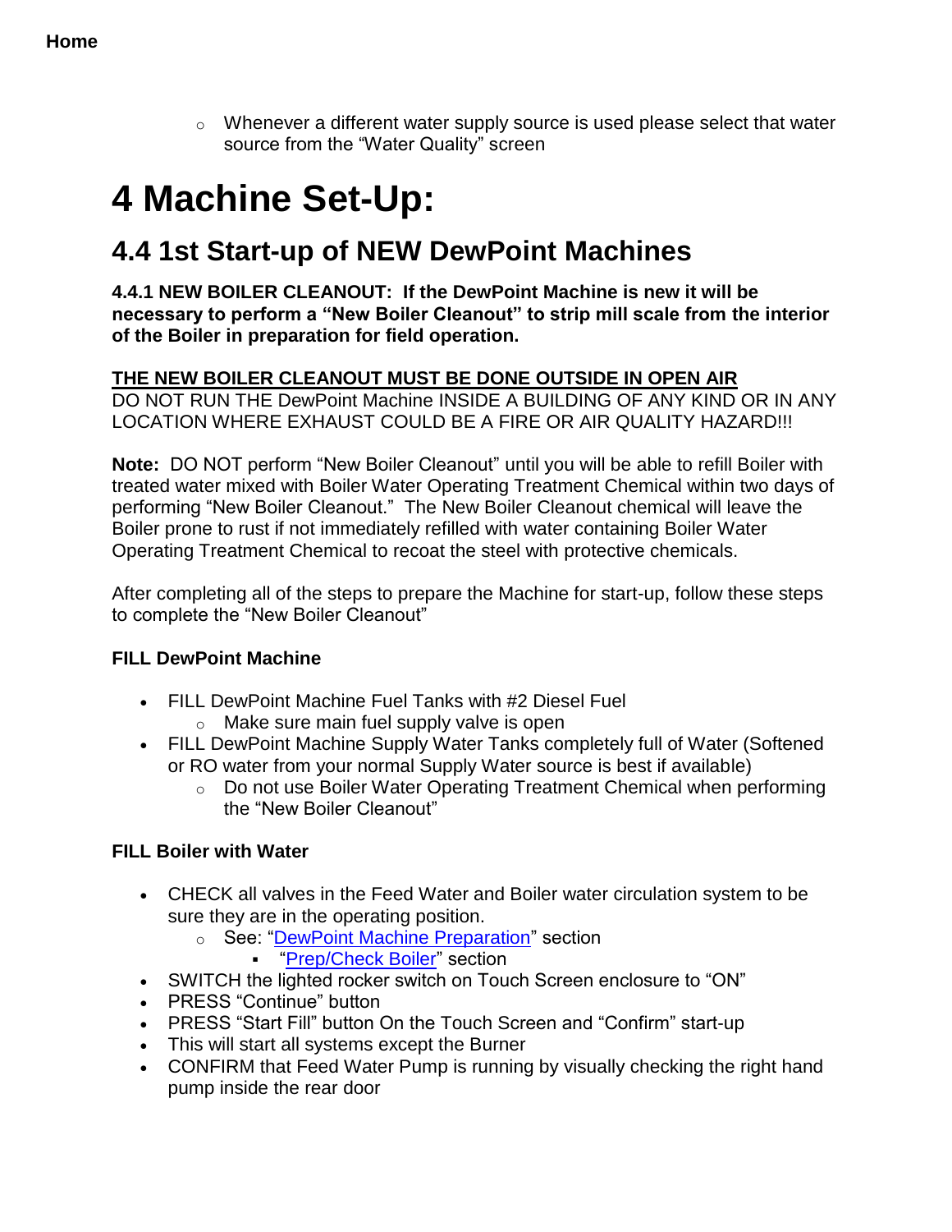**Home**

- Whenever a different water supply source is used please select that water source from the “Water Quality” screen

# 4 Machine Set-Up:

## 4.4 1st Start-up of NEW DewPoint Machines

**4.4.1 NEW BOILER CLEANOUT: If the DewPoint Machine is new it will be necessary to perform a “New Boiler Cleanout” to strip mill scale from the interior of the Boiler in preparation for field operation.**

**<u>THE NEW BOILER CLEANOUT MUST BE DONE OUTSIDE IN OPEN AIR</u>**
DO NOT RUN THE DewPoint Machine INSIDE A BUILDING OF ANY KIND OR IN ANY LOCATION WHERE EXHAUST COULD BE A FIRE OR AIR QUALITY HAZARD!!!

**Note:** DO NOT perform “New Boiler Cleanout” until you will be able to refill Boiler with treated water mixed with Boiler Water Operating Treatment Chemical within two days of performing “New Boiler Cleanout.” The New Boiler Cleanout chemical will leave the Boiler prone to rust if not immediately refilled with water containing Boiler Water Operating Treatment Chemical to recoat the steel with protective chemicals.

After completing all of the steps to prepare the Machine for start-up, follow these steps to complete the “New Boiler Cleanout”

**FILL DewPoint Machine**

- FILL DewPoint Machine Fuel Tanks with #2 Diesel Fuel
  - Make sure main fuel supply valve is open
- FILL DewPoint Machine Supply Water Tanks completely full of Water (Softened or RO water from your normal Supply Water source is best if available)
  - Do not use Boiler Water Operating Treatment Chemical when performing the “New Boiler Cleanout”

**FILL Boiler with Water**

- CHECK all valves in the Feed Water and Boiler water circulation system to be sure they are in the operating position.
  - See: “DewPoint Machine Preparation” section
    - “Prep/Check Boiler” section
- SWITCH the lighted rocker switch on Touch Screen enclosure to “ON”
- PRESS “Continue” button
- PRESS “Start Fill” button On the Touch Screen and “Confirm” start-up
- This will start all systems except the Burner
- CONFIRM that Feed Water Pump is running by visually checking the right hand pump inside the rear door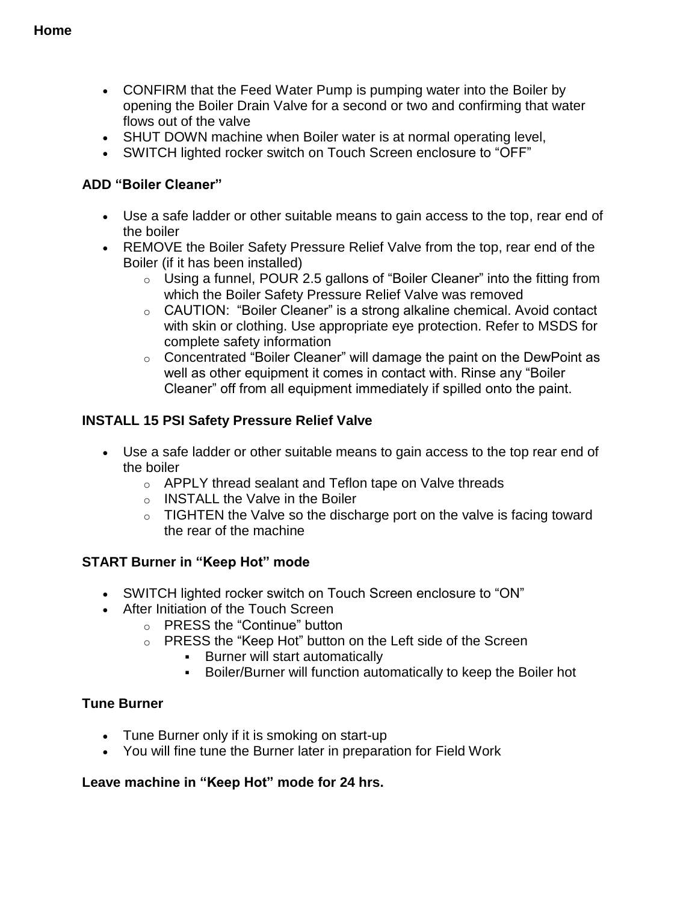- CONFIRM that the Feed Water Pump is pumping water into the Boiler by opening the Boiler Drain Valve for a second or two and confirming that water flows out of the valve
- SHUT DOWN machine when Boiler water is at normal operating level,
- SWITCH lighted rocker switch on Touch Screen enclosure to “OFF”

**ADD “Boiler Cleaner”**

- Use a safe ladder or other suitable means to gain access to the top, rear end of the boiler
- REMOVE the Boiler Safety Pressure Relief Valve from the top, rear end of the Boiler (if it has been installed)
  - Using a funnel, POUR 2.5 gallons of “Boiler Cleaner” into the fitting from which the Boiler Safety Pressure Relief Valve was removed
  - CAUTION: “Boiler Cleaner” is a strong alkaline chemical. Avoid contact with skin or clothing. Use appropriate eye protection. Refer to MSDS for complete safety information
  - Concentrated “Boiler Cleaner” will damage the paint on the DewPoint as well as other equipment it comes in contact with. Rinse any “Boiler Cleaner” off from all equipment immediately if spilled onto the paint.

**INSTALL 15 PSI Safety Pressure Relief Valve**

- Use a safe ladder or other suitable means to gain access to the top rear end of the boiler
  - APPLY thread sealant and Teflon tape on Valve threads
  - INSTALL the Valve in the Boiler
  - TIGHTEN the Valve so the discharge port on the valve is facing toward the rear of the machine

**START Burner in “Keep Hot” mode**

- SWITCH lighted rocker switch on Touch Screen enclosure to “ON”
- After Initiation of the Touch Screen
  - PRESS the “Continue” button
  - PRESS the “Keep Hot” button on the Left side of the Screen
    - Burner will start automatically
    - Boiler/Burner will function automatically to keep the Boiler hot

**Tune Burner**

- Tune Burner only if it is smoking on start-up
- You will fine tune the Burner later in preparation for Field Work

**Leave machine in “Keep Hot” mode for 24 hrs.**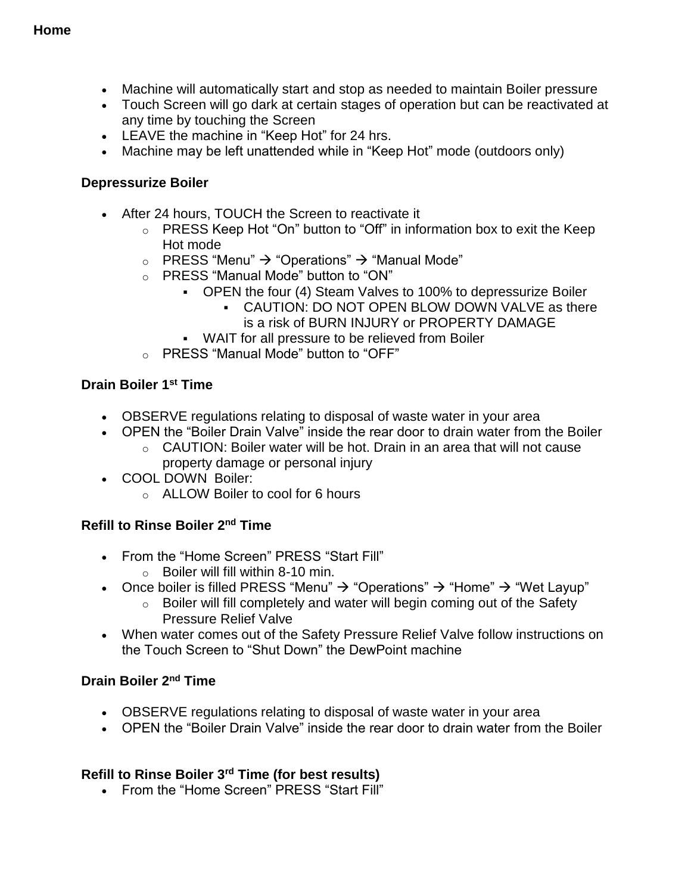**Home**

- Machine will automatically start and stop as needed to maintain Boiler pressure
- Touch Screen will go dark at certain stages of operation but can be reactivated at any time by touching the Screen
- LEAVE the machine in “Keep Hot” for 24 hrs.
- Machine may be left unattended while in “Keep Hot” mode (outdoors only)

**Depressurize Boiler**

- After 24 hours, TOUCH the Screen to reactivate it
  - PRESS Keep Hot “On” button to “Off” in information box to exit the Keep Hot mode
  - PRESS “Menu” → “Operations” → “Manual Mode”
  - PRESS “Manual Mode” button to “ON”
    - OPEN the four (4) Steam Valves to 100% to depressurize Boiler
      - CAUTION: DO NOT OPEN BLOW DOWN VALVE as there is a risk of BURN INJURY or PROPERTY DAMAGE
    - WAIT for all pressure to be relieved from Boiler
  - PRESS “Manual Mode” button to “OFF”

**Drain Boiler 1st Time**

- OBSERVE regulations relating to disposal of waste water in your area
- OPEN the “Boiler Drain Valve” inside the rear door to drain water from the Boiler
  - CAUTION: Boiler water will be hot. Drain in an area that will not cause property damage or personal injury
- COOL DOWN Boiler:
  - ALLOW Boiler to cool for 6 hours

**Refill to Rinse Boiler 2nd Time**

- From the “Home Screen” PRESS “Start Fill”
  - Boiler will fill within 8-10 min.
- Once boiler is filled PRESS “Menu” → “Operations” → “Home” → “Wet Layup”
  - Boiler will fill completely and water will begin coming out of the Safety Pressure Relief Valve
- When water comes out of the Safety Pressure Relief Valve follow instructions on the Touch Screen to “Shut Down” the DewPoint machine

**Drain Boiler 2nd Time**

- OBSERVE regulations relating to disposal of waste water in your area
- OPEN the “Boiler Drain Valve” inside the rear door to drain water from the Boiler

**Refill to Rinse Boiler 3rd Time (for best results)**

- From the “Home Screen” PRESS “Start Fill”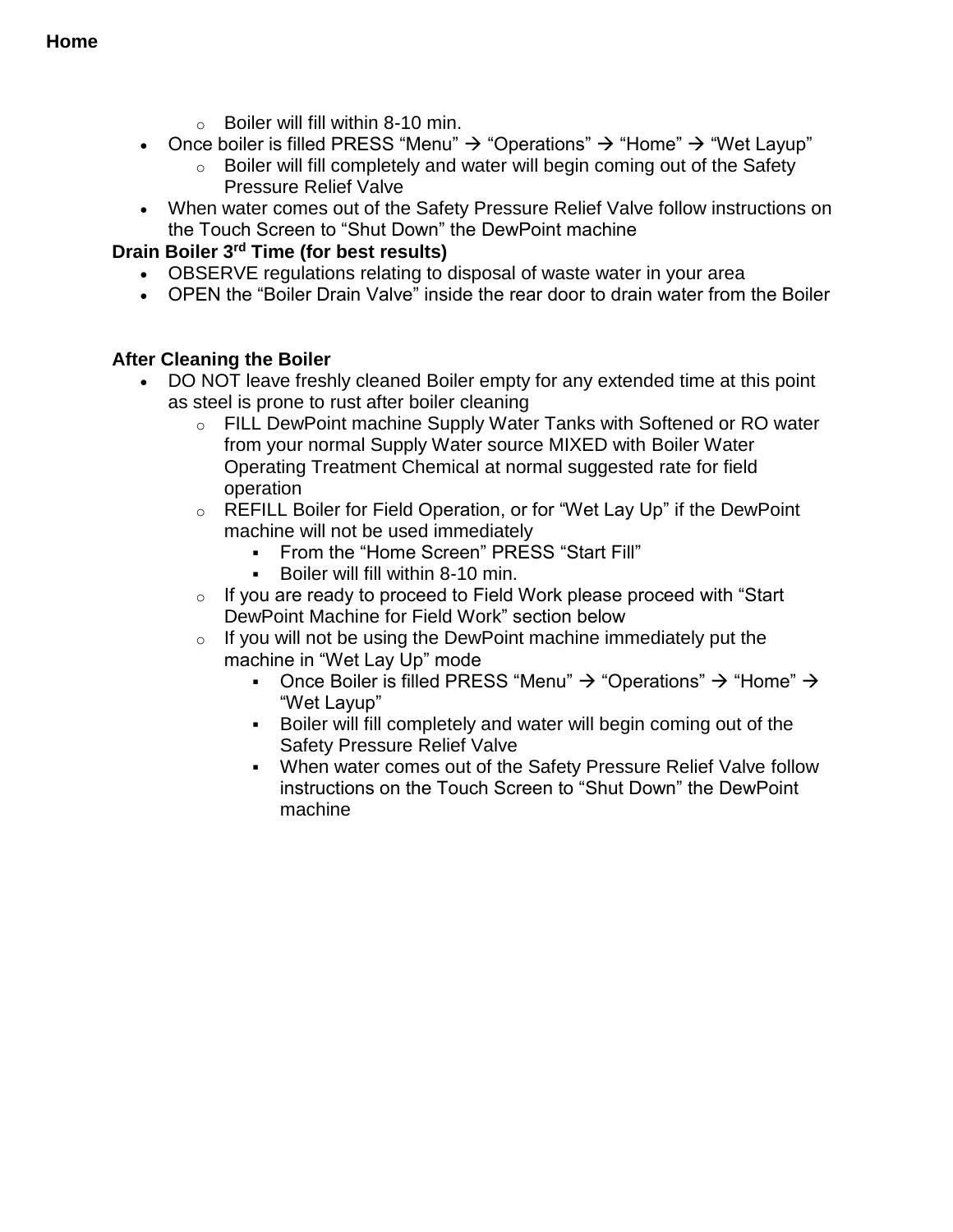- Boiler will fill within 8-10 min.
- Once boiler is filled PRESS “Menu” → “Operations” → “Home” → “Wet Layup”
  - Boiler will fill completely and water will begin coming out of the Safety Pressure Relief Valve
- When water comes out of the Safety Pressure Relief Valve follow instructions on the Touch Screen to “Shut Down” the DewPoint machine

**Drain Boiler 3rd Time (for best results)**

- OBSERVE regulations relating to disposal of waste water in your area
- OPEN the “Boiler Drain Valve” inside the rear door to drain water from the Boiler

**After Cleaning the Boiler**

- DO NOT leave freshly cleaned Boiler empty for any extended time at this point as steel is prone to rust after boiler cleaning
  - FILL DewPoint machine Supply Water Tanks with Softened or RO water from your normal Supply Water source MIXED with Boiler Water Operating Treatment Chemical at normal suggested rate for field operation
  - REFILL Boiler for Field Operation, or for “Wet Lay Up” if the DewPoint machine will not be used immediately
    - From the “Home Screen” PRESS “Start Fill”
    - Boiler will fill within 8-10 min.
  - If you are ready to proceed to Field Work please proceed with “Start DewPoint Machine for Field Work” section below
  - If you will not be using the DewPoint machine immediately put the machine in “Wet Lay Up” mode
    - Once Boiler is filled PRESS “Menu” → “Operations” → “Home” → “Wet Layup”
    - Boiler will fill completely and water will begin coming out of the Safety Pressure Relief Valve
    - When water comes out of the Safety Pressure Relief Valve follow instructions on the Touch Screen to “Shut Down” the DewPoint machine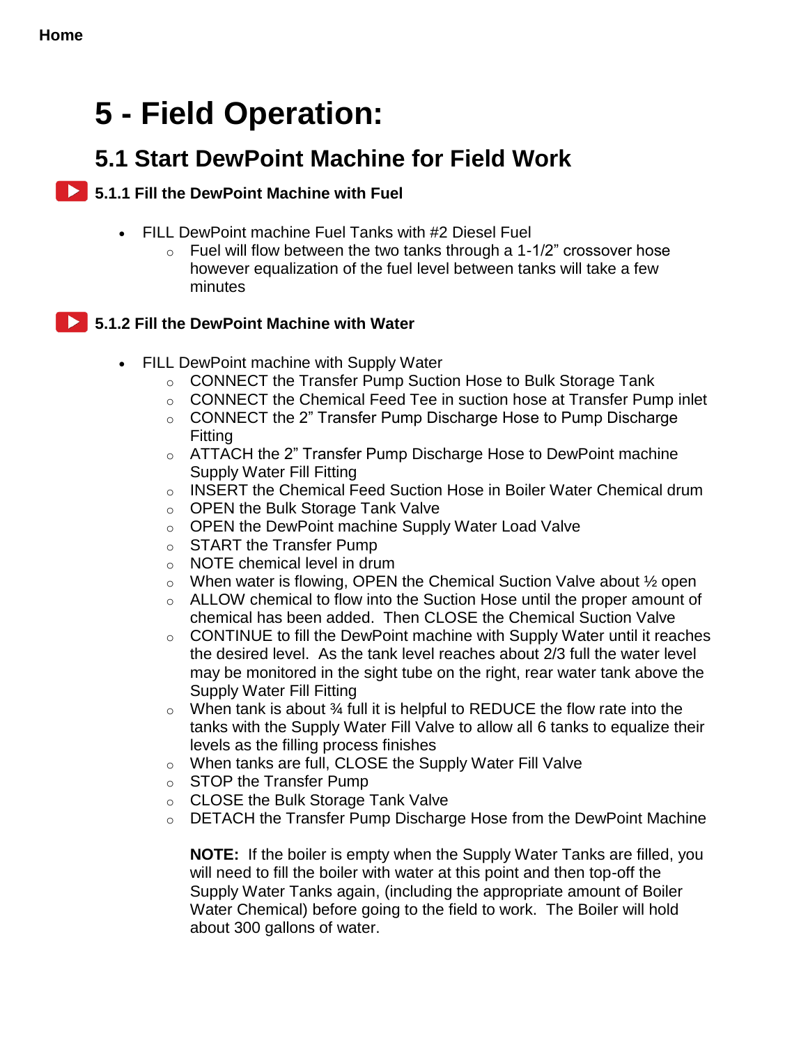Home

# 5 - Field Operation:

## 5.1 Start DewPoint Machine for Field Work

### 5.1.1 Fill the DewPoint Machine with Fuel

- FILL DewPoint machine Fuel Tanks with #2 Diesel Fuel
  - Fuel will flow between the two tanks through a 1-1/2" crossover hose however equalization of the fuel level between tanks will take a few minutes

### 5.1.2 Fill the DewPoint Machine with Water

- FILL DewPoint machine with Supply Water
  - CONNECT the Transfer Pump Suction Hose to Bulk Storage Tank
  - CONNECT the Chemical Feed Tee in suction hose at Transfer Pump inlet
  - CONNECT the 2" Transfer Pump Discharge Hose to Pump Discharge Fitting
  - ATTACH the 2" Transfer Pump Discharge Hose to DewPoint machine Supply Water Fill Fitting
  - INSERT the Chemical Feed Suction Hose in Boiler Water Chemical drum
  - OPEN the Bulk Storage Tank Valve
  - OPEN the DewPoint machine Supply Water Load Valve
  - START the Transfer Pump
  - NOTE chemical level in drum
  - When water is flowing, OPEN the Chemical Suction Valve about ½ open
  - ALLOW chemical to flow into the Suction Hose until the proper amount of chemical has been added. Then CLOSE the Chemical Suction Valve
  - CONTINUE to fill the DewPoint machine with Supply Water until it reaches the desired level. As the tank level reaches about 2/3 full the water level may be monitored in the sight tube on the right, rear water tank above the Supply Water Fill Fitting
  - When tank is about ¾ full it is helpful to REDUCE the flow rate into the tanks with the Supply Water Fill Valve to allow all 6 tanks to equalize their levels as the filling process finishes
  - When tanks are full, CLOSE the Supply Water Fill Valve
  - STOP the Transfer Pump
  - CLOSE the Bulk Storage Tank Valve
  - DETACH the Transfer Pump Discharge Hose from the DewPoint Machine

    **NOTE:** If the boiler is empty when the Supply Water Tanks are filled, you will need to fill the boiler with water at this point and then top-off the Supply Water Tanks again, (including the appropriate amount of Boiler Water Chemical) before going to the field to work. The Boiler will hold about 300 gallons of water.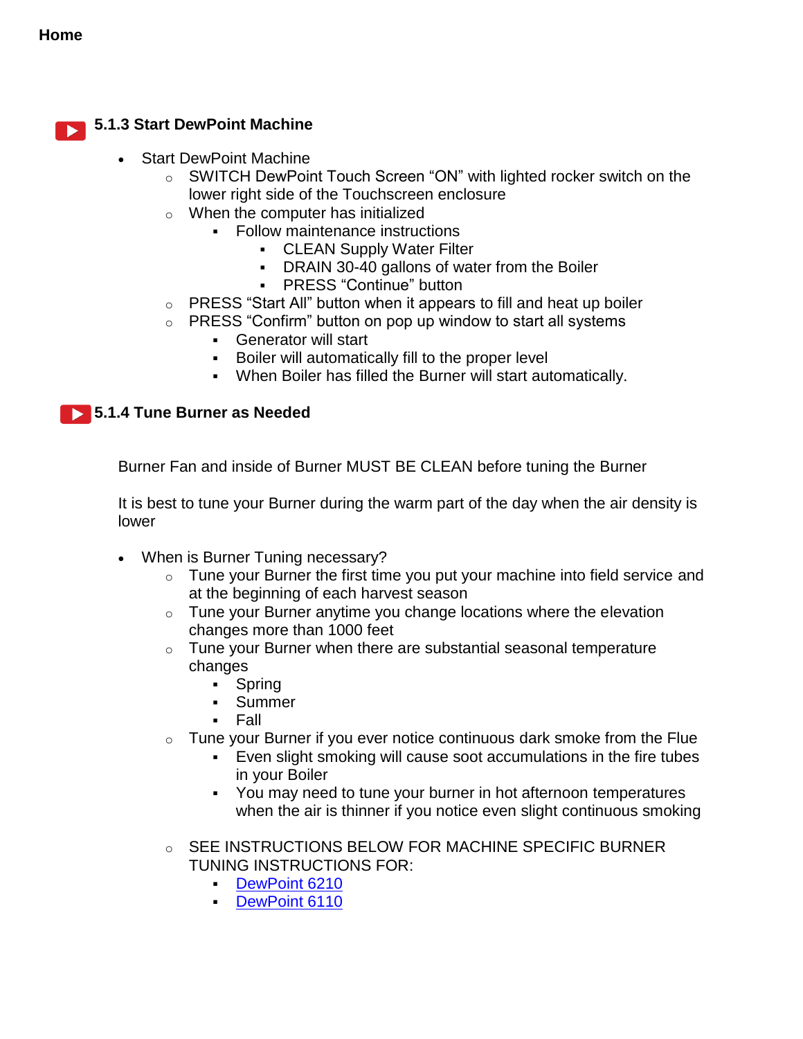**Home**

### 5.1.3 Start DewPoint Machine

- Start DewPoint Machine
  - SWITCH DewPoint Touch Screen “ON” with lighted rocker switch on the lower right side of the Touchscreen enclosure
  - When the computer has initialized
    - Follow maintenance instructions
      - CLEAN Supply Water Filter
      - DRAIN 30-40 gallons of water from the Boiler
      - PRESS “Continue” button
  - PRESS “Start All” button when it appears to fill and heat up boiler
  - PRESS “Confirm” button on pop up window to start all systems
    - Generator will start
    - Boiler will automatically fill to the proper level
    - When Boiler has filled the Burner will start automatically.

### 5.1.4 Tune Burner as Needed

Burner Fan and inside of Burner MUST BE CLEAN before tuning the Burner

It is best to tune your Burner during the warm part of the day when the air density is lower

- When is Burner Tuning necessary?
  - Tune your Burner the first time you put your machine into field service and at the beginning of each harvest season
  - Tune your Burner anytime you change locations where the elevation changes more than 1000 feet
  - Tune your Burner when there are substantial seasonal temperature changes
    - Spring
    - Summer
    - Fall
  - Tune your Burner if you ever notice continuous dark smoke from the Flue
    - Even slight smoking will cause soot accumulations in the fire tubes in your Boiler
    - You may need to tune your burner in hot afternoon temperatures when the air is thinner if you notice even slight continuous smoking
  - SEE INSTRUCTIONS BELOW FOR MACHINE SPECIFIC BURNER TUNING INSTRUCTIONS FOR:
    - DewPoint 6210
    - DewPoint 6110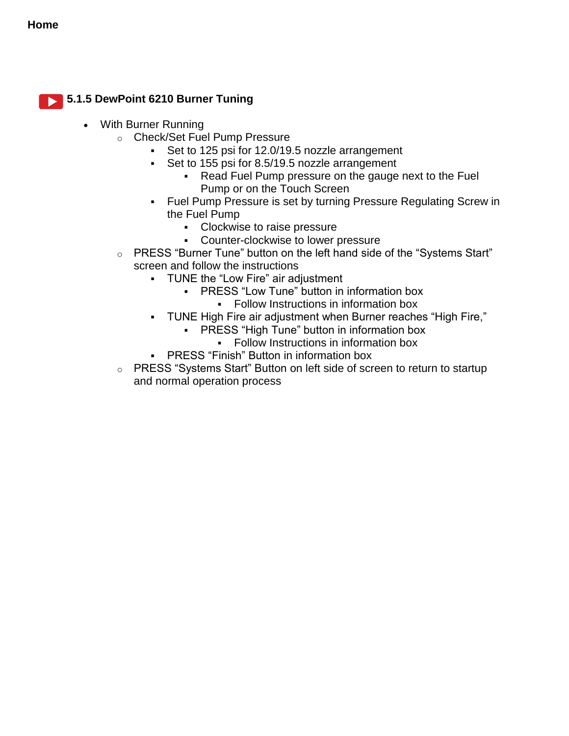**Home**

### 5.1.5 DewPoint 6210 Burner Tuning

- With Burner Running
  - Check/Set Fuel Pump Pressure
    - Set to 125 psi for 12.0/19.5 nozzle arrangement
    - Set to 155 psi for 8.5/19.5 nozzle arrangement
      - Read Fuel Pump pressure on the gauge next to the Fuel Pump or on the Touch Screen
    - Fuel Pump Pressure is set by turning Pressure Regulating Screw in the Fuel Pump
      - Clockwise to raise pressure
      - Counter-clockwise to lower pressure
  - PRESS “Burner Tune” button on the left hand side of the “Systems Start” screen and follow the instructions
    - TUNE the “Low Fire” air adjustment
      - PRESS “Low Tune” button in information box
        - Follow Instructions in information box
    - TUNE High Fire air adjustment when Burner reaches “High Fire,”
      - PRESS “High Tune” button in information box
        - Follow Instructions in information box
    - PRESS “Finish” Button in information box
  - PRESS “Systems Start” Button on left side of screen to return to startup and normal operation process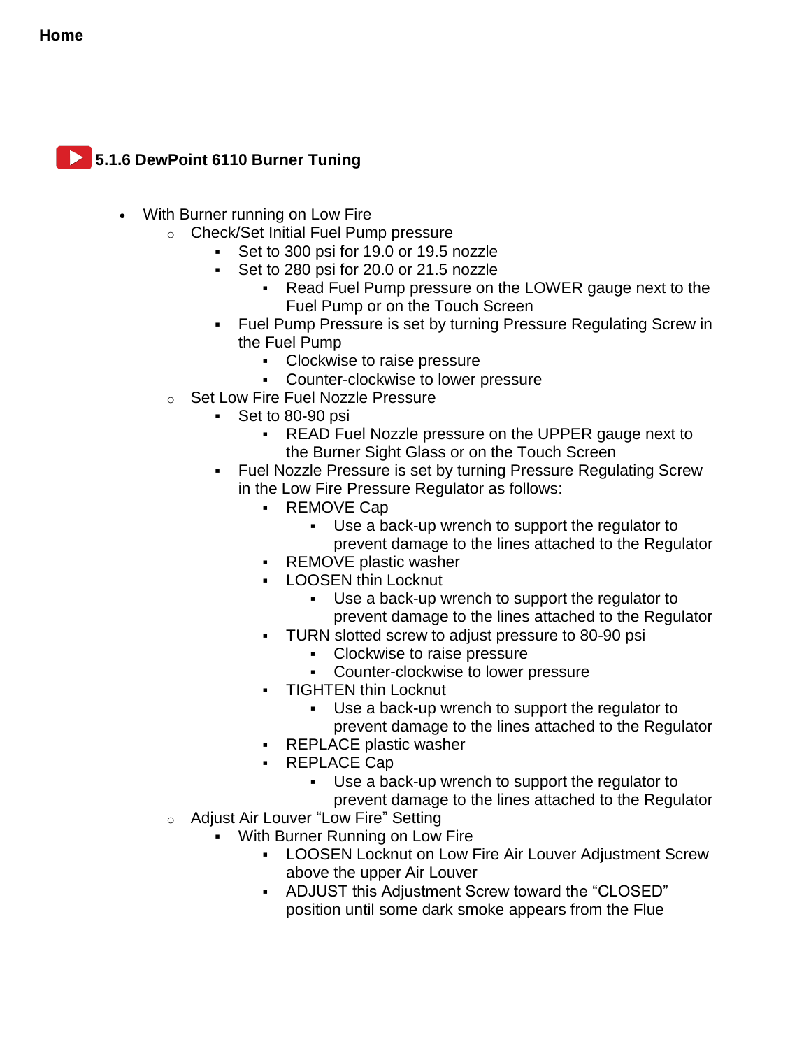**Home**

## 5.1.6 DewPoint 6110 Burner Tuning

- With Burner running on Low Fire
  - Check/Set Initial Fuel Pump pressure
    - Set to 300 psi for 19.0 or 19.5 nozzle
    - Set to 280 psi for 20.0 or 21.5 nozzle
      - Read Fuel Pump pressure on the LOWER gauge next to the Fuel Pump or on the Touch Screen
    - Fuel Pump Pressure is set by turning Pressure Regulating Screw in the Fuel Pump
      - Clockwise to raise pressure
      - Counter-clockwise to lower pressure
  - Set Low Fire Fuel Nozzle Pressure
    - Set to 80-90 psi
      - READ Fuel Nozzle pressure on the UPPER gauge next to the Burner Sight Glass or on the Touch Screen
    - Fuel Nozzle Pressure is set by turning Pressure Regulating Screw in the Low Fire Pressure Regulator as follows:
      - REMOVE Cap
        - Use a back-up wrench to support the regulator to prevent damage to the lines attached to the Regulator
      - REMOVE plastic washer
      - LOOSEN thin Locknut
        - Use a back-up wrench to support the regulator to prevent damage to the lines attached to the Regulator
      - TURN slotted screw to adjust pressure to 80-90 psi
        - Clockwise to raise pressure
        - Counter-clockwise to lower pressure
      - TIGHTEN thin Locknut
        - Use a back-up wrench to support the regulator to prevent damage to the lines attached to the Regulator
      - REPLACE plastic washer
      - REPLACE Cap
        - Use a back-up wrench to support the regulator to prevent damage to the lines attached to the Regulator
  - Adjust Air Louver "Low Fire" Setting
    - With Burner Running on Low Fire
      - LOOSEN Locknut on Low Fire Air Louver Adjustment Screw above the upper Air Louver
      - ADJUST this Adjustment Screw toward the "CLOSED" position until some dark smoke appears from the Flue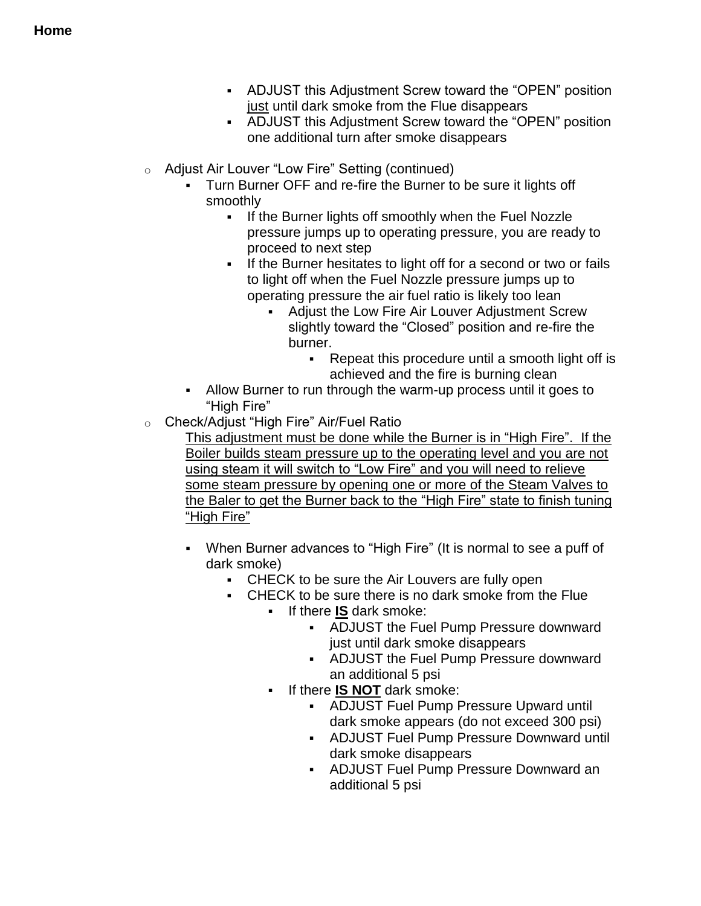**Home**

- ADJUST this Adjustment Screw toward the "OPEN" position <u>just</u> until dark smoke from the Flue disappears
- ADJUST this Adjustment Screw toward the "OPEN" position one additional turn after smoke disappears

- Adjust Air Louver "Low Fire" Setting (continued)
  - Turn Burner OFF and re-fire the Burner to be sure it lights off smoothly
    - If the Burner lights off smoothly when the Fuel Nozzle pressure jumps up to operating pressure, you are ready to proceed to next step
    - If the Burner hesitates to light off for a second or two or fails to light off when the Fuel Nozzle pressure jumps up to operating pressure the air fuel ratio is likely too lean
      - Adjust the Low Fire Air Louver Adjustment Screw slightly toward the "Closed" position and re-fire the burner.
        - Repeat this procedure until a smooth light off is achieved and the fire is burning clean
  - Allow Burner to run through the warm-up process until it goes to "High Fire"
- Check/Adjust "High Fire" Air/Fuel Ratio

  <u>This adjustment must be done while the Burner is in "High Fire". If the Boiler builds steam pressure up to the operating level and you are not using steam it will switch to "Low Fire" and you will need to relieve some steam pressure by opening one or more of the Steam Valves to the Baler to get the Burner back to the "High Fire" state to finish tuning "High Fire"</u>

  - When Burner advances to "High Fire" (It is normal to see a puff of dark smoke)
    - CHECK to be sure the Air Louvers are fully open
    - CHECK to be sure there is no dark smoke from the Flue
      - If there **<u>IS</u>** dark smoke:
        - ADJUST the Fuel Pump Pressure downward just until dark smoke disappears
        - ADJUST the Fuel Pump Pressure downward an additional 5 psi
      - If there **<u>IS NOT</u>** dark smoke:
        - ADJUST Fuel Pump Pressure Upward until dark smoke appears (do not exceed 300 psi)
        - ADJUST Fuel Pump Pressure Downward until dark smoke disappears
        - ADJUST Fuel Pump Pressure Downward an additional 5 psi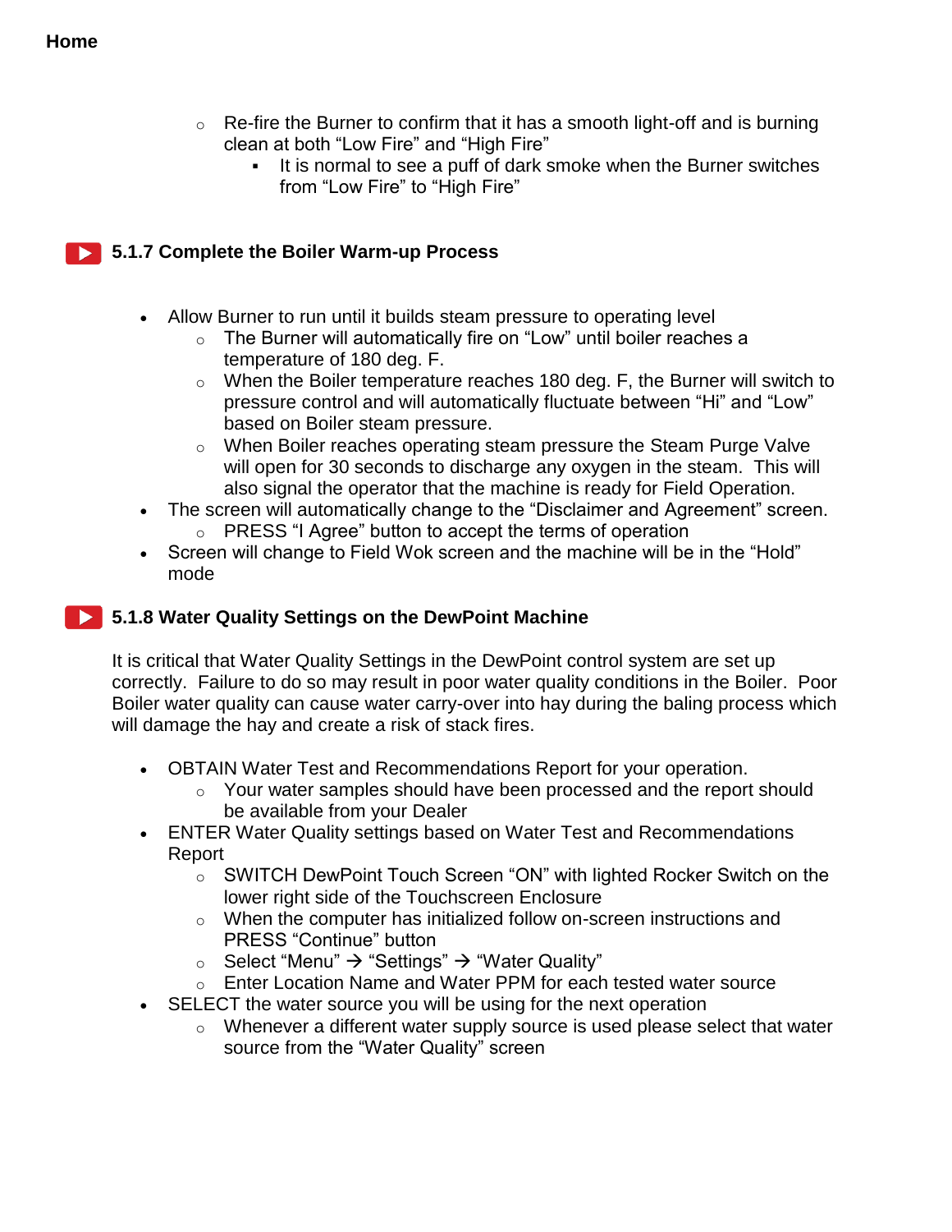**Home**

- Re-fire the Burner to confirm that it has a smooth light-off and is burning clean at both "Low Fire" and "High Fire"
  - It is normal to see a puff of dark smoke when the Burner switches from "Low Fire" to "High Fire"

### 5.1.7 Complete the Boiler Warm-up Process

- Allow Burner to run until it builds steam pressure to operating level
  - The Burner will automatically fire on "Low" until boiler reaches a temperature of 180 deg. F.
  - When the Boiler temperature reaches 180 deg. F, the Burner will switch to pressure control and will automatically fluctuate between "Hi" and "Low" based on Boiler steam pressure.
  - When Boiler reaches operating steam pressure the Steam Purge Valve will open for 30 seconds to discharge any oxygen in the steam. This will also signal the operator that the machine is ready for Field Operation.
- The screen will automatically change to the "Disclaimer and Agreement" screen.
  - PRESS "I Agree" button to accept the terms of operation
- Screen will change to Field Wok screen and the machine will be in the "Hold" mode

### 5.1.8 Water Quality Settings on the DewPoint Machine

It is critical that Water Quality Settings in the DewPoint control system are set up correctly. Failure to do so may result in poor water quality conditions in the Boiler. Poor Boiler water quality can cause water carry-over into hay during the baling process which will damage the hay and create a risk of stack fires.

- OBTAIN Water Test and Recommendations Report for your operation.
  - Your water samples should have been processed and the report should be available from your Dealer
- ENTER Water Quality settings based on Water Test and Recommendations Report
  - SWITCH DewPoint Touch Screen "ON" with lighted Rocker Switch on the lower right side of the Touchscreen Enclosure
  - When the computer has initialized follow on-screen instructions and PRESS "Continue" button
  - Select "Menu" → "Settings" → "Water Quality"
  - Enter Location Name and Water PPM for each tested water source
- SELECT the water source you will be using for the next operation
  - Whenever a different water supply source is used please select that water source from the "Water Quality" screen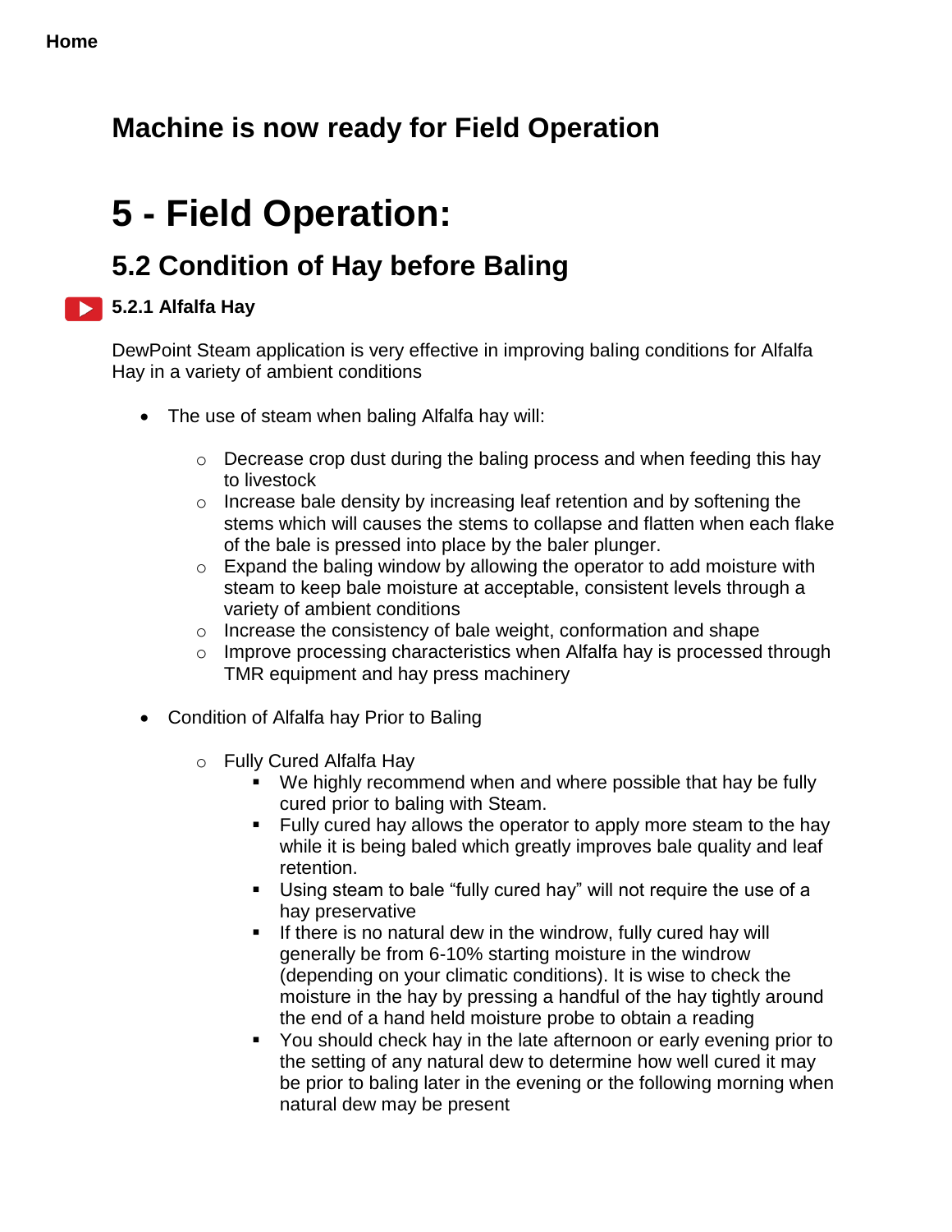**Home**

## Machine is now ready for Field Operation

# 5 - Field Operation:

## 5.2 Condition of Hay before Baling

### 5.2.1 Alfalfa Hay

DewPoint Steam application is very effective in improving baling conditions for Alfalfa Hay in a variety of ambient conditions

- The use of steam when baling Alfalfa hay will:
    - Decrease crop dust during the baling process and when feeding this hay to livestock
    - Increase bale density by increasing leaf retention and by softening the stems which will causes the stems to collapse and flatten when each flake of the bale is pressed into place by the baler plunger.
    - Expand the baling window by allowing the operator to add moisture with steam to keep bale moisture at acceptable, consistent levels through a variety of ambient conditions
    - Increase the consistency of bale weight, conformation and shape
    - Improve processing characteristics when Alfalfa hay is processed through TMR equipment and hay press machinery

- Condition of Alfalfa hay Prior to Baling
    - Fully Cured Alfalfa Hay
        - We highly recommend when and where possible that hay be fully cured prior to baling with Steam.
        - Fully cured hay allows the operator to apply more steam to the hay while it is being baled which greatly improves bale quality and leaf retention.
        - Using steam to bale “fully cured hay” will not require the use of a hay preservative
        - If there is no natural dew in the windrow, fully cured hay will generally be from 6-10% starting moisture in the windrow (depending on your climatic conditions). It is wise to check the moisture in the hay by pressing a handful of the hay tightly around the end of a hand held moisture probe to obtain a reading
        - You should check hay in the late afternoon or early evening prior to the setting of any natural dew to determine how well cured it may be prior to baling later in the evening or the following morning when natural dew may be present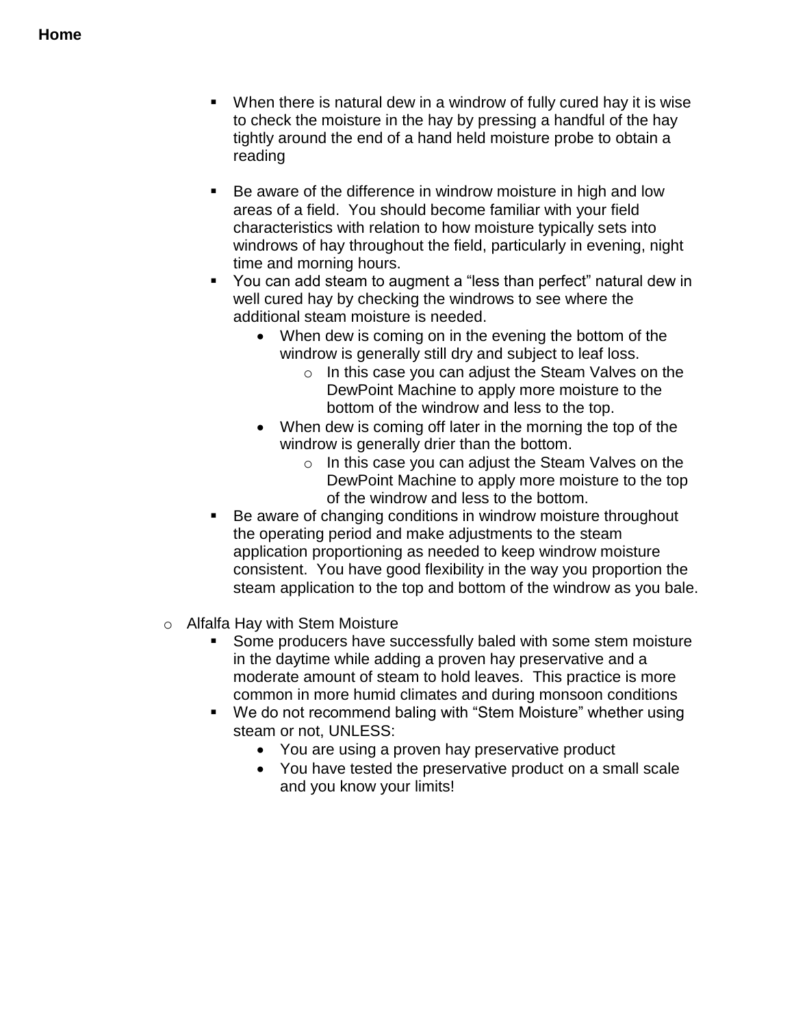**Home**

- When there is natural dew in a windrow of fully cured hay it is wise to check the moisture in the hay by pressing a handful of the hay tightly around the end of a hand held moisture probe to obtain a reading

- Be aware of the difference in windrow moisture in high and low areas of a field. You should become familiar with your field characteristics with relation to how moisture typically sets into windrows of hay throughout the field, particularly in evening, night time and morning hours.
- You can add steam to augment a "less than perfect" natural dew in well cured hay by checking the windrows to see where the additional steam moisture is needed.
  - When dew is coming on in the evening the bottom of the windrow is generally still dry and subject to leaf loss.
    - In this case you can adjust the Steam Valves on the DewPoint Machine to apply more moisture to the bottom of the windrow and less to the top.
  - When dew is coming off later in the morning the top of the windrow is generally drier than the bottom.
    - In this case you can adjust the Steam Valves on the DewPoint Machine to apply more moisture to the top of the windrow and less to the bottom.
- Be aware of changing conditions in windrow moisture throughout the operating period and make adjustments to the steam application proportioning as needed to keep windrow moisture consistent. You have good flexibility in the way you proportion the steam application to the top and bottom of the windrow as you bale.

- Alfalfa Hay with Stem Moisture
  - Some producers have successfully baled with some stem moisture in the daytime while adding a proven hay preservative and a moderate amount of steam to hold leaves. This practice is more common in more humid climates and during monsoon conditions
  - We do not recommend baling with "Stem Moisture" whether using steam or not, UNLESS:
    - You are using a proven hay preservative product
    - You have tested the preservative product on a small scale and you know your limits!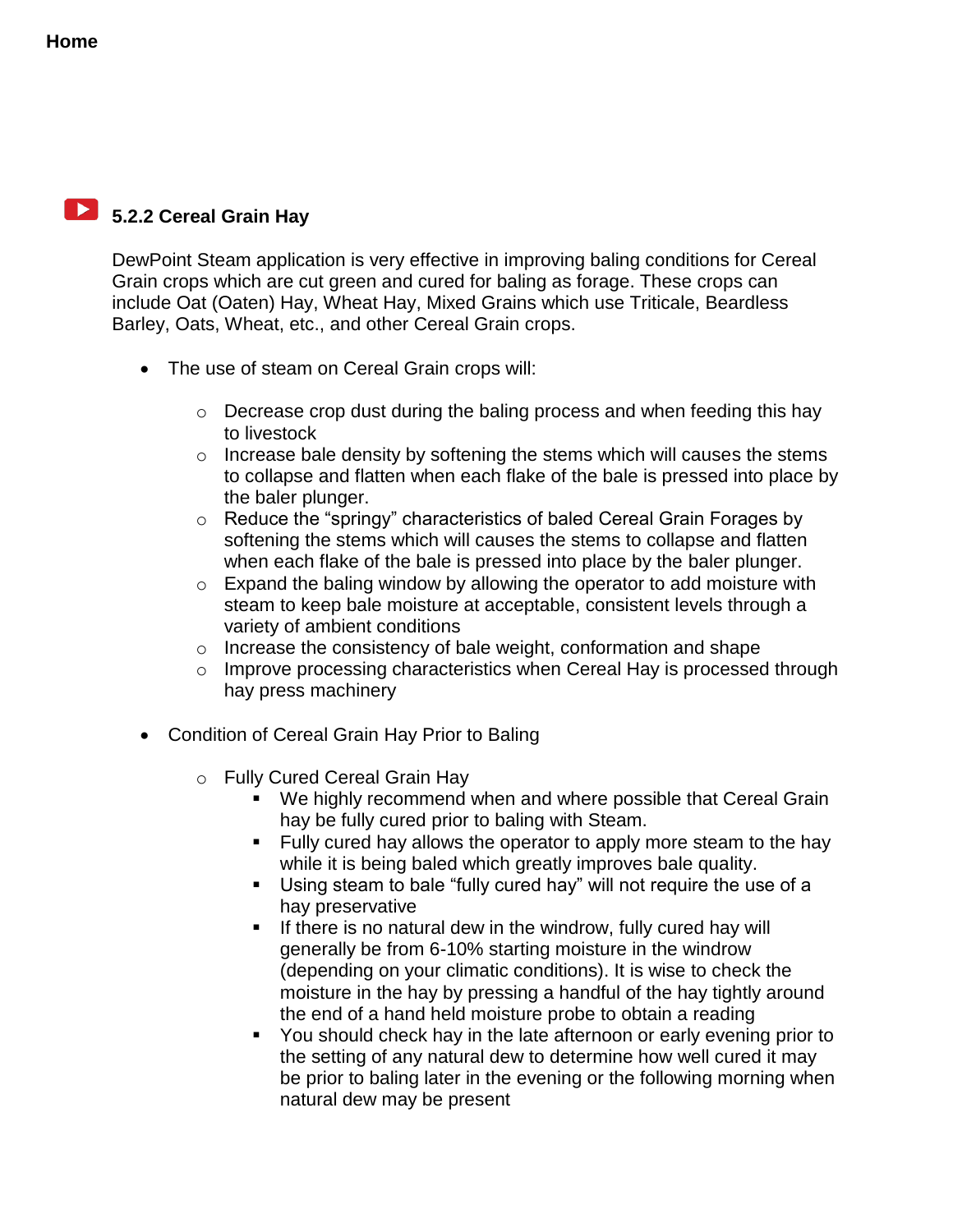**Home**

### 5.2.2 Cereal Grain Hay

DewPoint Steam application is very effective in improving baling conditions for Cereal Grain crops which are cut green and cured for baling as forage. These crops can include Oat (Oaten) Hay, Wheat Hay, Mixed Grains which use Triticale, Beardless Barley, Oats, Wheat, etc., and other Cereal Grain crops.

- The use of steam on Cereal Grain crops will:
  - Decrease crop dust during the baling process and when feeding this hay to livestock
  - Increase bale density by softening the stems which will causes the stems to collapse and flatten when each flake of the bale is pressed into place by the baler plunger.
  - Reduce the "springy" characteristics of baled Cereal Grain Forages by softening the stems which will causes the stems to collapse and flatten when each flake of the bale is pressed into place by the baler plunger.
  - Expand the baling window by allowing the operator to add moisture with steam to keep bale moisture at acceptable, consistent levels through a variety of ambient conditions
  - Increase the consistency of bale weight, conformation and shape
  - Improve processing characteristics when Cereal Hay is processed through hay press machinery

- Condition of Cereal Grain Hay Prior to Baling
  - Fully Cured Cereal Grain Hay
    - We highly recommend when and where possible that Cereal Grain hay be fully cured prior to baling with Steam.
    - Fully cured hay allows the operator to apply more steam to the hay while it is being baled which greatly improves bale quality.
    - Using steam to bale "fully cured hay" will not require the use of a hay preservative
    - If there is no natural dew in the windrow, fully cured hay will generally be from 6-10% starting moisture in the windrow (depending on your climatic conditions). It is wise to check the moisture in the hay by pressing a handful of the hay tightly around the end of a hand held moisture probe to obtain a reading
    - You should check hay in the late afternoon or early evening prior to the setting of any natural dew to determine how well cured it may be prior to baling later in the evening or the following morning when natural dew may be present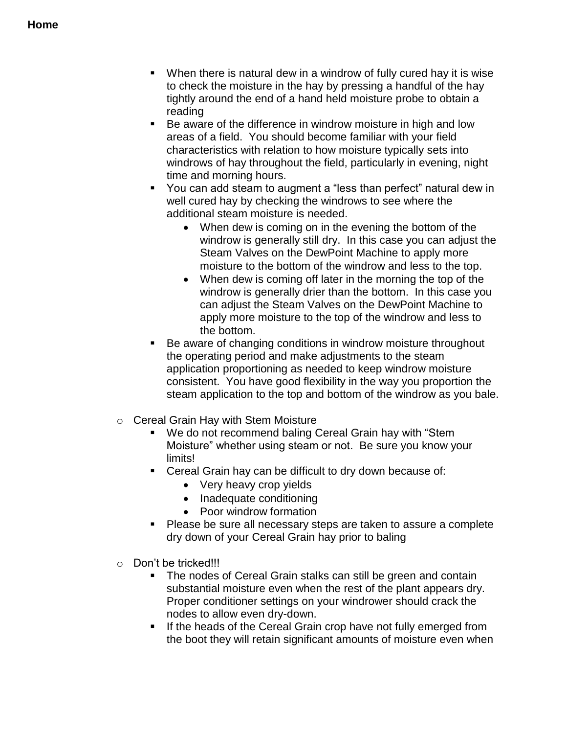**Home**

- When there is natural dew in a windrow of fully cured hay it is wise to check the moisture in the hay by pressing a handful of the hay tightly around the end of a hand held moisture probe to obtain a reading
- Be aware of the difference in windrow moisture in high and low areas of a field. You should become familiar with your field characteristics with relation to how moisture typically sets into windrows of hay throughout the field, particularly in evening, night time and morning hours.
- You can add steam to augment a "less than perfect" natural dew in well cured hay by checking the windrows to see where the additional steam moisture is needed.
    - When dew is coming on in the evening the bottom of the windrow is generally still dry. In this case you can adjust the Steam Valves on the DewPoint Machine to apply more moisture to the bottom of the windrow and less to the top.
    - When dew is coming off later in the morning the top of the windrow is generally drier than the bottom. In this case you can adjust the Steam Valves on the DewPoint Machine to apply more moisture to the top of the windrow and less to the bottom.
- Be aware of changing conditions in windrow moisture throughout the operating period and make adjustments to the steam application proportioning as needed to keep windrow moisture consistent. You have good flexibility in the way you proportion the steam application to the top and bottom of the windrow as you bale.

- Cereal Grain Hay with Stem Moisture
    - We do not recommend baling Cereal Grain hay with "Stem Moisture" whether using steam or not. Be sure you know your limits!
    - Cereal Grain hay can be difficult to dry down because of:
        - Very heavy crop yields
        - Inadequate conditioning
        - Poor windrow formation
    - Please be sure all necessary steps are taken to assure a complete dry down of your Cereal Grain hay prior to baling

- Don't be tricked!!!
    - The nodes of Cereal Grain stalks can still be green and contain substantial moisture even when the rest of the plant appears dry. Proper conditioner settings on your windrower should crack the nodes to allow even dry-down.
    - If the heads of the Cereal Grain crop have not fully emerged from the boot they will retain significant amounts of moisture even when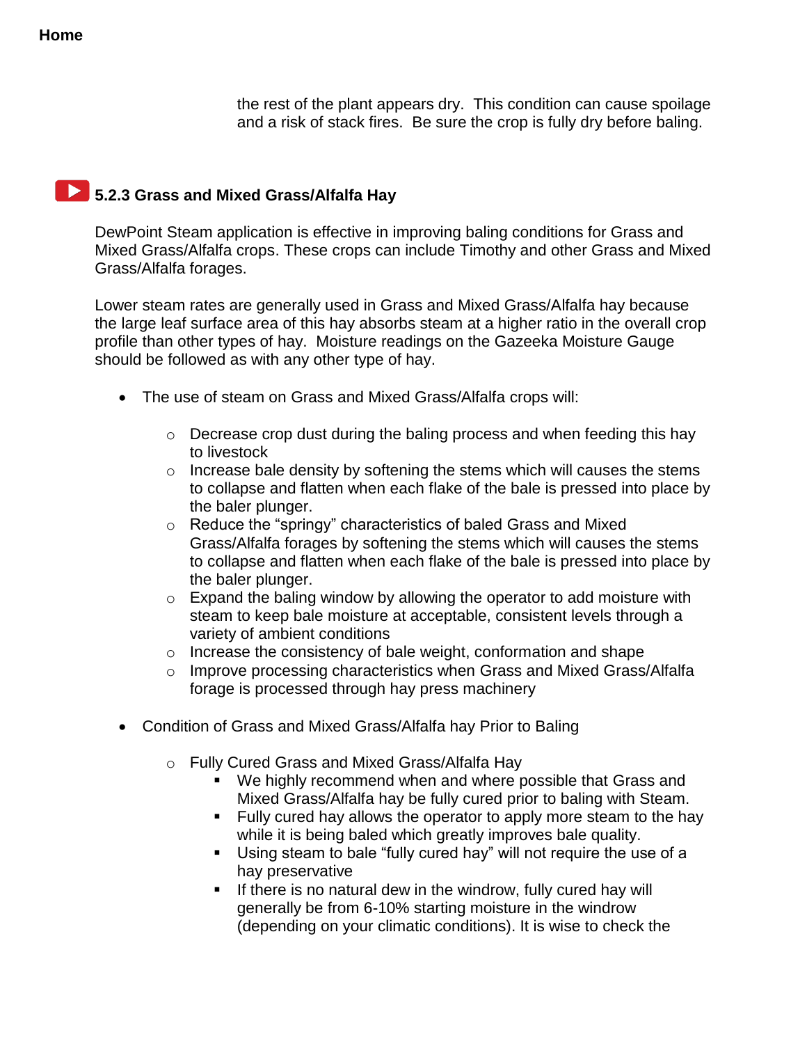the rest of the plant appears dry. This condition can cause spoilage and a risk of stack fires. Be sure the crop is fully dry before baling.

### 5.2.3 Grass and Mixed Grass/Alfalfa Hay

DewPoint Steam application is effective in improving baling conditions for Grass and Mixed Grass/Alfalfa crops. These crops can include Timothy and other Grass and Mixed Grass/Alfalfa forages.

Lower steam rates are generally used in Grass and Mixed Grass/Alfalfa hay because the large leaf surface area of this hay absorbs steam at a higher ratio in the overall crop profile than other types of hay. Moisture readings on the Gazeeka Moisture Gauge should be followed as with any other type of hay.

- The use of steam on Grass and Mixed Grass/Alfalfa crops will:
  - Decrease crop dust during the baling process and when feeding this hay to livestock
  - Increase bale density by softening the stems which will causes the stems to collapse and flatten when each flake of the bale is pressed into place by the baler plunger.
  - Reduce the "springy" characteristics of baled Grass and Mixed Grass/Alfalfa forages by softening the stems which will causes the stems to collapse and flatten when each flake of the bale is pressed into place by the baler plunger.
  - Expand the baling window by allowing the operator to add moisture with steam to keep bale moisture at acceptable, consistent levels through a variety of ambient conditions
  - Increase the consistency of bale weight, conformation and shape
  - Improve processing characteristics when Grass and Mixed Grass/Alfalfa forage is processed through hay press machinery

- Condition of Grass and Mixed Grass/Alfalfa hay Prior to Baling
  - Fully Cured Grass and Mixed Grass/Alfalfa Hay
    - We highly recommend when and where possible that Grass and Mixed Grass/Alfalfa hay be fully cured prior to baling with Steam.
    - Fully cured hay allows the operator to apply more steam to the hay while it is being baled which greatly improves bale quality.
    - Using steam to bale "fully cured hay" will not require the use of a hay preservative
    - If there is no natural dew in the windrow, fully cured hay will generally be from 6-10% starting moisture in the windrow (depending on your climatic conditions). It is wise to check the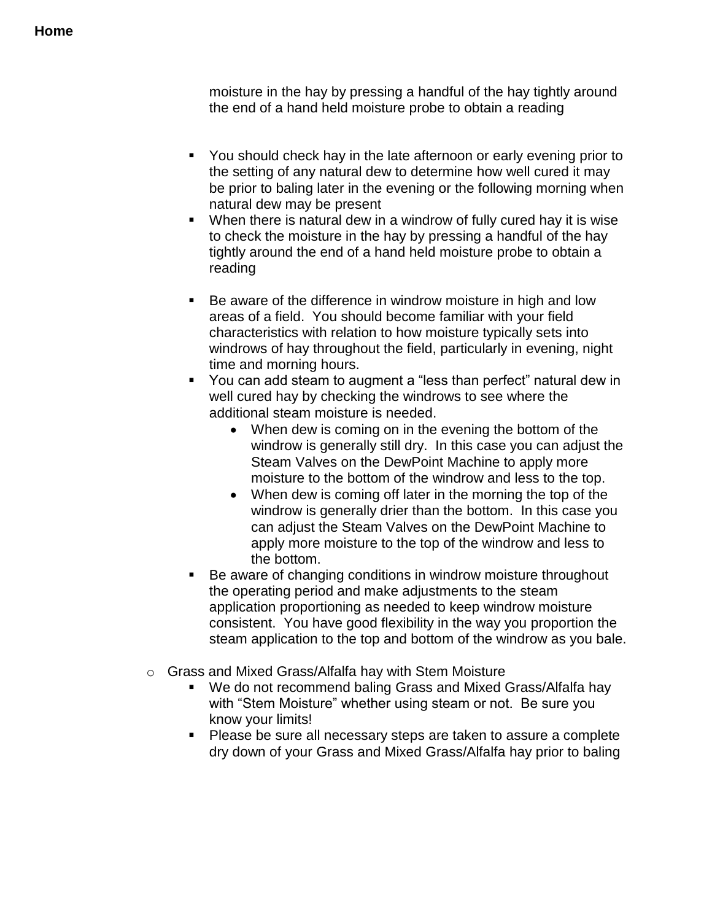moisture in the hay by pressing a handful of the hay tightly around the end of a hand held moisture probe to obtain a reading

- You should check hay in the late afternoon or early evening prior to the setting of any natural dew to determine how well cured it may be prior to baling later in the evening or the following morning when natural dew may be present
- When there is natural dew in a windrow of fully cured hay it is wise to check the moisture in the hay by pressing a handful of the hay tightly around the end of a hand held moisture probe to obtain a reading

- Be aware of the difference in windrow moisture in high and low areas of a field. You should become familiar with your field characteristics with relation to how moisture typically sets into windrows of hay throughout the field, particularly in evening, night time and morning hours.
- You can add steam to augment a "less than perfect" natural dew in well cured hay by checking the windrows to see where the additional steam moisture is needed.
  - When dew is coming on in the evening the bottom of the windrow is generally still dry. In this case you can adjust the Steam Valves on the DewPoint Machine to apply more moisture to the bottom of the windrow and less to the top.
  - When dew is coming off later in the morning the top of the windrow is generally drier than the bottom. In this case you can adjust the Steam Valves on the DewPoint Machine to apply more moisture to the top of the windrow and less to the bottom.
- Be aware of changing conditions in windrow moisture throughout the operating period and make adjustments to the steam application proportioning as needed to keep windrow moisture consistent. You have good flexibility in the way you proportion the steam application to the top and bottom of the windrow as you bale.

- Grass and Mixed Grass/Alfalfa hay with Stem Moisture
  - We do not recommend baling Grass and Mixed Grass/Alfalfa hay with "Stem Moisture" whether using steam or not. Be sure you know your limits!
  - Please be sure all necessary steps are taken to assure a complete dry down of your Grass and Mixed Grass/Alfalfa hay prior to baling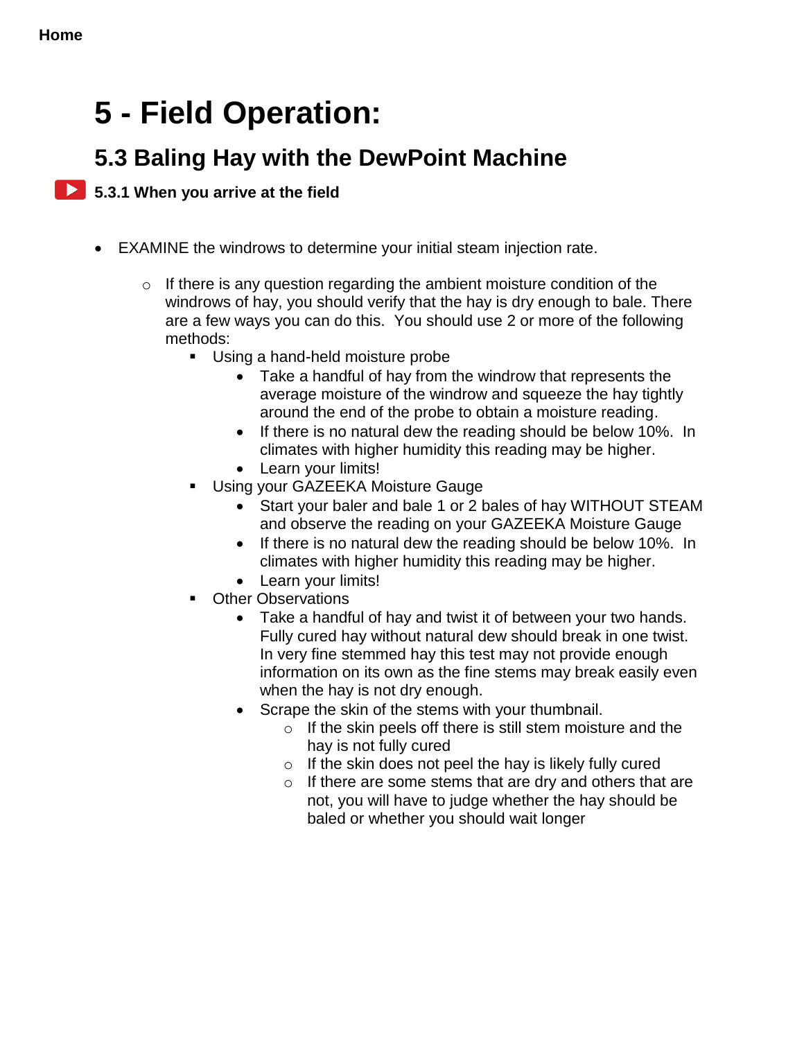Home

# 5 - Field Operation:

## 5.3 Baling Hay with the DewPoint Machine

### 5.3.1 When you arrive at the field

- EXAMINE the windrows to determine your initial steam injection rate.
  - If there is any question regarding the ambient moisture condition of the windrows of hay, you should verify that the hay is dry enough to bale. There are a few ways you can do this. You should use 2 or more of the following methods:
    - Using a hand-held moisture probe
      - Take a handful of hay from the windrow that represents the average moisture of the windrow and squeeze the hay tightly around the end of the probe to obtain a moisture reading.
      - If there is no natural dew the reading should be below 10%. In climates with higher humidity this reading may be higher.
      - Learn your limits!
    - Using your GAZEEKA Moisture Gauge
      - Start your baler and bale 1 or 2 bales of hay WITHOUT STEAM and observe the reading on your GAZEEKA Moisture Gauge
      - If there is no natural dew the reading should be below 10%. In climates with higher humidity this reading may be higher.
      - Learn your limits!
    - Other Observations
      - Take a handful of hay and twist it of between your two hands. Fully cured hay without natural dew should break in one twist. In very fine stemmed hay this test may not provide enough information on its own as the fine stems may break easily even when the hay is not dry enough.
      - Scrape the skin of the stems with your thumbnail.
        - If the skin peels off there is still stem moisture and the hay is not fully cured
        - If the skin does not peel the hay is likely fully cured
        - If there are some stems that are dry and others that are not, you will have to judge whether the hay should be baled or whether you should wait longer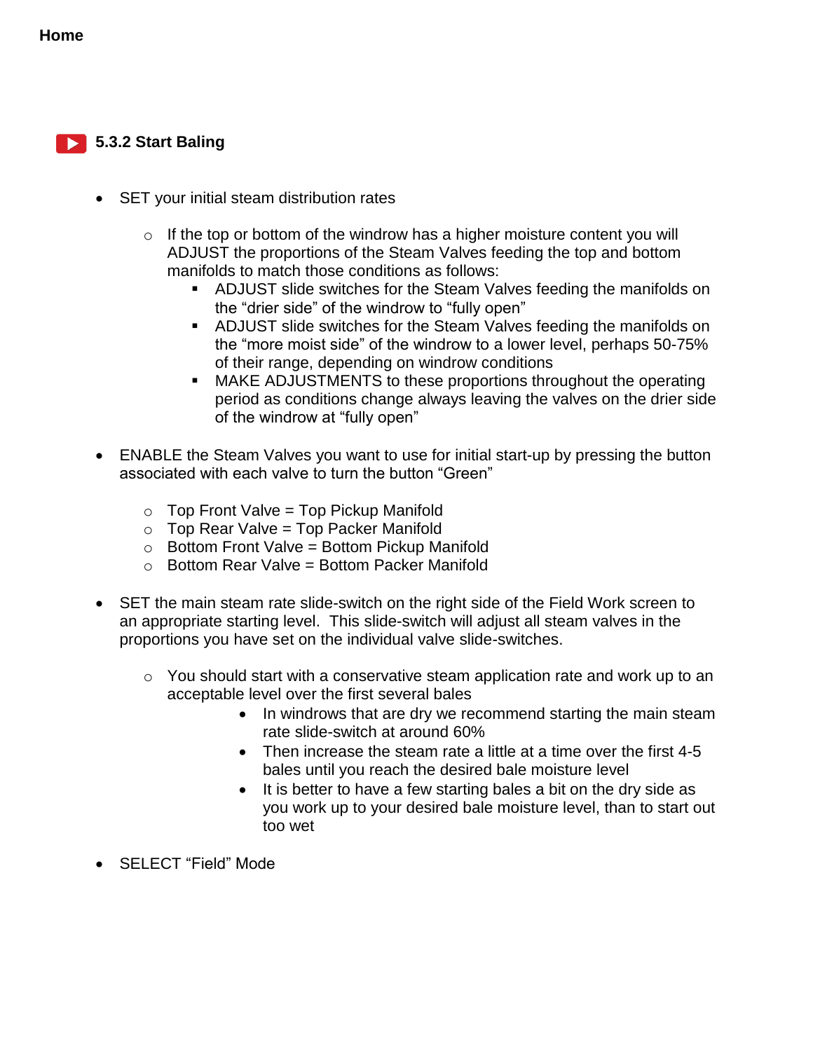**Home**

### 5.3.2 Start Baling

- SET your initial steam distribution rates
    - If the top or bottom of the windrow has a higher moisture content you will ADJUST the proportions of the Steam Valves feeding the top and bottom manifolds to match those conditions as follows:
        - ADJUST slide switches for the Steam Valves feeding the manifolds on the “drier side” of the windrow to “fully open”
        - ADJUST slide switches for the Steam Valves feeding the manifolds on the “more moist side” of the windrow to a lower level, perhaps 50-75% of their range, depending on windrow conditions
        - MAKE ADJUSTMENTS to these proportions throughout the operating period as conditions change always leaving the valves on the drier side of the windrow at “fully open”

- ENABLE the Steam Valves you want to use for initial start-up by pressing the button associated with each valve to turn the button “Green”
    - Top Front Valve = Top Pickup Manifold
    - Top Rear Valve = Top Packer Manifold
    - Bottom Front Valve = Bottom Pickup Manifold
    - Bottom Rear Valve = Bottom Packer Manifold

- SET the main steam rate slide-switch on the right side of the Field Work screen to an appropriate starting level. This slide-switch will adjust all steam valves in the proportions you have set on the individual valve slide-switches.
    - You should start with a conservative steam application rate and work up to an acceptable level over the first several bales
        - In windrows that are dry we recommend starting the main steam rate slide-switch at around 60%
        - Then increase the steam rate a little at a time over the first 4-5 bales until you reach the desired bale moisture level
        - It is better to have a few starting bales a bit on the dry side as you work up to your desired bale moisture level, than to start out too wet

- SELECT “Field” Mode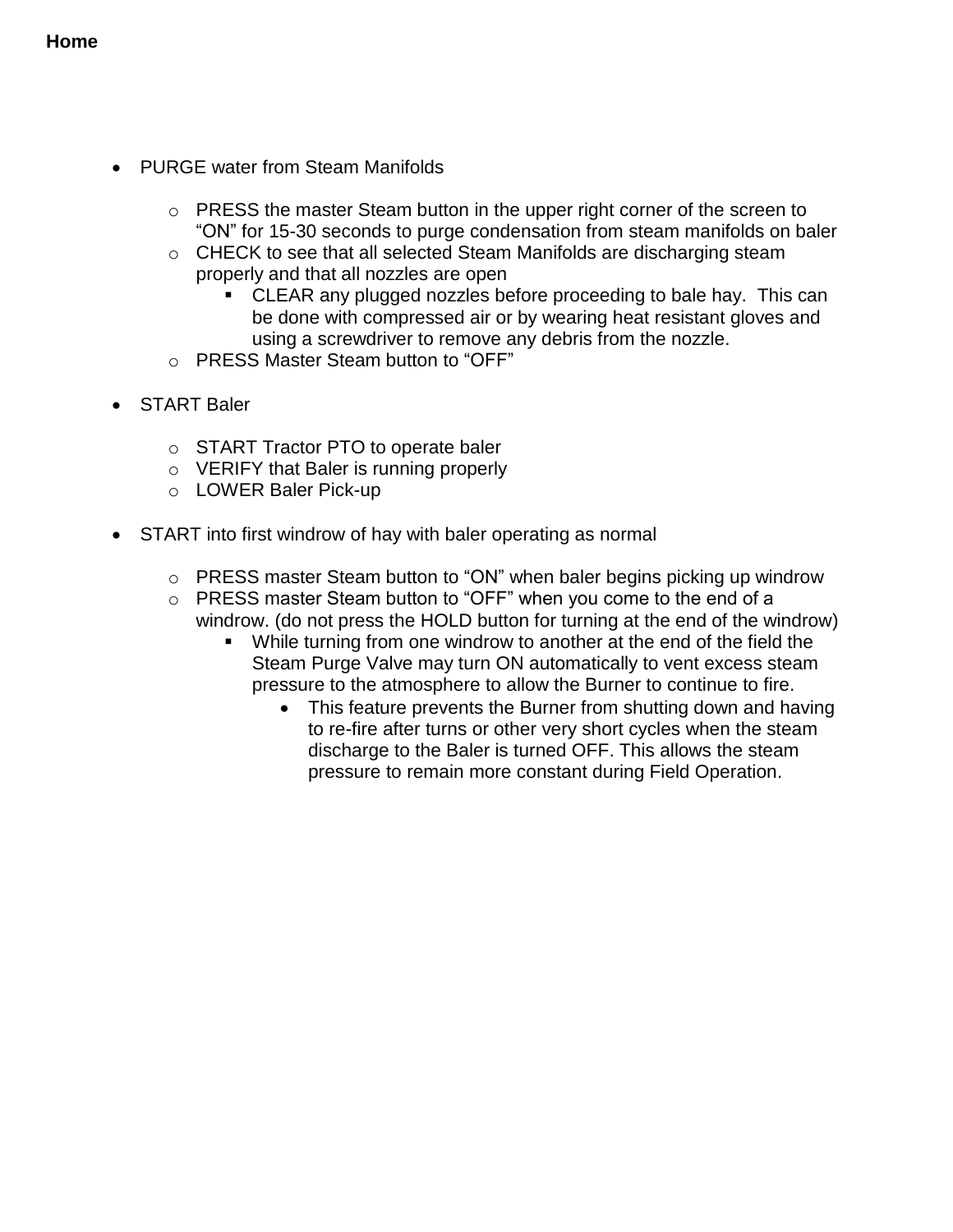- PURGE water from Steam Manifolds

  - PRESS the master Steam button in the upper right corner of the screen to "ON" for 15-30 seconds to purge condensation from steam manifolds on baler
  - CHECK to see that all selected Steam Manifolds are discharging steam properly and that all nozzles are open
    - CLEAR any plugged nozzles before proceeding to bale hay. This can be done with compressed air or by wearing heat resistant gloves and using a screwdriver to remove any debris from the nozzle.
  - PRESS Master Steam button to "OFF"

- START Baler

  - START Tractor PTO to operate baler
  - VERIFY that Baler is running properly
  - LOWER Baler Pick-up

- START into first windrow of hay with baler operating as normal

  - PRESS master Steam button to "ON" when baler begins picking up windrow
  - PRESS master Steam button to "OFF" when you come to the end of a windrow. (do not press the HOLD button for turning at the end of the windrow)
    - While turning from one windrow to another at the end of the field the Steam Purge Valve may turn ON automatically to vent excess steam pressure to the atmosphere to allow the Burner to continue to fire.
      - This feature prevents the Burner from shutting down and having to re-fire after turns or other very short cycles when the steam discharge to the Baler is turned OFF. This allows the steam pressure to remain more constant during Field Operation.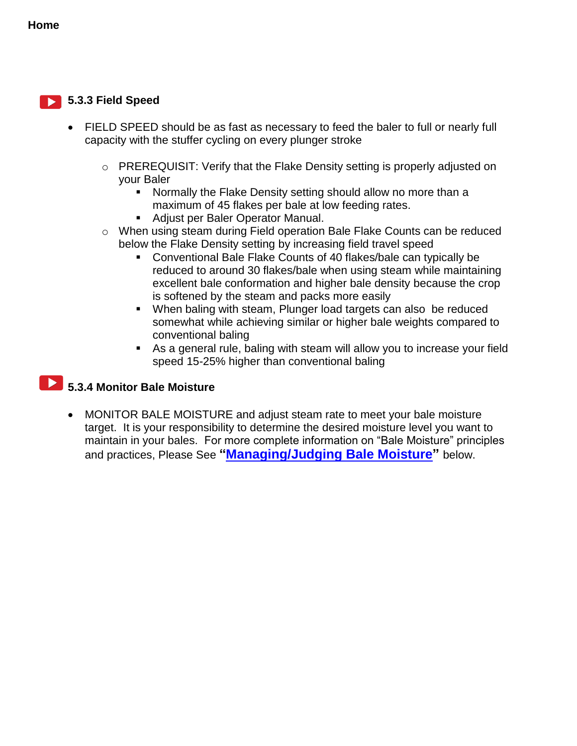Home

### 5.3.3 Field Speed

- FIELD SPEED should be as fast as necessary to feed the baler to full or nearly full capacity with the stuffer cycling on every plunger stroke
    - PREREQUISIT: Verify that the Flake Density setting is properly adjusted on your Baler
        - Normally the Flake Density setting should allow no more than a maximum of 45 flakes per bale at low feeding rates.
        - Adjust per Baler Operator Manual.
    - When using steam during Field operation Bale Flake Counts can be reduced below the Flake Density setting by increasing field travel speed
        - Conventional Bale Flake Counts of 40 flakes/bale can typically be reduced to around 30 flakes/bale when using steam while maintaining excellent bale conformation and higher bale density because the crop is softened by the steam and packs more easily
        - When baling with steam, Plunger load targets can also be reduced somewhat while achieving similar or higher bale weights compared to conventional baling
        - As a general rule, baling with steam will allow you to increase your field speed 15-25% higher than conventional baling

### 5.3.4 Monitor Bale Moisture

- MONITOR BALE MOISTURE and adjust steam rate to meet your bale moisture target. It is your responsibility to determine the desired moisture level you want to maintain in your bales. For more complete information on "Bale Moisture" principles and practices, Please See **"Managing/Judging Bale Moisture"** below.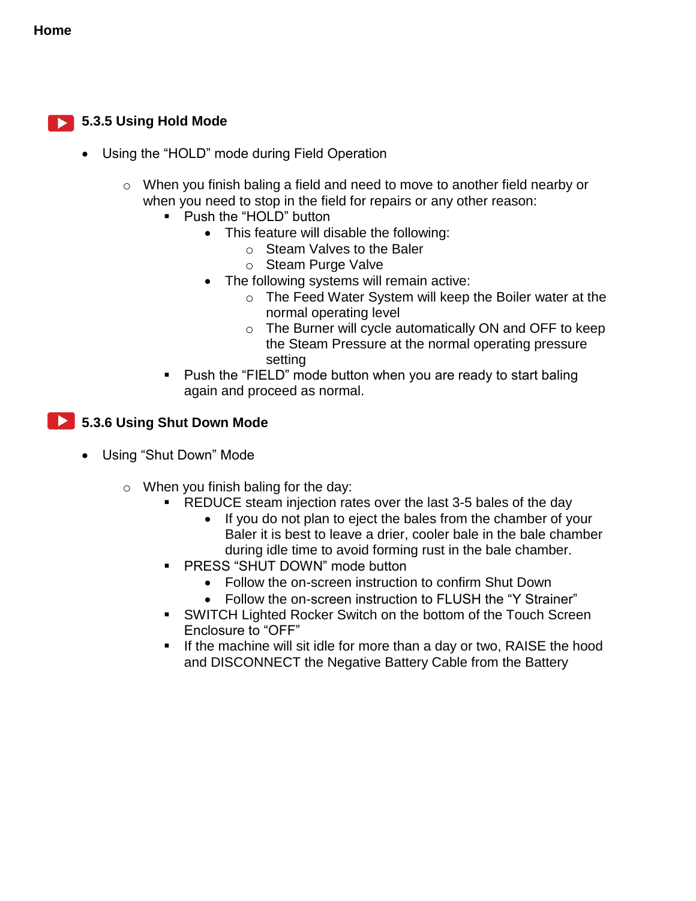**Home**

### 5.3.5 Using Hold Mode

- Using the "HOLD" mode during Field Operation
    - When you finish baling a field and need to move to another field nearby or when you need to stop in the field for repairs or any other reason:
        - Push the "HOLD" button
            - This feature will disable the following:
                - Steam Valves to the Baler
                - Steam Purge Valve
            - The following systems will remain active:
                - The Feed Water System will keep the Boiler water at the normal operating level
                - The Burner will cycle automatically ON and OFF to keep the Steam Pressure at the normal operating pressure setting
        - Push the "FIELD" mode button when you are ready to start baling again and proceed as normal.

### 5.3.6 Using Shut Down Mode

- Using "Shut Down" Mode
    - When you finish baling for the day:
        - REDUCE steam injection rates over the last 3-5 bales of the day
            - If you do not plan to eject the bales from the chamber of your Baler it is best to leave a drier, cooler bale in the bale chamber during idle time to avoid forming rust in the bale chamber.
        - PRESS "SHUT DOWN" mode button
            - Follow the on-screen instruction to confirm Shut Down
            - Follow the on-screen instruction to FLUSH the "Y Strainer"
        - SWITCH Lighted Rocker Switch on the bottom of the Touch Screen Enclosure to "OFF"
        - If the machine will sit idle for more than a day or two, RAISE the hood and DISCONNECT the Negative Battery Cable from the Battery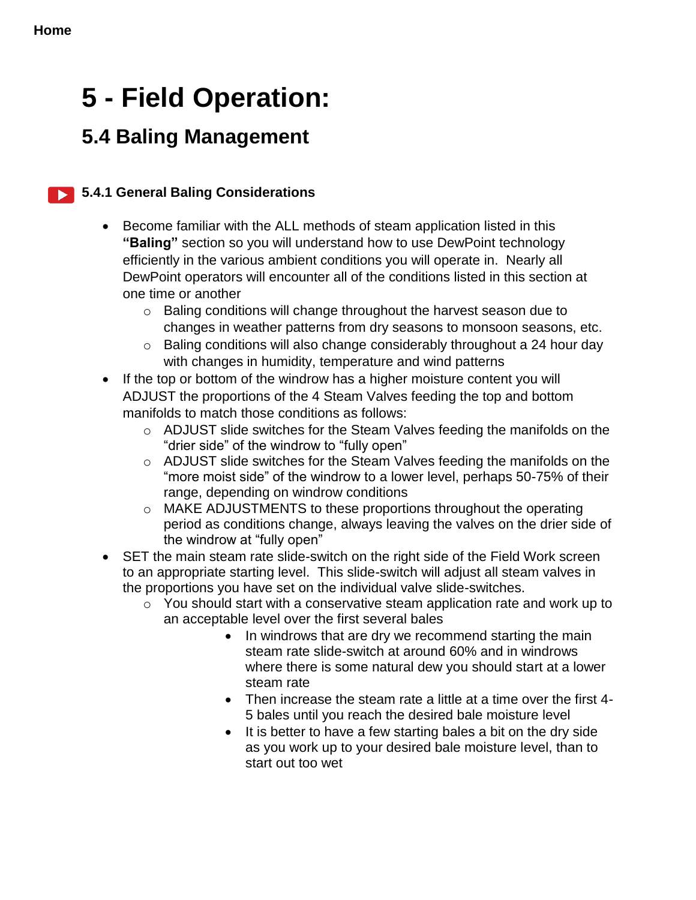Home

# 5 - Field Operation:

## 5.4 Baling Management

### 5.4.1 General Baling Considerations

- Become familiar with the ALL methods of steam application listed in this **"Baling"** section so you will understand how to use DewPoint technology efficiently in the various ambient conditions you will operate in. Nearly all DewPoint operators will encounter all of the conditions listed in this section at one time or another
  - Baling conditions will change throughout the harvest season due to changes in weather patterns from dry seasons to monsoon seasons, etc.
  - Baling conditions will also change considerably throughout a 24 hour day with changes in humidity, temperature and wind patterns
- If the top or bottom of the windrow has a higher moisture content you will ADJUST the proportions of the 4 Steam Valves feeding the top and bottom manifolds to match those conditions as follows:
  - ADJUST slide switches for the Steam Valves feeding the manifolds on the "drier side" of the windrow to "fully open"
  - ADJUST slide switches for the Steam Valves feeding the manifolds on the "more moist side" of the windrow to a lower level, perhaps 50-75% of their range, depending on windrow conditions
  - MAKE ADJUSTMENTS to these proportions throughout the operating period as conditions change, always leaving the valves on the drier side of the windrow at "fully open"
- SET the main steam rate slide-switch on the right side of the Field Work screen to an appropriate starting level. This slide-switch will adjust all steam valves in the proportions you have set on the individual valve slide-switches.
  - You should start with a conservative steam application rate and work up to an acceptable level over the first several bales
    - In windrows that are dry we recommend starting the main steam rate slide-switch at around 60% and in windrows where there is some natural dew you should start at a lower steam rate
    - Then increase the steam rate a little at a time over the first 4-5 bales until you reach the desired bale moisture level
    - It is better to have a few starting bales a bit on the dry side as you work up to your desired bale moisture level, than to start out too wet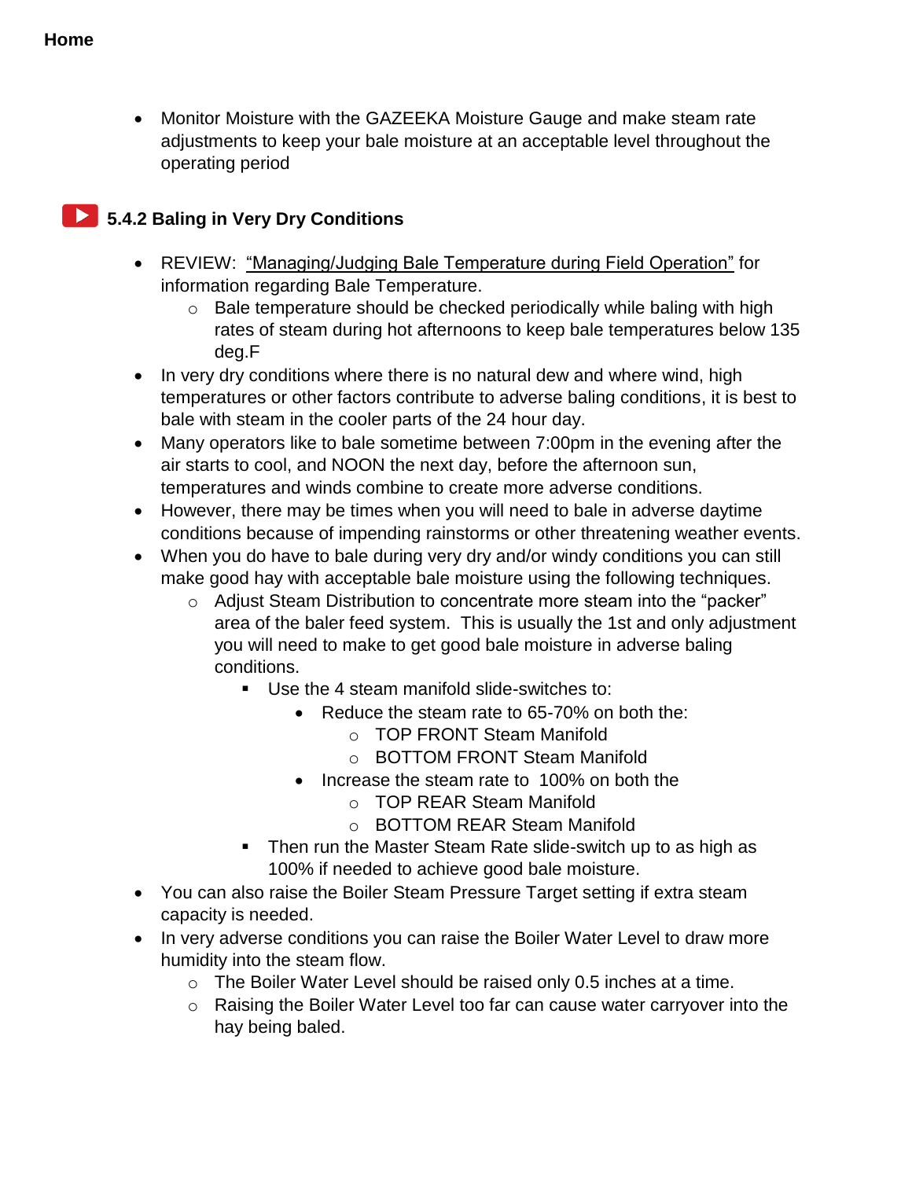- Monitor Moisture with the GAZEEKA Moisture Gauge and make steam rate adjustments to keep your bale moisture at an acceptable level throughout the operating period

### 5.4.2 Baling in Very Dry Conditions

- REVIEW: "Managing/Judging Bale Temperature during Field Operation" for information regarding Bale Temperature.
    - Bale temperature should be checked periodically while baling with high rates of steam during hot afternoons to keep bale temperatures below 135 deg.F
- In very dry conditions where there is no natural dew and where wind, high temperatures or other factors contribute to adverse baling conditions, it is best to bale with steam in the cooler parts of the 24 hour day.
- Many operators like to bale sometime between 7:00pm in the evening after the air starts to cool, and NOON the next day, before the afternoon sun, temperatures and winds combine to create more adverse conditions.
- However, there may be times when you will need to bale in adverse daytime conditions because of impending rainstorms or other threatening weather events.
- When you do have to bale during very dry and/or windy conditions you can still make good hay with acceptable bale moisture using the following techniques.
    - Adjust Steam Distribution to concentrate more steam into the "packer" area of the baler feed system. This is usually the 1st and only adjustment you will need to make to get good bale moisture in adverse baling conditions.
        - Use the 4 steam manifold slide-switches to:
            - Reduce the steam rate to 65-70% on both the:
                - TOP FRONT Steam Manifold
                - BOTTOM FRONT Steam Manifold
            - Increase the steam rate to 100% on both the
                - TOP REAR Steam Manifold
                - BOTTOM REAR Steam Manifold
        - Then run the Master Steam Rate slide-switch up to as high as 100% if needed to achieve good bale moisture.
- You can also raise the Boiler Steam Pressure Target setting if extra steam capacity is needed.
- In very adverse conditions you can raise the Boiler Water Level to draw more humidity into the steam flow.
    - The Boiler Water Level should be raised only 0.5 inches at a time.
    - Raising the Boiler Water Level too far can cause water carryover into the hay being baled.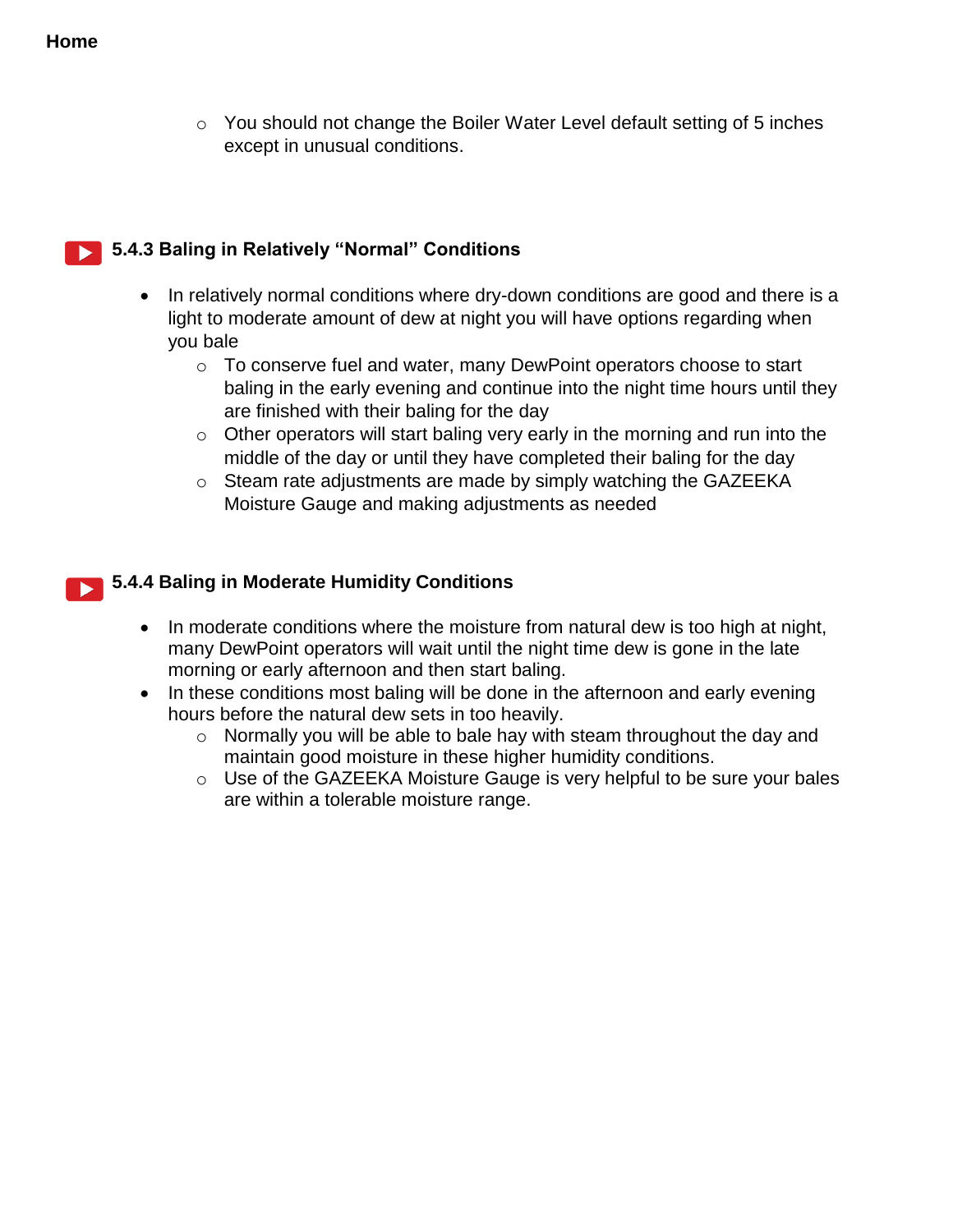- You should not change the Boiler Water Level default setting of 5 inches except in unusual conditions.

### 5.4.3 Baling in Relatively "Normal" Conditions

- In relatively normal conditions where dry-down conditions are good and there is a light to moderate amount of dew at night you will have options regarding when you bale
    - To conserve fuel and water, many DewPoint operators choose to start baling in the early evening and continue into the night time hours until they are finished with their baling for the day
    - Other operators will start baling very early in the morning and run into the middle of the day or until they have completed their baling for the day
    - Steam rate adjustments are made by simply watching the GAZEEKA Moisture Gauge and making adjustments as needed

### 5.4.4 Baling in Moderate Humidity Conditions

- In moderate conditions where the moisture from natural dew is too high at night, many DewPoint operators will wait until the night time dew is gone in the late morning or early afternoon and then start baling.
- In these conditions most baling will be done in the afternoon and early evening hours before the natural dew sets in too heavily.
    - Normally you will be able to bale hay with steam throughout the day and maintain good moisture in these higher humidity conditions.
    - Use of the GAZEEKA Moisture Gauge is very helpful to be sure your bales are within a tolerable moisture range.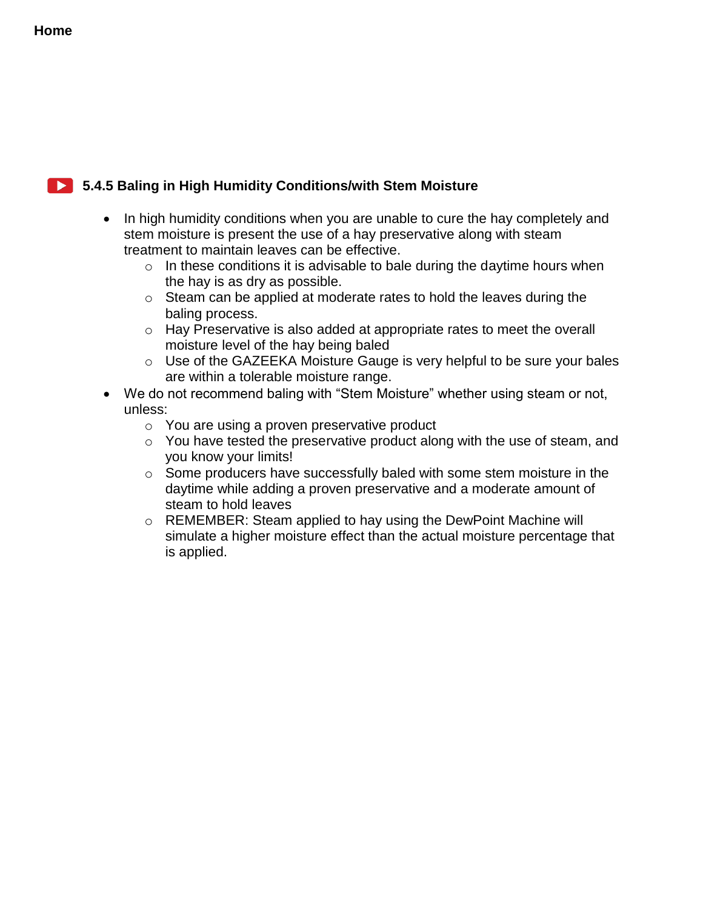**Home**

### 5.4.5 Baling in High Humidity Conditions/with Stem Moisture

- In high humidity conditions when you are unable to cure the hay completely and stem moisture is present the use of a hay preservative along with steam treatment to maintain leaves can be effective.
  - In these conditions it is advisable to bale during the daytime hours when the hay is as dry as possible.
  - Steam can be applied at moderate rates to hold the leaves during the baling process.
  - Hay Preservative is also added at appropriate rates to meet the overall moisture level of the hay being baled
  - Use of the GAZEEKA Moisture Gauge is very helpful to be sure your bales are within a tolerable moisture range.
- We do not recommend baling with "Stem Moisture" whether using steam or not, unless:
  - You are using a proven preservative product
  - You have tested the preservative product along with the use of steam, and you know your limits!
  - Some producers have successfully baled with some stem moisture in the daytime while adding a proven preservative and a moderate amount of steam to hold leaves
  - REMEMBER: Steam applied to hay using the DewPoint Machine will simulate a higher moisture effect than the actual moisture percentage that is applied.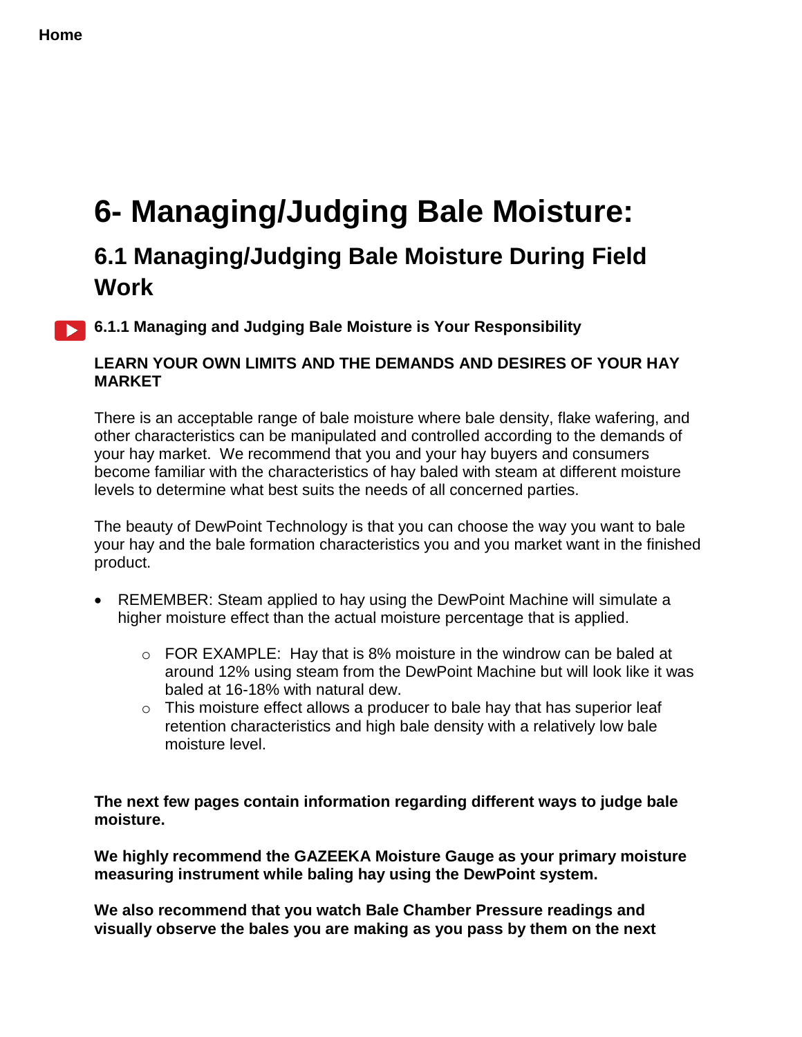Home

# 6- Managing/Judging Bale Moisture:

## 6.1 Managing/Judging Bale Moisture During Field Work

### 6.1.1 Managing and Judging Bale Moisture is Your Responsibility

**LEARN YOUR OWN LIMITS AND THE DEMANDS AND DESIRES OF YOUR HAY MARKET**

There is an acceptable range of bale moisture where bale density, flake wafering, and other characteristics can be manipulated and controlled according to the demands of your hay market. We recommend that you and your hay buyers and consumers become familiar with the characteristics of hay baled with steam at different moisture levels to determine what best suits the needs of all concerned parties.

The beauty of DewPoint Technology is that you can choose the way you want to bale your hay and the bale formation characteristics you and you market want in the finished product.

- REMEMBER: Steam applied to hay using the DewPoint Machine will simulate a higher moisture effect than the actual moisture percentage that is applied.
  - FOR EXAMPLE: Hay that is 8% moisture in the windrow can be baled at around 12% using steam from the DewPoint Machine but will look like it was baled at 16-18% with natural dew.
  - This moisture effect allows a producer to bale hay that has superior leaf retention characteristics and high bale density with a relatively low bale moisture level.

**The next few pages contain information regarding different ways to judge bale moisture.**

**We highly recommend the GAZEEKA Moisture Gauge as your primary moisture measuring instrument while baling hay using the DewPoint system.**

**We also recommend that you watch Bale Chamber Pressure readings and visually observe the bales you are making as you pass by them on the next**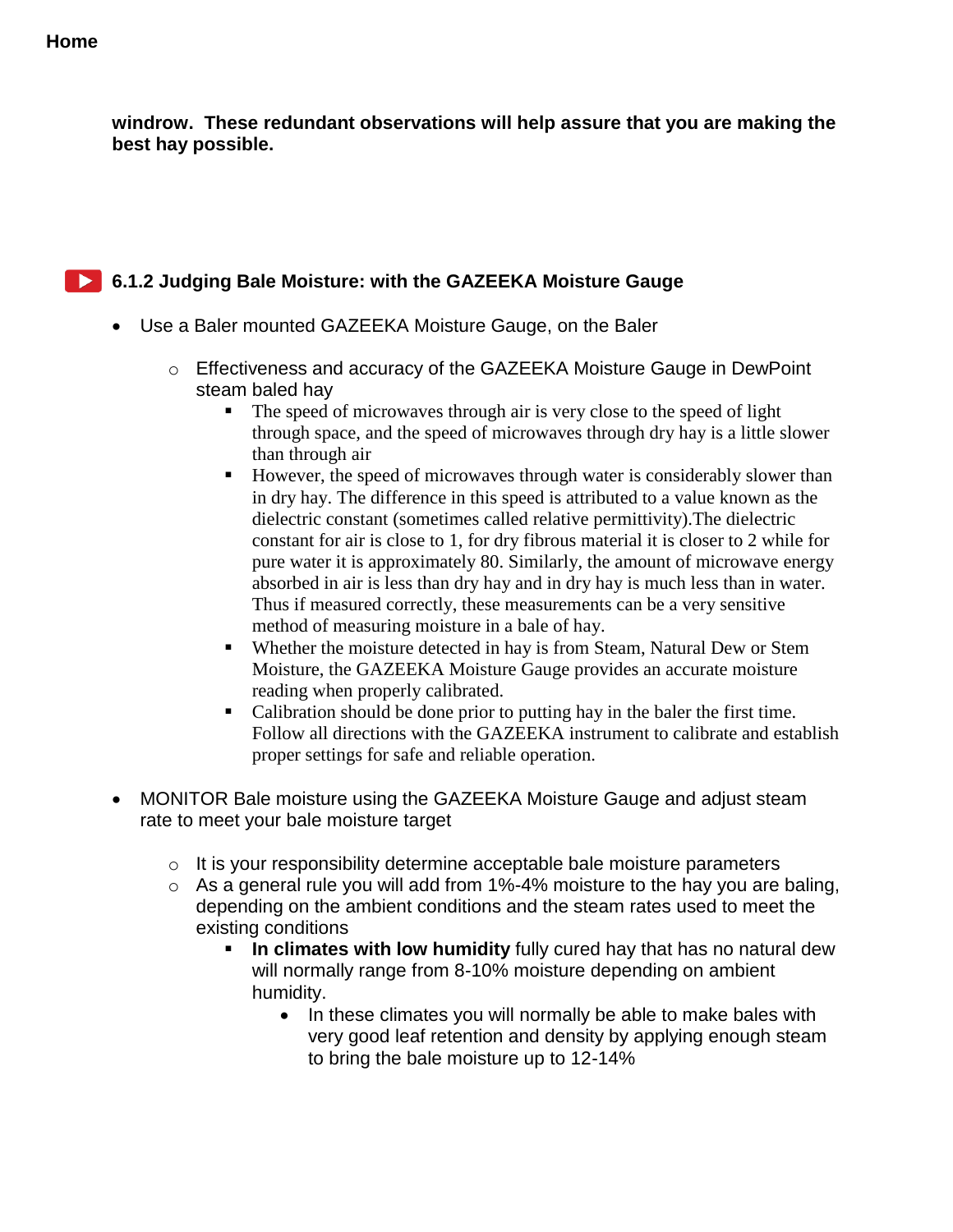**windrow. These redundant observations will help assure that you are making the best hay possible.**

### 6.1.2 Judging Bale Moisture: with the GAZEEKA Moisture Gauge

- Use a Baler mounted GAZEEKA Moisture Gauge, on the Baler
    - Effectiveness and accuracy of the GAZEEKA Moisture Gauge in DewPoint steam baled hay
        - The speed of microwaves through air is very close to the speed of light through space, and the speed of microwaves through dry hay is a little slower than through air
        - However, the speed of microwaves through water is considerably slower than in dry hay. The difference in this speed is attributed to a value known as the dielectric constant (sometimes called relative permittivity).The dielectric constant for air is close to 1, for dry fibrous material it is closer to 2 while for pure water it is approximately 80. Similarly, the amount of microwave energy absorbed in air is less than dry hay and in dry hay is much less than in water. Thus if measured correctly, these measurements can be a very sensitive method of measuring moisture in a bale of hay.
        - Whether the moisture detected in hay is from Steam, Natural Dew or Stem Moisture, the GAZEEKA Moisture Gauge provides an accurate moisture reading when properly calibrated.
        - Calibration should be done prior to putting hay in the baler the first time. Follow all directions with the GAZEEKA instrument to calibrate and establish proper settings for safe and reliable operation.

- MONITOR Bale moisture using the GAZEEKA Moisture Gauge and adjust steam rate to meet your bale moisture target
    - It is your responsibility determine acceptable bale moisture parameters
    - As a general rule you will add from 1%-4% moisture to the hay you are baling, depending on the ambient conditions and the steam rates used to meet the existing conditions
        - **In climates with low humidity** fully cured hay that has no natural dew will normally range from 8-10% moisture depending on ambient humidity.
            - In these climates you will normally be able to make bales with very good leaf retention and density by applying enough steam to bring the bale moisture up to 12-14%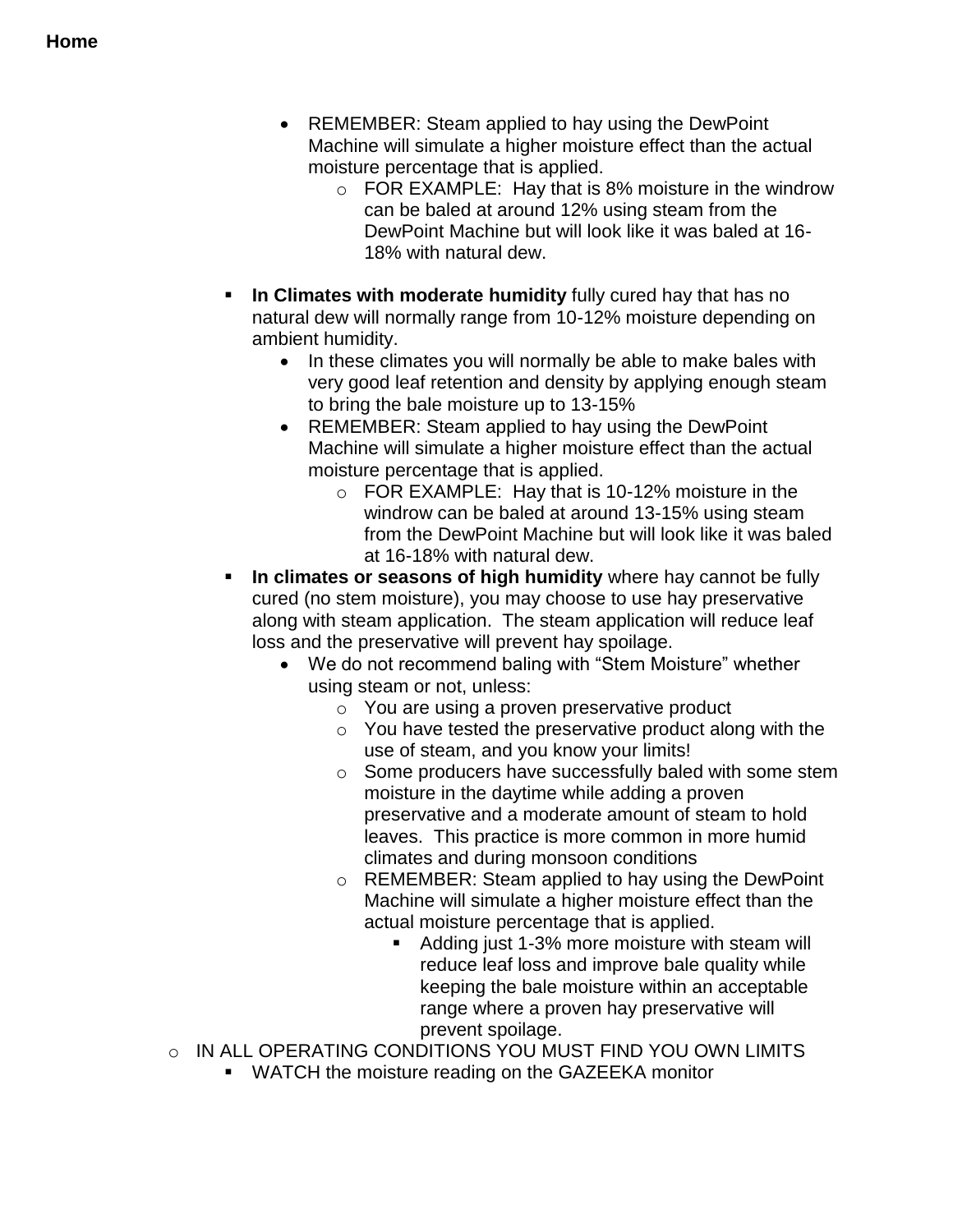**Home**

- REMEMBER: Steam applied to hay using the DewPoint Machine will simulate a higher moisture effect than the actual moisture percentage that is applied.
    - FOR EXAMPLE: Hay that is 8% moisture in the windrow can be baled at around 12% using steam from the DewPoint Machine but will look like it was baled at 16-18% with natural dew.

- **In Climates with moderate humidity** fully cured hay that has no natural dew will normally range from 10-12% moisture depending on ambient humidity.
    - In these climates you will normally be able to make bales with very good leaf retention and density by applying enough steam to bring the bale moisture up to 13-15%
    - REMEMBER: Steam applied to hay using the DewPoint Machine will simulate a higher moisture effect than the actual moisture percentage that is applied.
        - FOR EXAMPLE: Hay that is 10-12% moisture in the windrow can be baled at around 13-15% using steam from the DewPoint Machine but will look like it was baled at 16-18% with natural dew.
- **In climates or seasons of high humidity** where hay cannot be fully cured (no stem moisture), you may choose to use hay preservative along with steam application. The steam application will reduce leaf loss and the preservative will prevent hay spoilage.
    - We do not recommend baling with "Stem Moisture" whether using steam or not, unless:
        - You are using a proven preservative product
        - You have tested the preservative product along with the use of steam, and you know your limits!
        - Some producers have successfully baled with some stem moisture in the daytime while adding a proven preservative and a moderate amount of steam to hold leaves. This practice is more common in more humid climates and during monsoon conditions
        - REMEMBER: Steam applied to hay using the DewPoint Machine will simulate a higher moisture effect than the actual moisture percentage that is applied.
            - Adding just 1-3% more moisture with steam will reduce leaf loss and improve bale quality while keeping the bale moisture within an acceptable range where a proven hay preservative will prevent spoilage.

- IN ALL OPERATING CONDITIONS YOU MUST FIND YOU OWN LIMITS
    - WATCH the moisture reading on the GAZEEKA monitor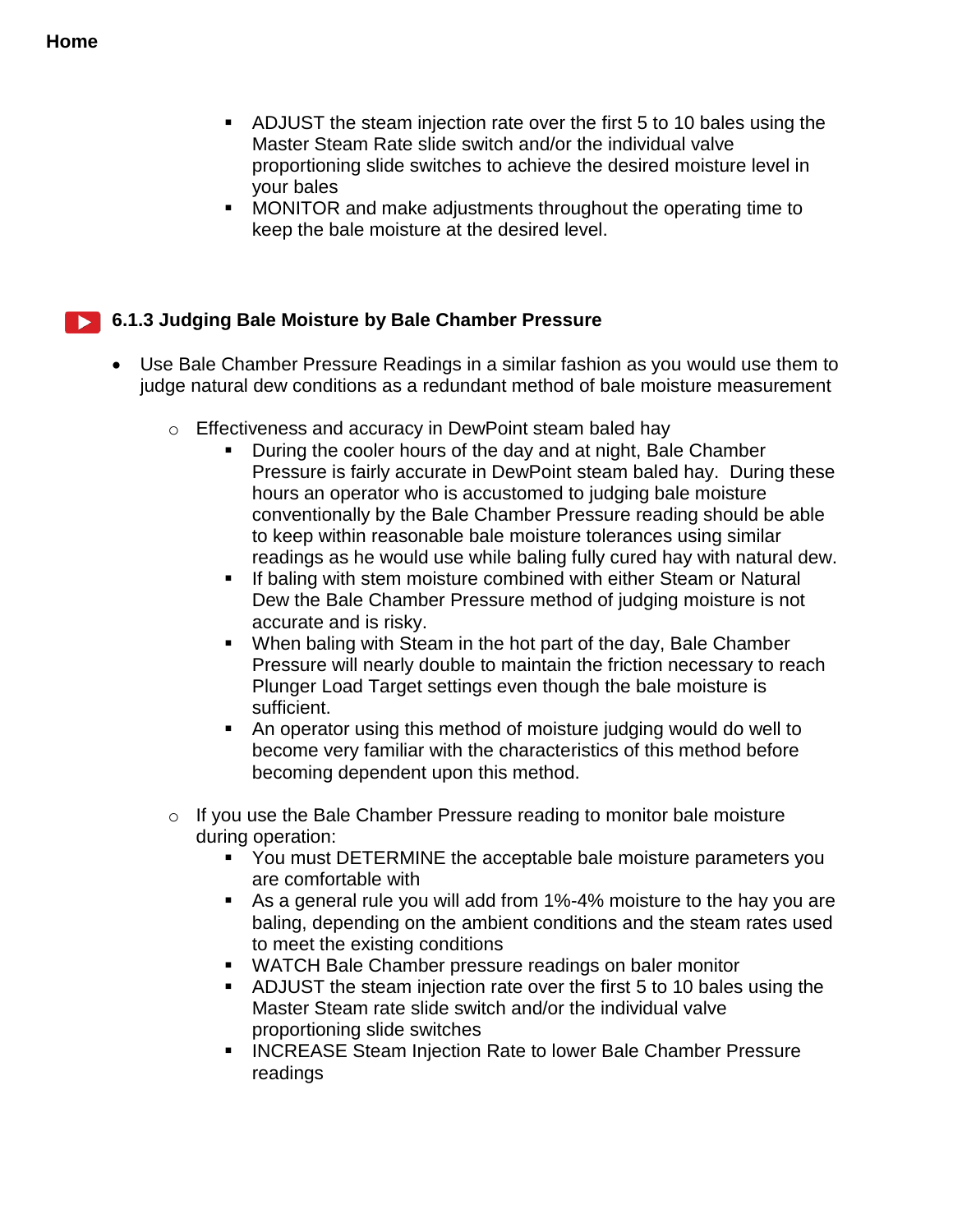- ADJUST the steam injection rate over the first 5 to 10 bales using the Master Steam Rate slide switch and/or the individual valve proportioning slide switches to achieve the desired moisture level in your bales
- MONITOR and make adjustments throughout the operating time to keep the bale moisture at the desired level.

### 6.1.3 Judging Bale Moisture by Bale Chamber Pressure

- Use Bale Chamber Pressure Readings in a similar fashion as you would use them to judge natural dew conditions as a redundant method of bale moisture measurement
  - Effectiveness and accuracy in DewPoint steam baled hay
    - During the cooler hours of the day and at night, Bale Chamber Pressure is fairly accurate in DewPoint steam baled hay. During these hours an operator who is accustomed to judging bale moisture conventionally by the Bale Chamber Pressure reading should be able to keep within reasonable bale moisture tolerances using similar readings as he would use while baling fully cured hay with natural dew.
    - If baling with stem moisture combined with either Steam or Natural Dew the Bale Chamber Pressure method of judging moisture is not accurate and is risky.
    - When baling with Steam in the hot part of the day, Bale Chamber Pressure will nearly double to maintain the friction necessary to reach Plunger Load Target settings even though the bale moisture is sufficient.
    - An operator using this method of moisture judging would do well to become very familiar with the characteristics of this method before becoming dependent upon this method.
  - If you use the Bale Chamber Pressure reading to monitor bale moisture during operation:
    - You must DETERMINE the acceptable bale moisture parameters you are comfortable with
    - As a general rule you will add from 1%-4% moisture to the hay you are baling, depending on the ambient conditions and the steam rates used to meet the existing conditions
    - WATCH Bale Chamber pressure readings on baler monitor
    - ADJUST the steam injection rate over the first 5 to 10 bales using the Master Steam rate slide switch and/or the individual valve proportioning slide switches
    - INCREASE Steam Injection Rate to lower Bale Chamber Pressure readings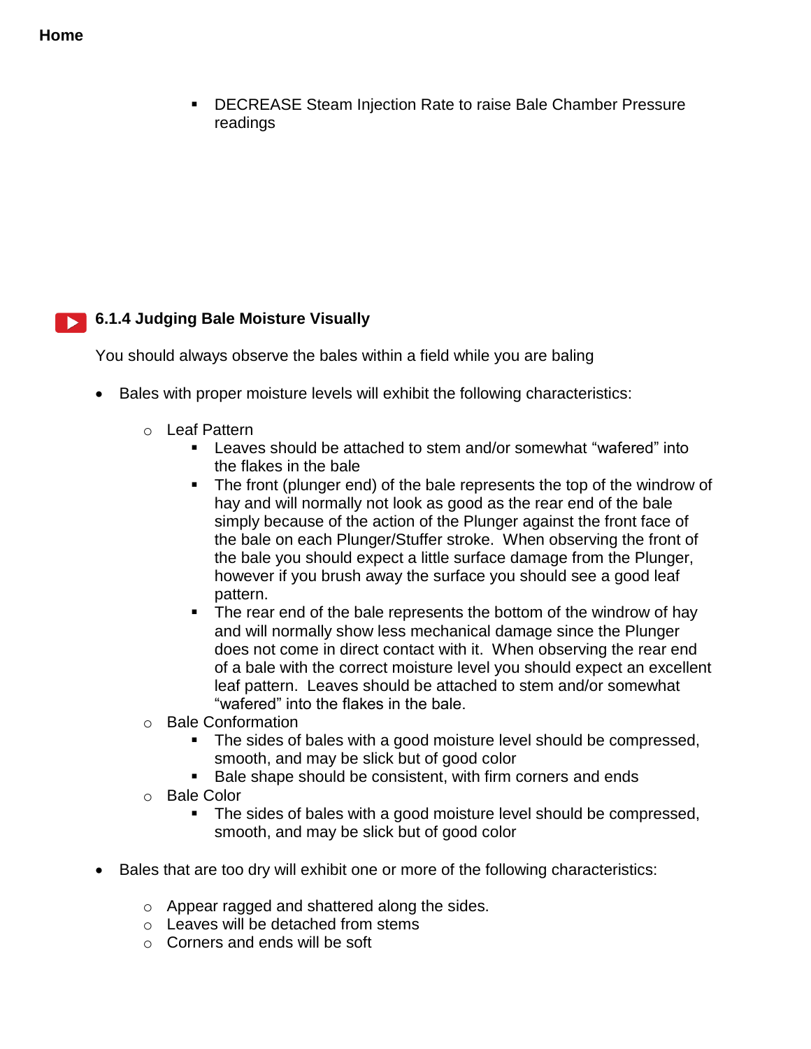**Home**

- DECREASE Steam Injection Rate to raise Bale Chamber Pressure readings

### 6.1.4 Judging Bale Moisture Visually

You should always observe the bales within a field while you are baling

- Bales with proper moisture levels will exhibit the following characteristics:
  - Leaf Pattern
    - Leaves should be attached to stem and/or somewhat "wafered" into the flakes in the bale
    - The front (plunger end) of the bale represents the top of the windrow of hay and will normally not look as good as the rear end of the bale simply because of the action of the Plunger against the front face of the bale on each Plunger/Stuffer stroke. When observing the front of the bale you should expect a little surface damage from the Plunger, however if you brush away the surface you should see a good leaf pattern.
    - The rear end of the bale represents the bottom of the windrow of hay and will normally show less mechanical damage since the Plunger does not come in direct contact with it. When observing the rear end of a bale with the correct moisture level you should expect an excellent leaf pattern. Leaves should be attached to stem and/or somewhat "wafered" into the flakes in the bale.
  - Bale Conformation
    - The sides of bales with a good moisture level should be compressed, smooth, and may be slick but of good color
    - Bale shape should be consistent, with firm corners and ends
  - Bale Color
    - The sides of bales with a good moisture level should be compressed, smooth, and may be slick but of good color

- Bales that are too dry will exhibit one or more of the following characteristics:
  - Appear ragged and shattered along the sides.
  - Leaves will be detached from stems
  - Corners and ends will be soft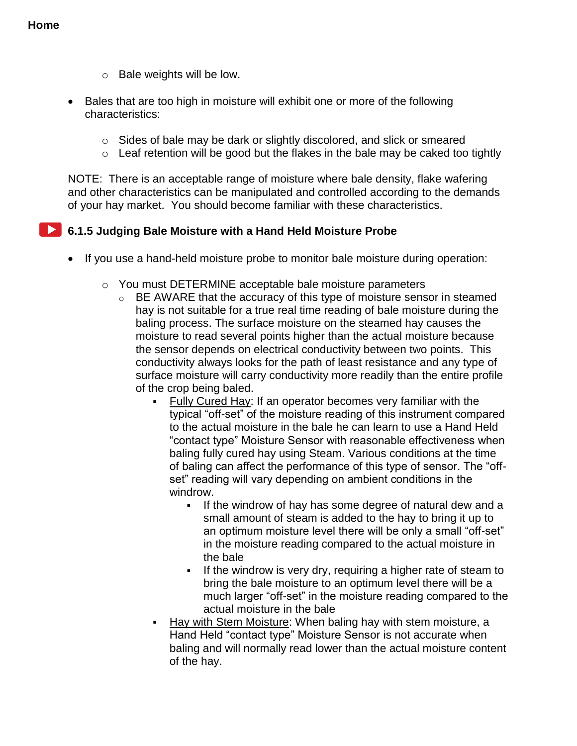Home

  - Bale weights will be low.

- Bales that are too high in moisture will exhibit one or more of the following characteristics:

  - Sides of bale may be dark or slightly discolored, and slick or smeared
  - Leaf retention will be good but the flakes in the bale may be caked too tightly

NOTE: There is an acceptable range of moisture where bale density, flake wafering and other characteristics can be manipulated and controlled according to the demands of your hay market. You should become familiar with these characteristics.

### 6.1.5 Judging Bale Moisture with a Hand Held Moisture Probe

- If you use a hand-held moisture probe to monitor bale moisture during operation:

  - You must DETERMINE acceptable bale moisture parameters
    - BE AWARE that the accuracy of this type of moisture sensor in steamed hay is not suitable for a true real time reading of bale moisture during the baling process. The surface moisture on the steamed hay causes the moisture to read several points higher than the actual moisture because the sensor depends on electrical conductivity between two points. This conductivity always looks for the path of least resistance and any type of surface moisture will carry conductivity more readily than the entire profile of the crop being baled.
      - Fully Cured Hay: If an operator becomes very familiar with the typical "off-set" of the moisture reading of this instrument compared to the actual moisture in the bale he can learn to use a Hand Held "contact type" Moisture Sensor with reasonable effectiveness when baling fully cured hay using Steam. Various conditions at the time of baling can affect the performance of this type of sensor. The "off-set" reading will vary depending on ambient conditions in the windrow.
        - If the windrow of hay has some degree of natural dew and a small amount of steam is added to the hay to bring it up to an optimum moisture level there will be only a small "off-set" in the moisture reading compared to the actual moisture in the bale
        - If the windrow is very dry, requiring a higher rate of steam to bring the bale moisture to an optimum level there will be a much larger "off-set" in the moisture reading compared to the actual moisture in the bale
      - Hay with Stem Moisture: When baling hay with stem moisture, a Hand Held "contact type" Moisture Sensor is not accurate when baling and will normally read lower than the actual moisture content of the hay.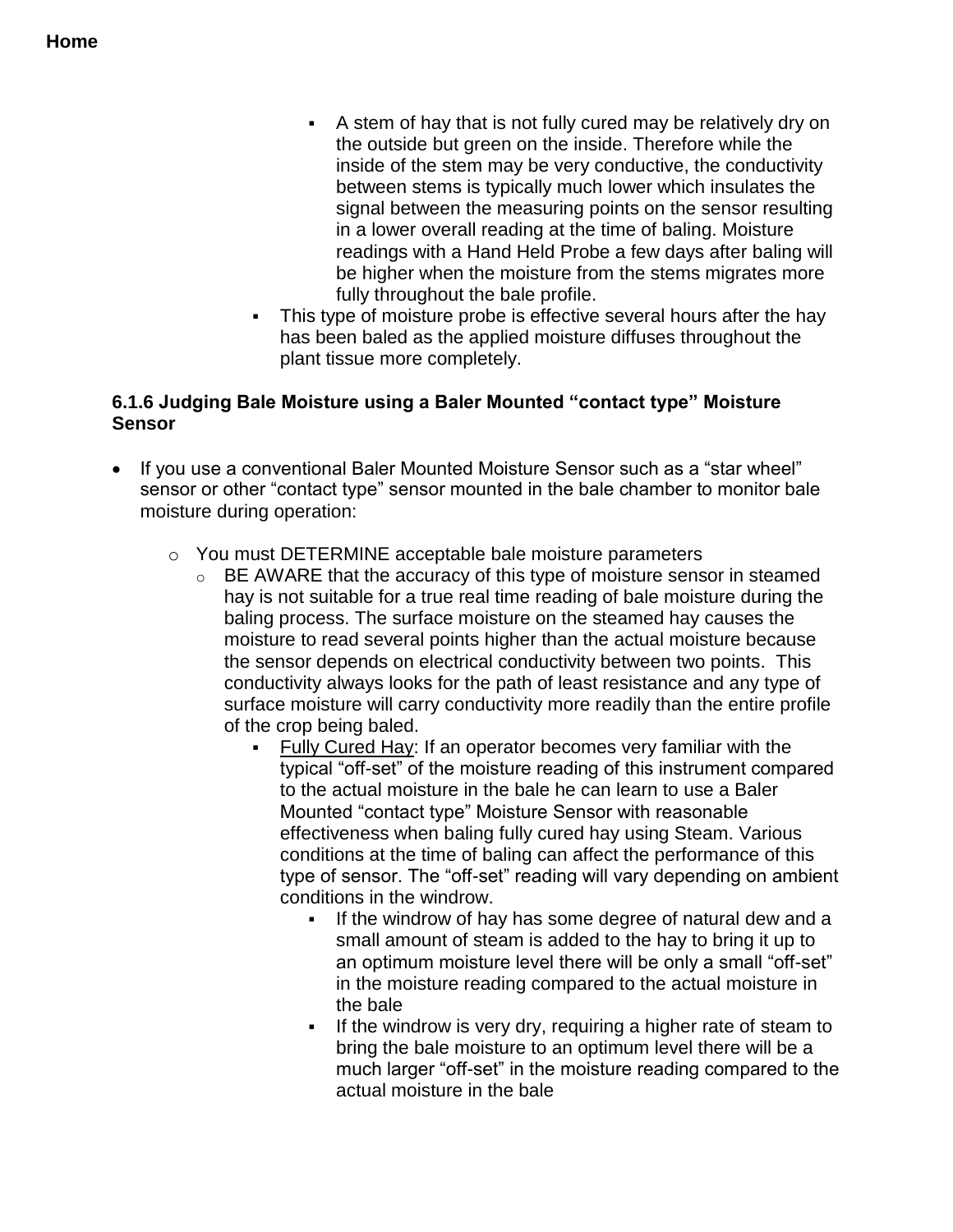**Home**

- A stem of hay that is not fully cured may be relatively dry on the outside but green on the inside. Therefore while the inside of the stem may be very conductive, the conductivity between stems is typically much lower which insulates the signal between the measuring points on the sensor resulting in a lower overall reading at the time of baling. Moisture readings with a Hand Held Probe a few days after baling will be higher when the moisture from the stems migrates more fully throughout the bale profile.
- This type of moisture probe is effective several hours after the hay has been baled as the applied moisture diffuses throughout the plant tissue more completely.

### 6.1.6 Judging Bale Moisture using a Baler Mounted "contact type" Moisture Sensor

- If you use a conventional Baler Mounted Moisture Sensor such as a "star wheel" sensor or other "contact type" sensor mounted in the bale chamber to monitor bale moisture during operation:
  - You must DETERMINE acceptable bale moisture parameters
  - BE AWARE that the accuracy of this type of moisture sensor in steamed hay is not suitable for a true real time reading of bale moisture during the baling process. The surface moisture on the steamed hay causes the moisture to read several points higher than the actual moisture because the sensor depends on electrical conductivity between two points. This conductivity always looks for the path of least resistance and any type of surface moisture will carry conductivity more readily than the entire profile of the crop being baled.
    - Fully Cured Hay: If an operator becomes very familiar with the typical "off-set" of the moisture reading of this instrument compared to the actual moisture in the bale he can learn to use a Baler Mounted "contact type" Moisture Sensor with reasonable effectiveness when baling fully cured hay using Steam. Various conditions at the time of baling can affect the performance of this type of sensor. The "off-set" reading will vary depending on ambient conditions in the windrow.
      - If the windrow of hay has some degree of natural dew and a small amount of steam is added to the hay to bring it up to an optimum moisture level there will be only a small "off-set" in the moisture reading compared to the actual moisture in the bale
      - If the windrow is very dry, requiring a higher rate of steam to bring the bale moisture to an optimum level there will be a much larger "off-set" in the moisture reading compared to the actual moisture in the bale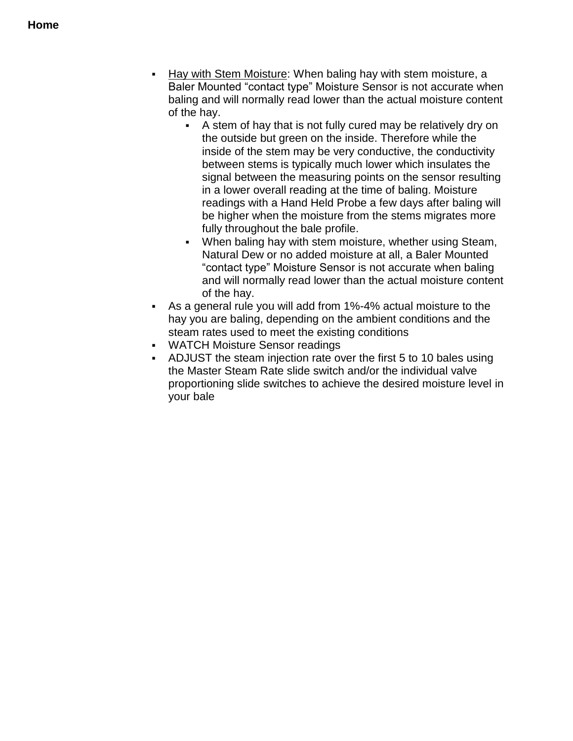- <u>Hay with Stem Moisture</u>: When baling hay with stem moisture, a Baler Mounted "contact type" Moisture Sensor is not accurate when baling and will normally read lower than the actual moisture content of the hay.
  - A stem of hay that is not fully cured may be relatively dry on the outside but green on the inside. Therefore while the inside of the stem may be very conductive, the conductivity between stems is typically much lower which insulates the signal between the measuring points on the sensor resulting in a lower overall reading at the time of baling. Moisture readings with a Hand Held Probe a few days after baling will be higher when the moisture from the stems migrates more fully throughout the bale profile.
  - When baling hay with stem moisture, whether using Steam, Natural Dew or no added moisture at all, a Baler Mounted "contact type" Moisture Sensor is not accurate when baling and will normally read lower than the actual moisture content of the hay.
- As a general rule you will add from 1%-4% actual moisture to the hay you are baling, depending on the ambient conditions and the steam rates used to meet the existing conditions
- WATCH Moisture Sensor readings
- ADJUST the steam injection rate over the first 5 to 10 bales using the Master Steam Rate slide switch and/or the individual valve proportioning slide switches to achieve the desired moisture level in your bale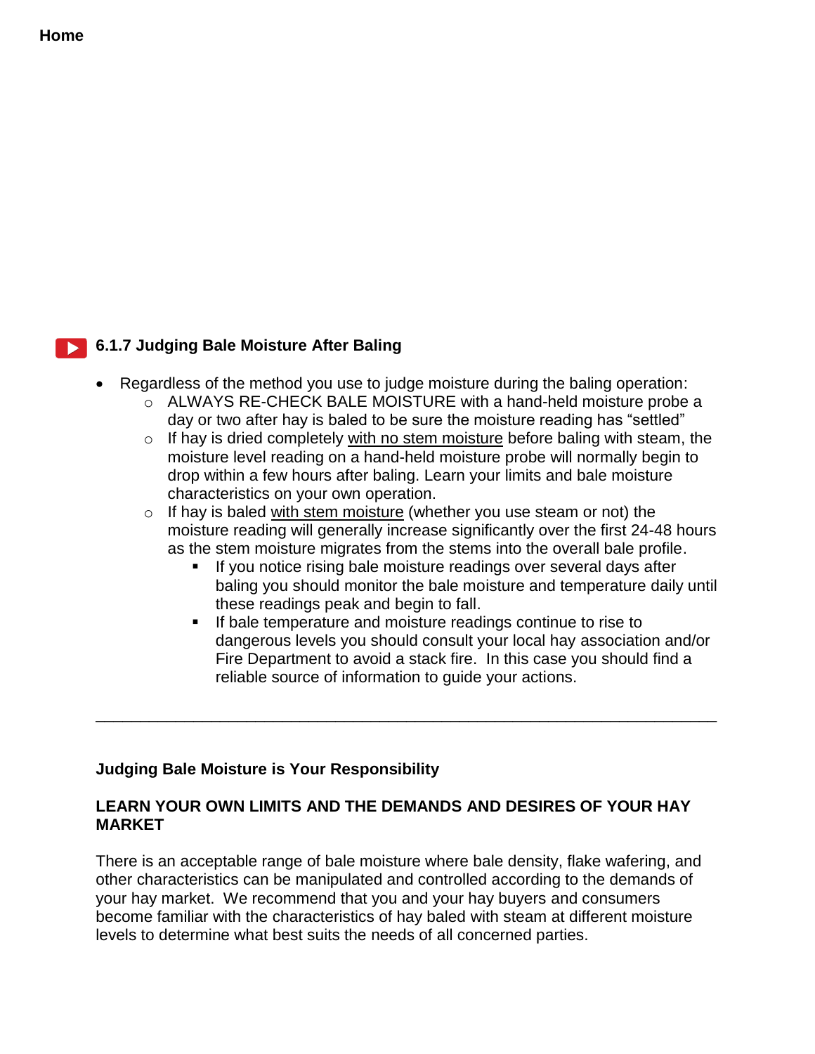Home

### 6.1.7 Judging Bale Moisture After Baling

- Regardless of the method you use to judge moisture during the baling operation:
  - ALWAYS RE-CHECK BALE MOISTURE with a hand-held moisture probe a day or two after hay is baled to be sure the moisture reading has "settled"
  - If hay is dried completely <u>with no stem moisture</u> before baling with steam, the moisture level reading on a hand-held moisture probe will normally begin to drop within a few hours after baling. Learn your limits and bale moisture characteristics on your own operation.
  - If hay is baled <u>with stem moisture</u> (whether you use steam or not) the moisture reading will generally increase significantly over the first 24-48 hours as the stem moisture migrates from the stems into the overall bale profile.
    - If you notice rising bale moisture readings over several days after baling you should monitor the bale moisture and temperature daily until these readings peak and begin to fall.
    - If bale temperature and moisture readings continue to rise to dangerous levels you should consult your local hay association and/or Fire Department to avoid a stack fire. In this case you should find a reliable source of information to guide your actions.

---

**Judging Bale Moisture is Your Responsibility**

**LEARN YOUR OWN LIMITS AND THE DEMANDS AND DESIRES OF YOUR HAY MARKET**

There is an acceptable range of bale moisture where bale density, flake wafering, and other characteristics can be manipulated and controlled according to the demands of your hay market. We recommend that you and your hay buyers and consumers become familiar with the characteristics of hay baled with steam at different moisture levels to determine what best suits the needs of all concerned parties.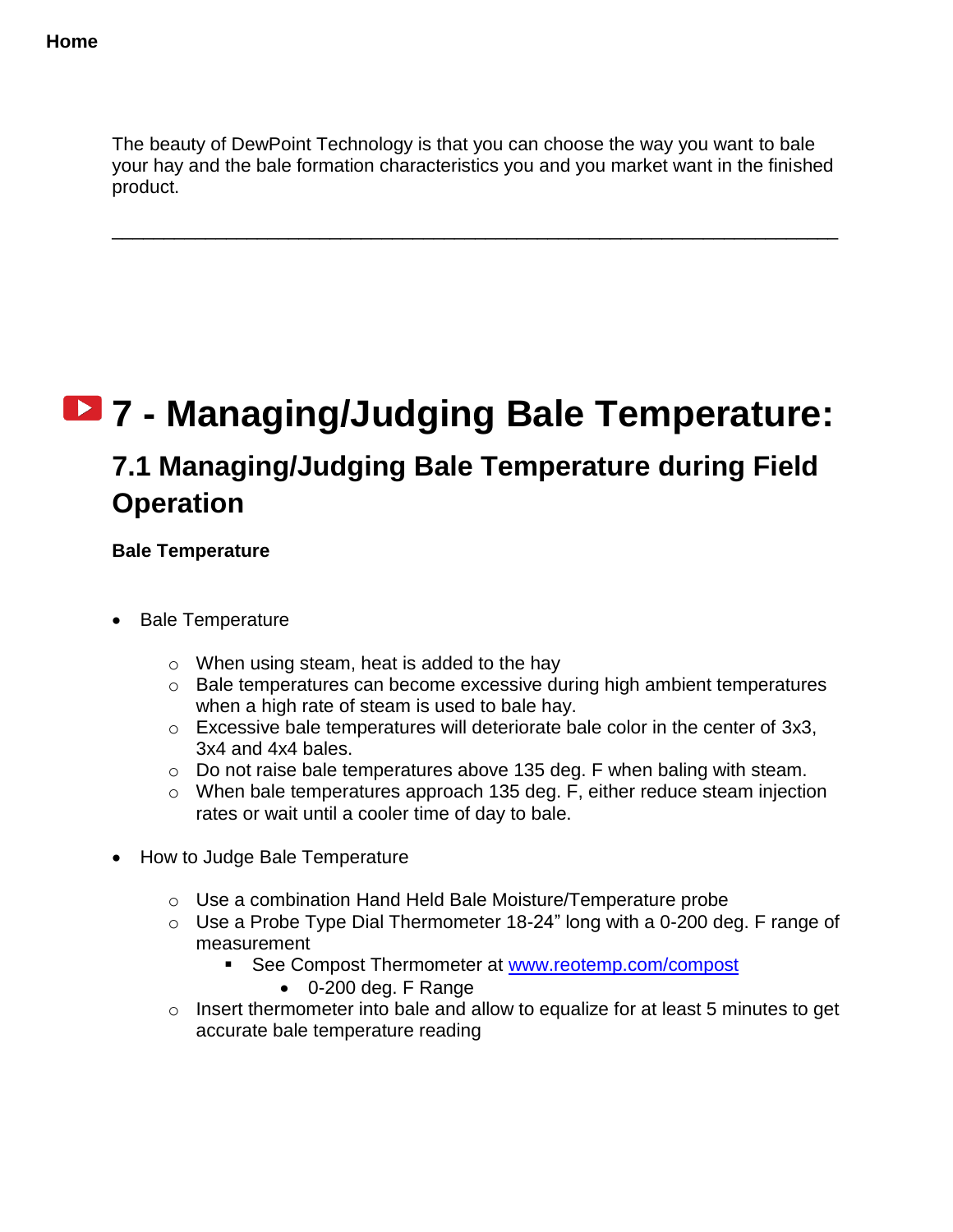**Home**

The beauty of DewPoint Technology is that you can choose the way you want to bale your hay and the bale formation characteristics you and you market want in the finished product.

---

# 7 - Managing/Judging Bale Temperature:

## 7.1 Managing/Judging Bale Temperature during Field Operation

**Bale Temperature**

- Bale Temperature
  - When using steam, heat is added to the hay
  - Bale temperatures can become excessive during high ambient temperatures when a high rate of steam is used to bale hay.
  - Excessive bale temperatures will deteriorate bale color in the center of 3x3, 3x4 and 4x4 bales.
  - Do not raise bale temperatures above 135 deg. F when baling with steam.
  - When bale temperatures approach 135 deg. F, either reduce steam injection rates or wait until a cooler time of day to bale.

- How to Judge Bale Temperature
  - Use a combination Hand Held Bale Moisture/Temperature probe
  - Use a Probe Type Dial Thermometer 18-24" long with a 0-200 deg. F range of measurement
    - See Compost Thermometer at [www.reotemp.com/compost](www.reotemp.com/compost)
      - 0-200 deg. F Range
  - Insert thermometer into bale and allow to equalize for at least 5 minutes to get accurate bale temperature reading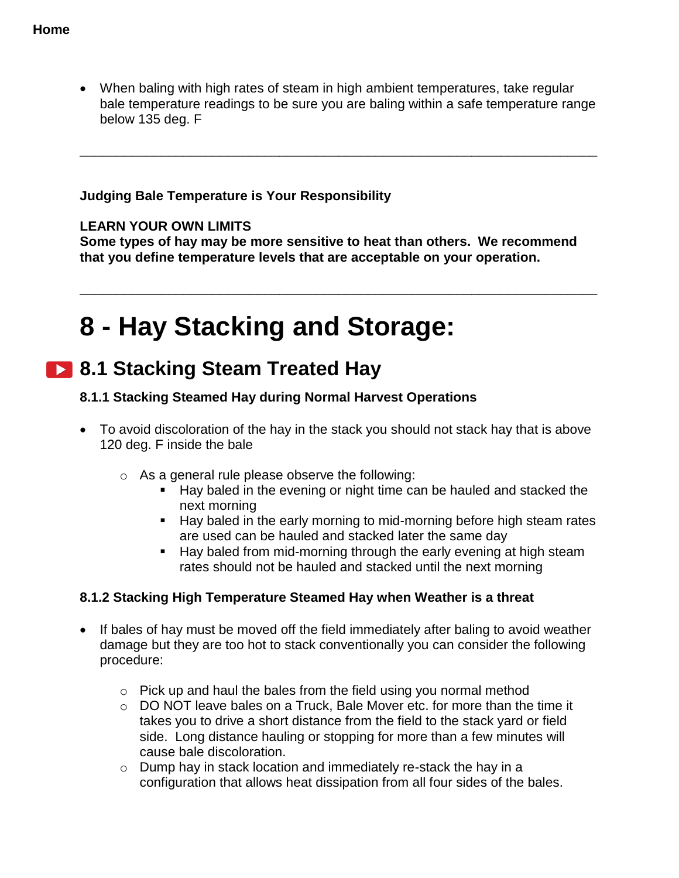- When baling with high rates of steam in high ambient temperatures, take regular bale temperature readings to be sure you are baling within a safe temperature range below 135 deg. F

---

**Judging Bale Temperature is Your Responsibility**

**LEARN YOUR OWN LIMITS**
**Some types of hay may be more sensitive to heat than others. We recommend that you define temperature levels that are acceptable on your operation.**

---

# 8 - Hay Stacking and Storage:

## 8.1 Stacking Steam Treated Hay

### 8.1.1 Stacking Steamed Hay during Normal Harvest Operations

- To avoid discoloration of the hay in the stack you should not stack hay that is above 120 deg. F inside the bale
    - As a general rule please observe the following:
        - Hay baled in the evening or night time can be hauled and stacked the next morning
        - Hay baled in the early morning to mid-morning before high steam rates are used can be hauled and stacked later the same day
        - Hay baled from mid-morning through the early evening at high steam rates should not be hauled and stacked until the next morning

### 8.1.2 Stacking High Temperature Steamed Hay when Weather is a threat

- If bales of hay must be moved off the field immediately after baling to avoid weather damage but they are too hot to stack conventionally you can consider the following procedure:
    - Pick up and haul the bales from the field using you normal method
    - DO NOT leave bales on a Truck, Bale Mover etc. for more than the time it takes you to drive a short distance from the field to the stack yard or field side. Long distance hauling or stopping for more than a few minutes will cause bale discoloration.
    - Dump hay in stack location and immediately re-stack the hay in a configuration that allows heat dissipation from all four sides of the bales.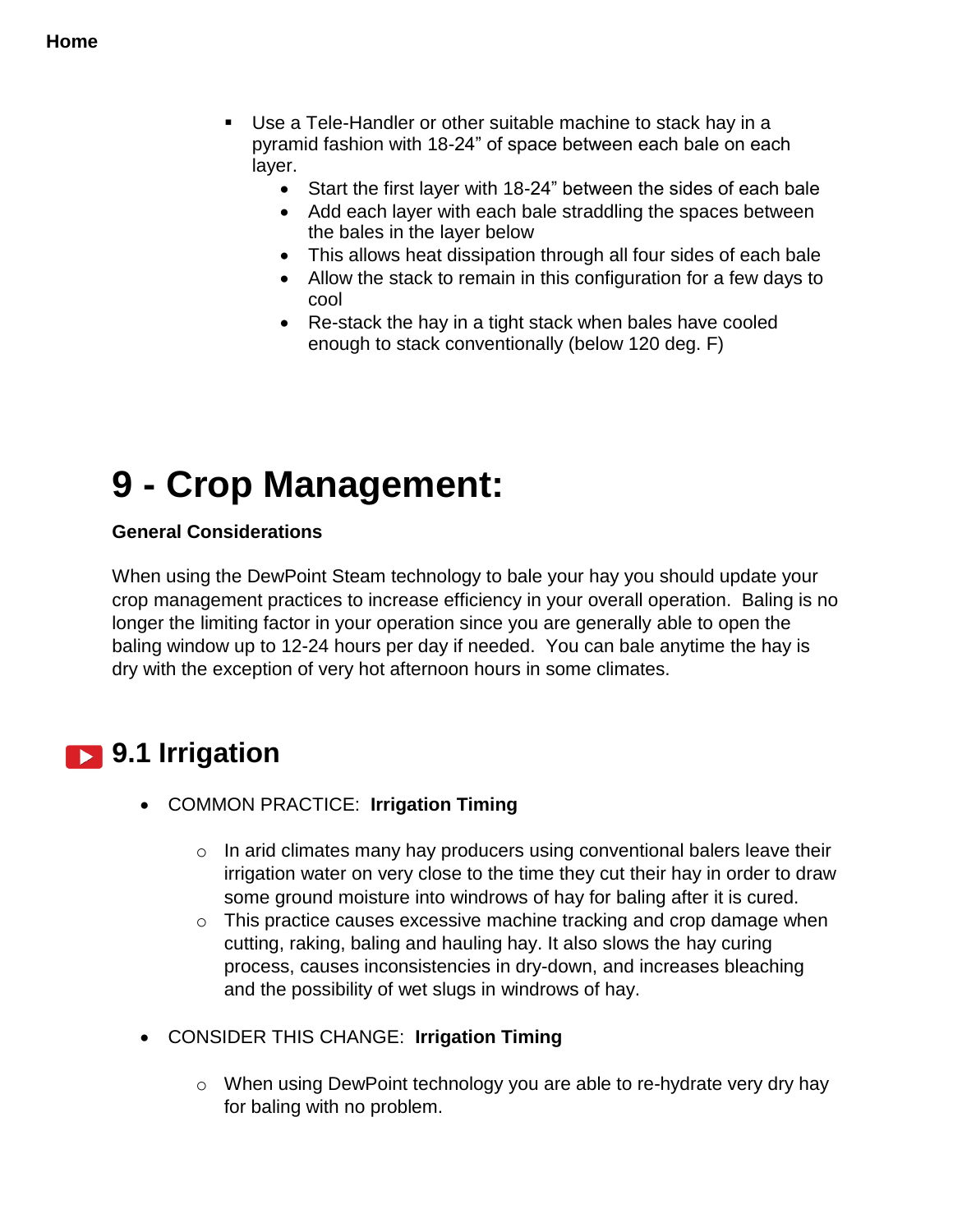- Use a Tele-Handler or other suitable machine to stack hay in a pyramid fashion with 18-24" of space between each bale on each layer.
  - Start the first layer with 18-24" between the sides of each bale
  - Add each layer with each bale straddling the spaces between the bales in the layer below
  - This allows heat dissipation through all four sides of each bale
  - Allow the stack to remain in this configuration for a few days to cool
  - Re-stack the hay in a tight stack when bales have cooled enough to stack conventionally (below 120 deg. F)

# 9 - Crop Management:

**General Considerations**

When using the DewPoint Steam technology to bale your hay you should update your crop management practices to increase efficiency in your overall operation. Baling is no longer the limiting factor in your operation since you are generally able to open the baling window up to 12-24 hours per day if needed. You can bale anytime the hay is dry with the exception of very hot afternoon hours in some climates.

## 9.1 Irrigation

- COMMON PRACTICE: **Irrigation Timing**
  - In arid climates many hay producers using conventional balers leave their irrigation water on very close to the time they cut their hay in order to draw some ground moisture into windrows of hay for baling after it is cured.
  - This practice causes excessive machine tracking and crop damage when cutting, raking, baling and hauling hay. It also slows the hay curing process, causes inconsistencies in dry-down, and increases bleaching and the possibility of wet slugs in windrows of hay.

- CONSIDER THIS CHANGE: **Irrigation Timing**
  - When using DewPoint technology you are able to re-hydrate very dry hay for baling with no problem.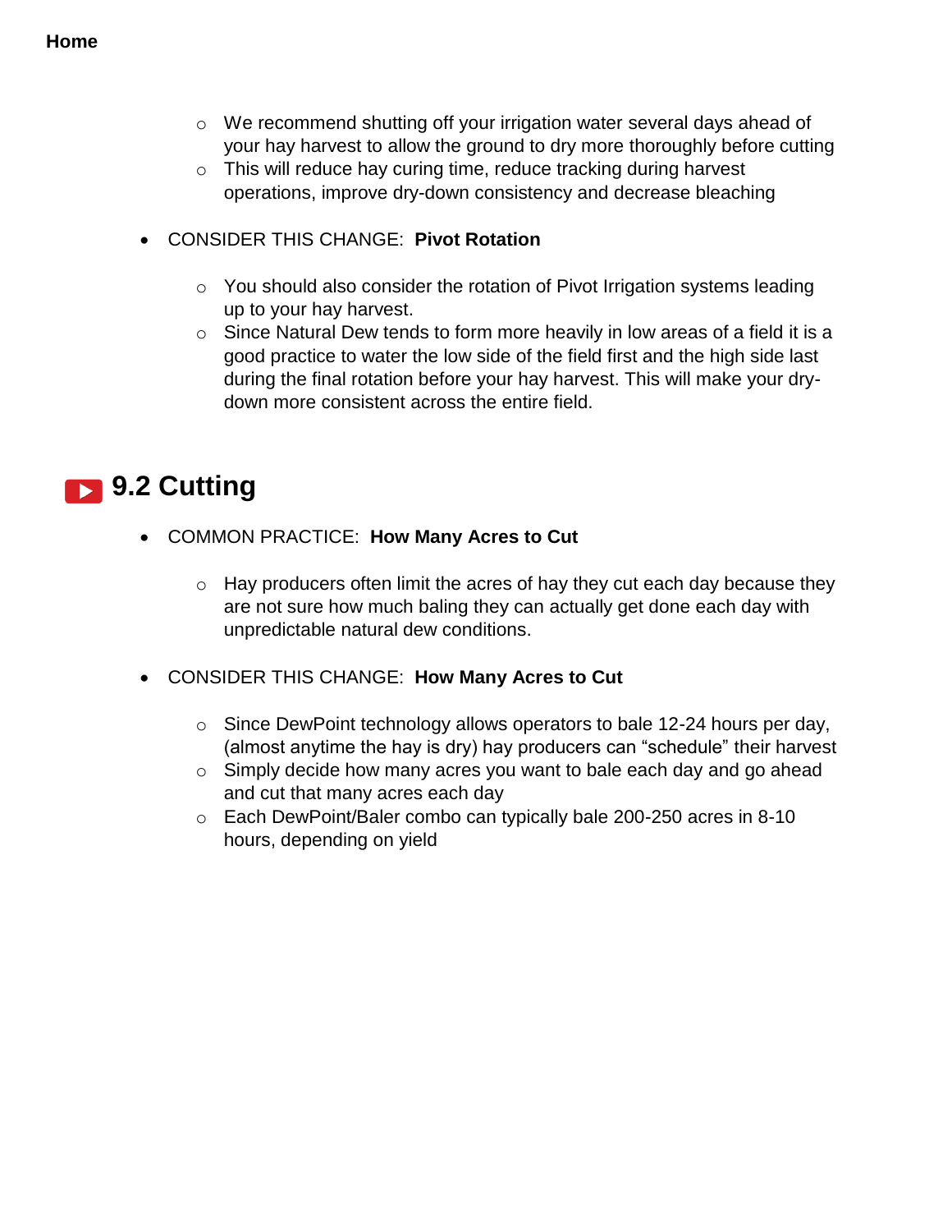- We recommend shutting off your irrigation water several days ahead of your hay harvest to allow the ground to dry more thoroughly before cutting
- This will reduce hay curing time, reduce tracking during harvest operations, improve dry-down consistency and decrease bleaching

- CONSIDER THIS CHANGE: **Pivot Rotation**
  - You should also consider the rotation of Pivot Irrigation systems leading up to your hay harvest.
  - Since Natural Dew tends to form more heavily in low areas of a field it is a good practice to water the low side of the field first and the high side last during the final rotation before your hay harvest. This will make your dry-down more consistent across the entire field.

## 9.2 Cutting

- COMMON PRACTICE: **How Many Acres to Cut**
  - Hay producers often limit the acres of hay they cut each day because they are not sure how much baling they can actually get done each day with unpredictable natural dew conditions.

- CONSIDER THIS CHANGE: **How Many Acres to Cut**
  - Since DewPoint technology allows operators to bale 12-24 hours per day, (almost anytime the hay is dry) hay producers can "schedule" their harvest
  - Simply decide how many acres you want to bale each day and go ahead and cut that many acres each day
  - Each DewPoint/Baler combo can typically bale 200-250 acres in 8-10 hours, depending on yield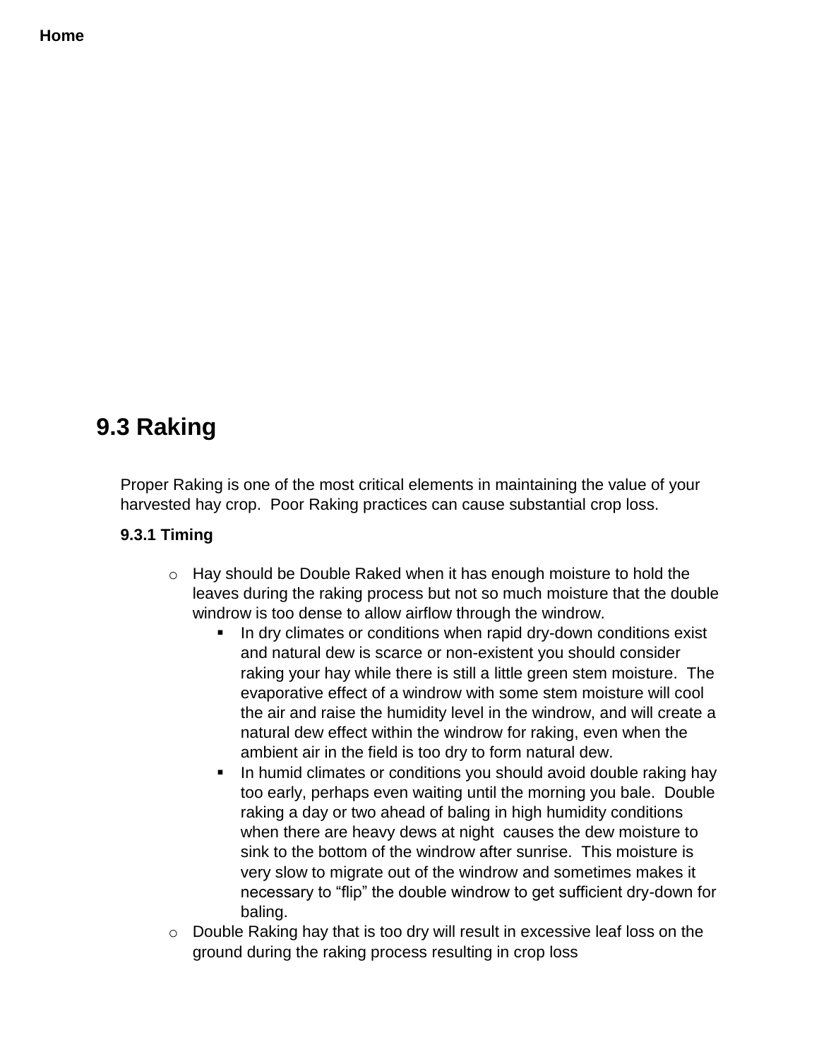**Home**

## 9.3 Raking

Proper Raking is one of the most critical elements in maintaining the value of your harvested hay crop. Poor Raking practices can cause substantial crop loss.

### 9.3.1 Timing

- Hay should be Double Raked when it has enough moisture to hold the leaves during the raking process but not so much moisture that the double windrow is too dense to allow airflow through the windrow.
  - In dry climates or conditions when rapid dry-down conditions exist and natural dew is scarce or non-existent you should consider raking your hay while there is still a little green stem moisture. The evaporative effect of a windrow with some stem moisture will cool the air and raise the humidity level in the windrow, and will create a natural dew effect within the windrow for raking, even when the ambient air in the field is too dry to form natural dew.
  - In humid climates or conditions you should avoid double raking hay too early, perhaps even waiting until the morning you bale. Double raking a day or two ahead of baling in high humidity conditions when there are heavy dews at night causes the dew moisture to sink to the bottom of the windrow after sunrise. This moisture is very slow to migrate out of the windrow and sometimes makes it necessary to "flip" the double windrow to get sufficient dry-down for baling.
- Double Raking hay that is too dry will result in excessive leaf loss on the ground during the raking process resulting in crop loss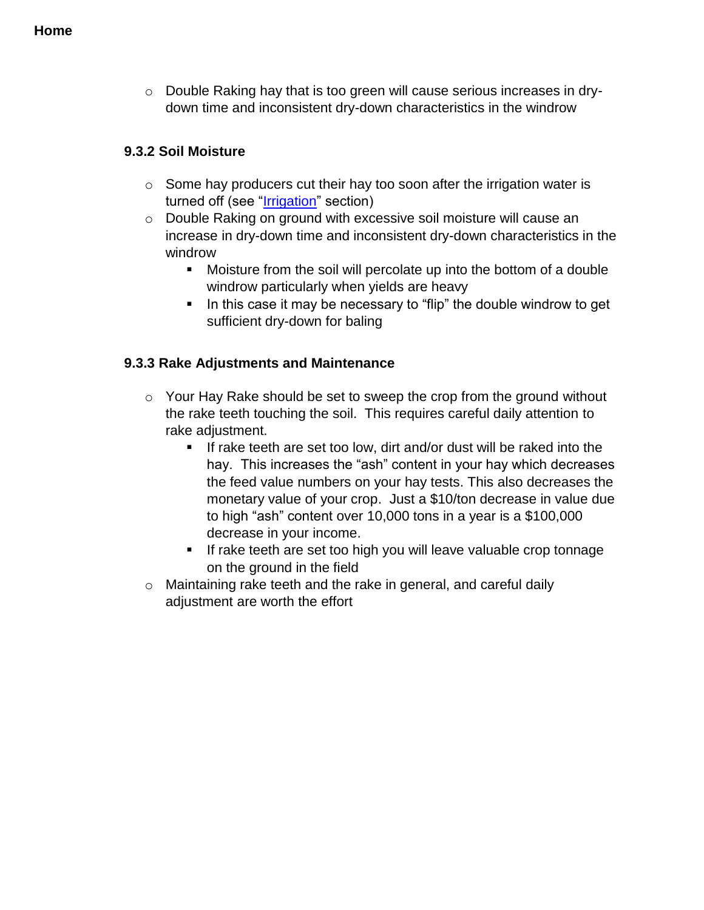- Double Raking hay that is too green will cause serious increases in dry-down time and inconsistent dry-down characteristics in the windrow

### 9.3.2 Soil Moisture

- Some hay producers cut their hay too soon after the irrigation water is turned off (see "Irrigation" section)
- Double Raking on ground with excessive soil moisture will cause an increase in dry-down time and inconsistent dry-down characteristics in the windrow
  - Moisture from the soil will percolate up into the bottom of a double windrow particularly when yields are heavy
  - In this case it may be necessary to "flip" the double windrow to get sufficient dry-down for baling

### 9.3.3 Rake Adjustments and Maintenance

- Your Hay Rake should be set to sweep the crop from the ground without the rake teeth touching the soil. This requires careful daily attention to rake adjustment.
  - If rake teeth are set too low, dirt and/or dust will be raked into the hay. This increases the "ash" content in your hay which decreases the feed value numbers on your hay tests. This also decreases the monetary value of your crop. Just a $10/ton decrease in value due to high "ash" content over 10,000 tons in a year is a $100,000 decrease in your income.
  - If rake teeth are set too high you will leave valuable crop tonnage on the ground in the field
- Maintaining rake teeth and the rake in general, and careful daily adjustment are worth the effort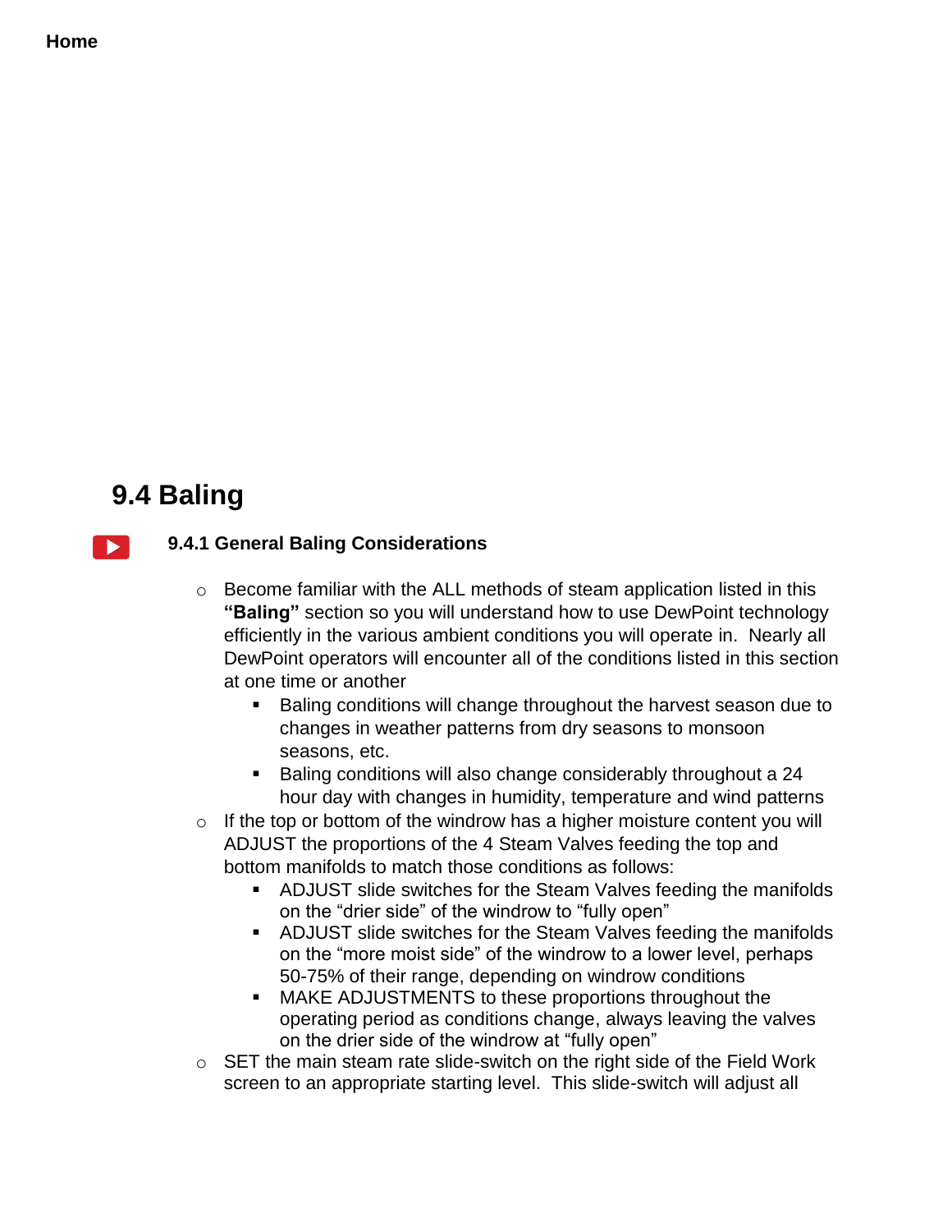**Home**

# 9.4 Baling

### 9.4.1 General Baling Considerations

- Become familiar with the ALL methods of steam application listed in this **"Baling"** section so you will understand how to use DewPoint technology efficiently in the various ambient conditions you will operate in. Nearly all DewPoint operators will encounter all of the conditions listed in this section at one time or another
  - Baling conditions will change throughout the harvest season due to changes in weather patterns from dry seasons to monsoon seasons, etc.
  - Baling conditions will also change considerably throughout a 24 hour day with changes in humidity, temperature and wind patterns
- If the top or bottom of the windrow has a higher moisture content you will ADJUST the proportions of the 4 Steam Valves feeding the top and bottom manifolds to match those conditions as follows:
  - ADJUST slide switches for the Steam Valves feeding the manifolds on the "drier side" of the windrow to "fully open"
  - ADJUST slide switches for the Steam Valves feeding the manifolds on the "more moist side" of the windrow to a lower level, perhaps 50-75% of their range, depending on windrow conditions
  - MAKE ADJUSTMENTS to these proportions throughout the operating period as conditions change, always leaving the valves on the drier side of the windrow at "fully open"
- SET the main steam rate slide-switch on the right side of the Field Work screen to an appropriate starting level. This slide-switch will adjust all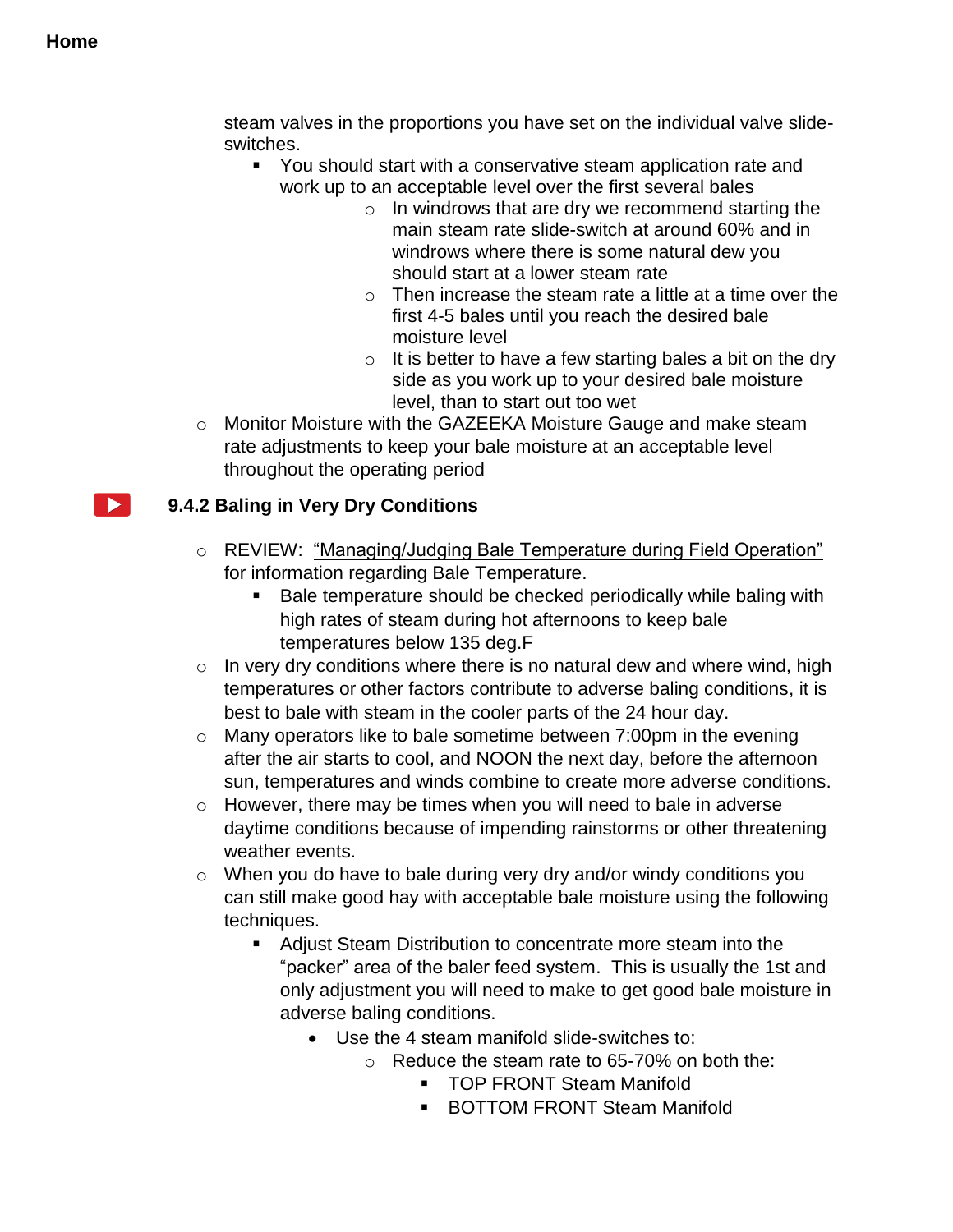**Home**

steam valves in the proportions you have set on the individual valve slide-switches.

- You should start with a conservative steam application rate and work up to an acceptable level over the first several bales
    - In windrows that are dry we recommend starting the main steam rate slide-switch at around 60% and in windrows where there is some natural dew you should start at a lower steam rate
    - Then increase the steam rate a little at a time over the first 4-5 bales until you reach the desired bale moisture level
    - It is better to have a few starting bales a bit on the dry side as you work up to your desired bale moisture level, than to start out too wet

- Monitor Moisture with the GAZEEKA Moisture Gauge and make steam rate adjustments to keep your bale moisture at an acceptable level throughout the operating period

### 9.4.2 Baling in Very Dry Conditions

- REVIEW: "Managing/Judging Bale Temperature during Field Operation" for information regarding Bale Temperature.
    - Bale temperature should be checked periodically while baling with high rates of steam during hot afternoons to keep bale temperatures below 135 deg.F
- In very dry conditions where there is no natural dew and where wind, high temperatures or other factors contribute to adverse baling conditions, it is best to bale with steam in the cooler parts of the 24 hour day.
- Many operators like to bale sometime between 7:00pm in the evening after the air starts to cool, and NOON the next day, before the afternoon sun, temperatures and winds combine to create more adverse conditions.
- However, there may be times when you will need to bale in adverse daytime conditions because of impending rainstorms or other threatening weather events.
- When you do have to bale during very dry and/or windy conditions you can still make good hay with acceptable bale moisture using the following techniques.
    - Adjust Steam Distribution to concentrate more steam into the "packer" area of the baler feed system. This is usually the 1st and only adjustment you will need to make to get good bale moisture in adverse baling conditions.
        - Use the 4 steam manifold slide-switches to:
            - Reduce the steam rate to 65-70% on both the:
                - TOP FRONT Steam Manifold
                - BOTTOM FRONT Steam Manifold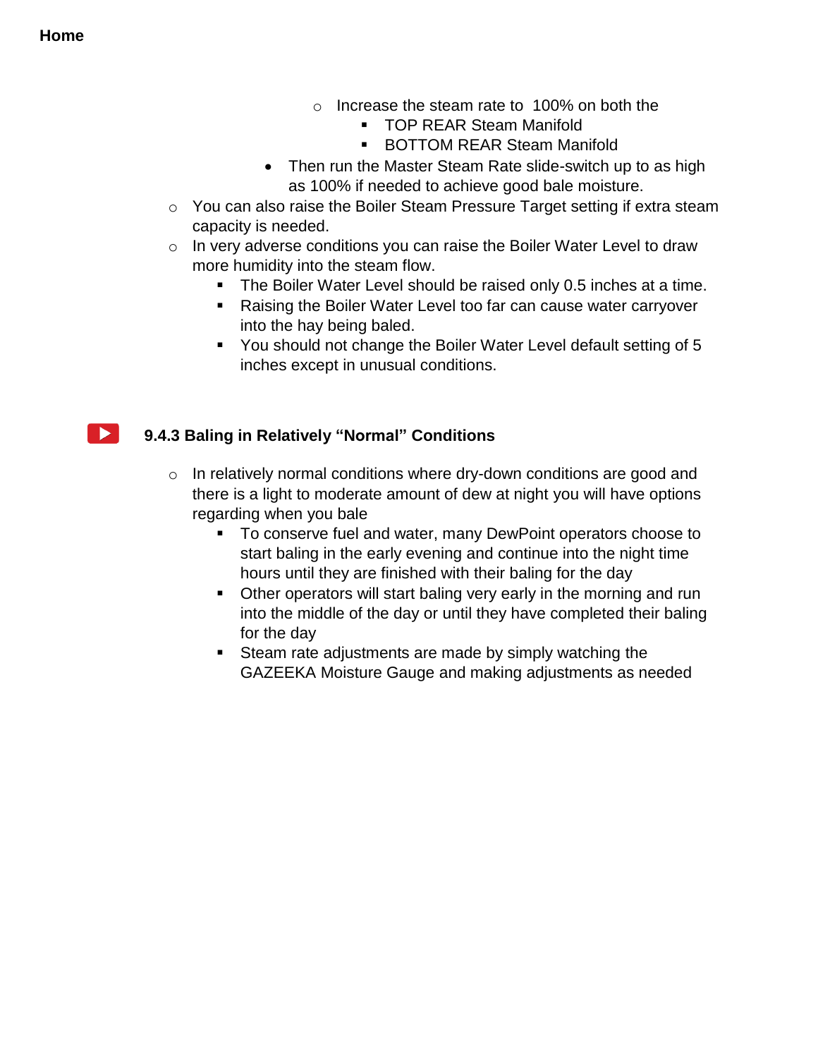- Increase the steam rate to 100% on both the
  - TOP REAR Steam Manifold
  - BOTTOM REAR Steam Manifold
- Then run the Master Steam Rate slide-switch up to as high as 100% if needed to achieve good bale moisture.

- You can also raise the Boiler Steam Pressure Target setting if extra steam capacity is needed.
- In very adverse conditions you can raise the Boiler Water Level to draw more humidity into the steam flow.
  - The Boiler Water Level should be raised only 0.5 inches at a time.
  - Raising the Boiler Water Level too far can cause water carryover into the hay being baled.
  - You should not change the Boiler Water Level default setting of 5 inches except in unusual conditions.

### 9.4.3 Baling in Relatively "Normal" Conditions

- In relatively normal conditions where dry-down conditions are good and there is a light to moderate amount of dew at night you will have options regarding when you bale
  - To conserve fuel and water, many DewPoint operators choose to start baling in the early evening and continue into the night time hours until they are finished with their baling for the day
  - Other operators will start baling very early in the morning and run into the middle of the day or until they have completed their baling for the day
  - Steam rate adjustments are made by simply watching the GAZEEKA Moisture Gauge and making adjustments as needed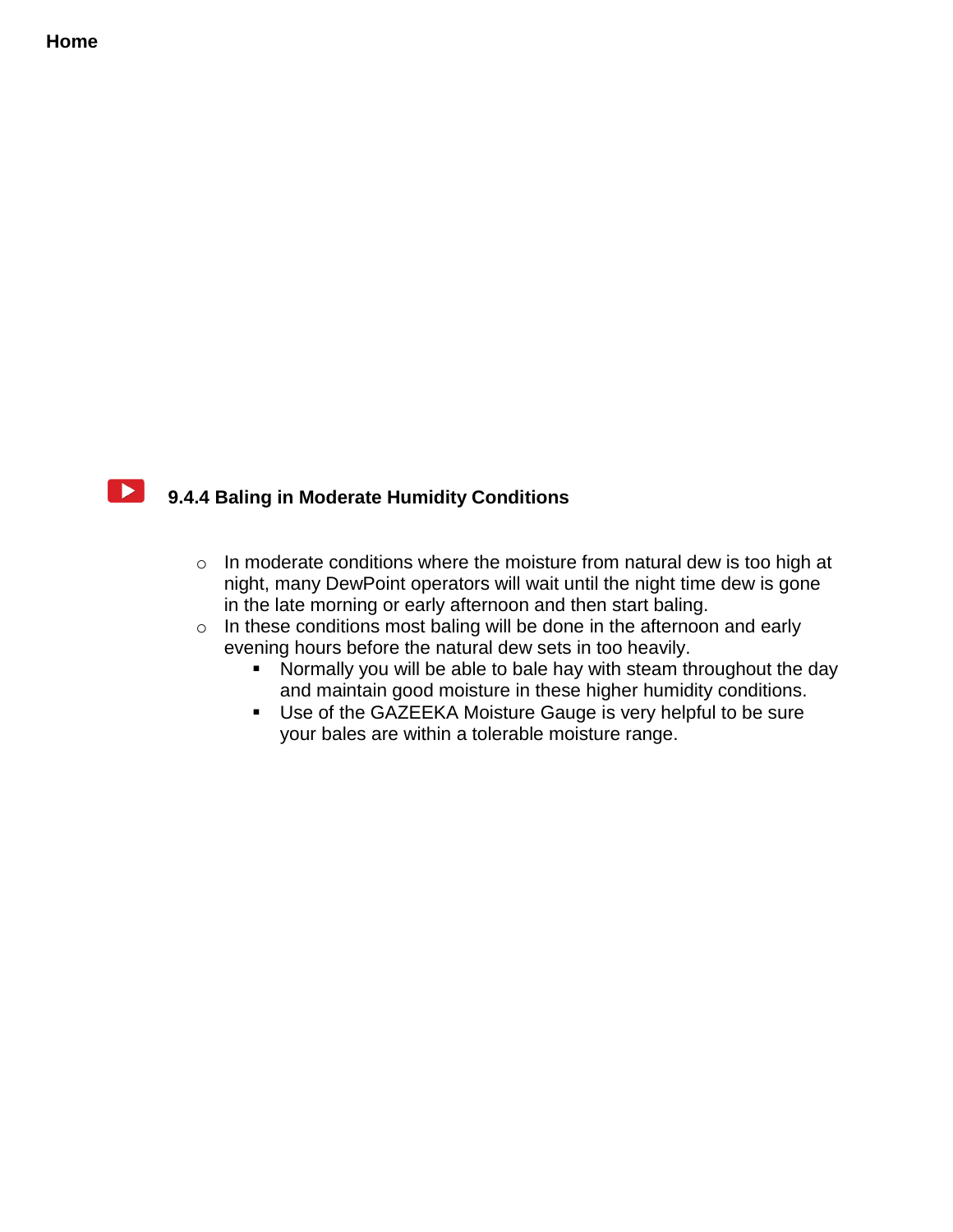**Home**

### 9.4.4 Baling in Moderate Humidity Conditions

- In moderate conditions where the moisture from natural dew is too high at night, many DewPoint operators will wait until the night time dew is gone in the late morning or early afternoon and then start baling.
- In these conditions most baling will be done in the afternoon and early evening hours before the natural dew sets in too heavily.
  - Normally you will be able to bale hay with steam throughout the day and maintain good moisture in these higher humidity conditions.
  - Use of the GAZEEKA Moisture Gauge is very helpful to be sure your bales are within a tolerable moisture range.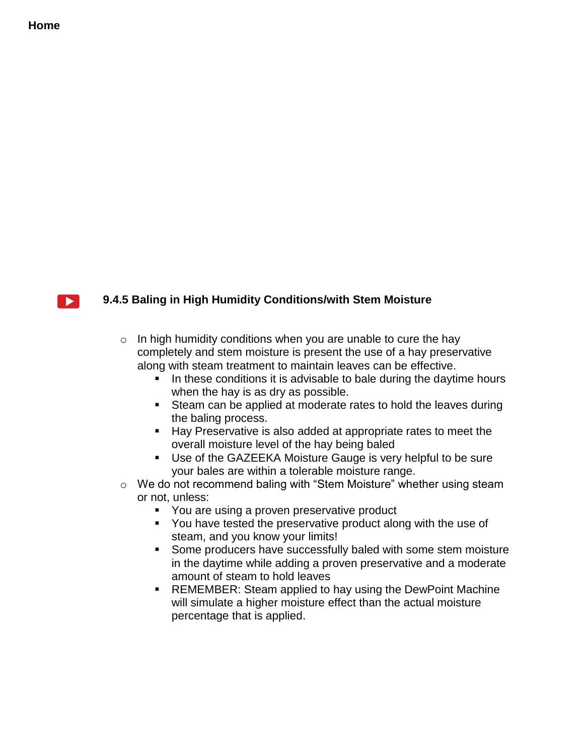**Home**

### 9.4.5 Baling in High Humidity Conditions/with Stem Moisture

- In high humidity conditions when you are unable to cure the hay completely and stem moisture is present the use of a hay preservative along with steam treatment to maintain leaves can be effective.
  - In these conditions it is advisable to bale during the daytime hours when the hay is as dry as possible.
  - Steam can be applied at moderate rates to hold the leaves during the baling process.
  - Hay Preservative is also added at appropriate rates to meet the overall moisture level of the hay being baled
  - Use of the GAZEEKA Moisture Gauge is very helpful to be sure your bales are within a tolerable moisture range.
- We do not recommend baling with "Stem Moisture" whether using steam or not, unless:
  - You are using a proven preservative product
  - You have tested the preservative product along with the use of steam, and you know your limits!
  - Some producers have successfully baled with some stem moisture in the daytime while adding a proven preservative and a moderate amount of steam to hold leaves
  - REMEMBER: Steam applied to hay using the DewPoint Machine will simulate a higher moisture effect than the actual moisture percentage that is applied.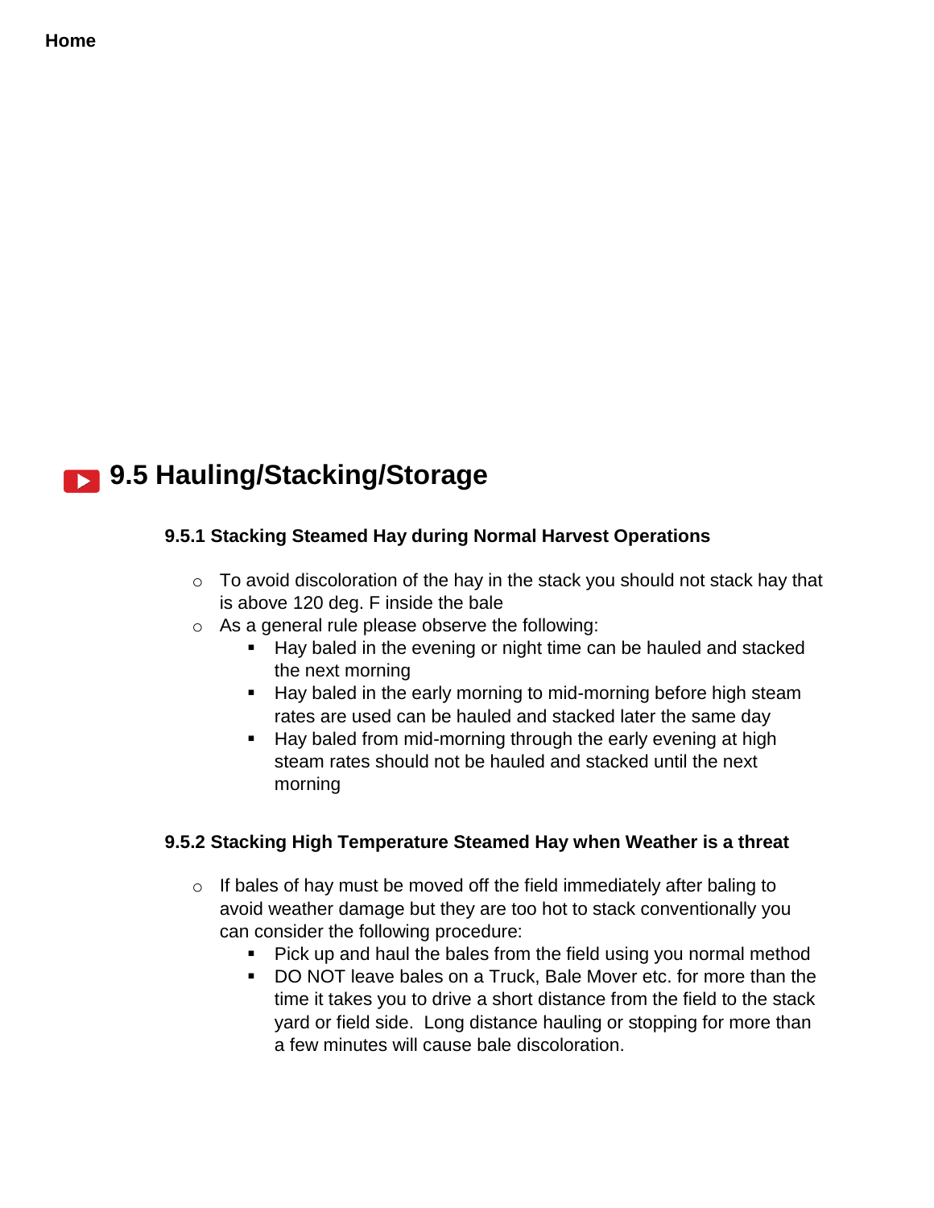Home

## 9.5 Hauling/Stacking/Storage

### 9.5.1 Stacking Steamed Hay during Normal Harvest Operations

- To avoid discoloration of the hay in the stack you should not stack hay that is above 120 deg. F inside the bale
- As a general rule please observe the following:
  - Hay baled in the evening or night time can be hauled and stacked the next morning
  - Hay baled in the early morning to mid-morning before high steam rates are used can be hauled and stacked later the same day
  - Hay baled from mid-morning through the early evening at high steam rates should not be hauled and stacked until the next morning

### 9.5.2 Stacking High Temperature Steamed Hay when Weather is a threat

- If bales of hay must be moved off the field immediately after baling to avoid weather damage but they are too hot to stack conventionally you can consider the following procedure:
  - Pick up and haul the bales from the field using you normal method
  - DO NOT leave bales on a Truck, Bale Mover etc. for more than the time it takes you to drive a short distance from the field to the stack yard or field side. Long distance hauling or stopping for more than a few minutes will cause bale discoloration.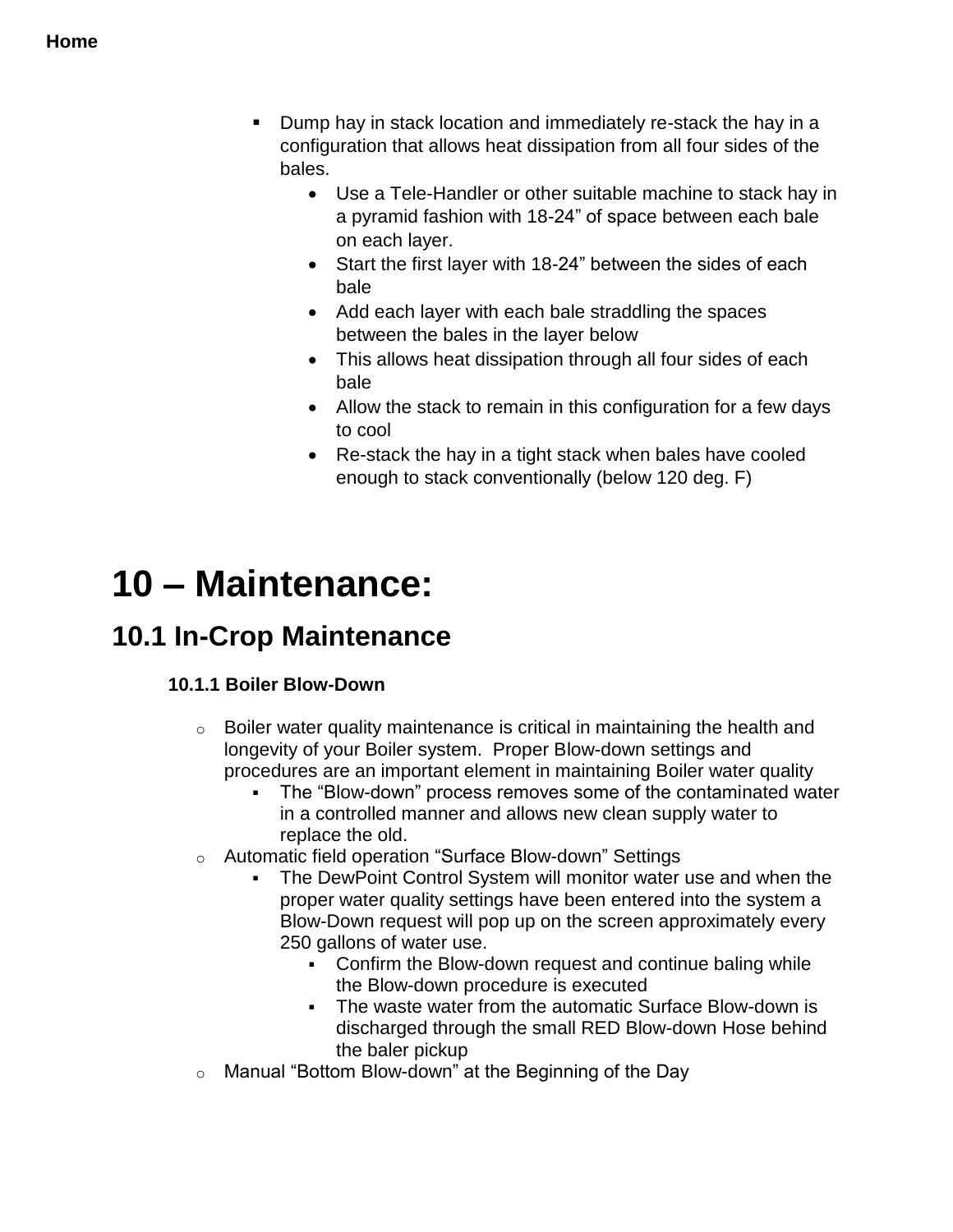- Dump hay in stack location and immediately re-stack the hay in a configuration that allows heat dissipation from all four sides of the bales.
  - Use a Tele-Handler or other suitable machine to stack hay in a pyramid fashion with 18-24” of space between each bale on each layer.
  - Start the first layer with 18-24” between the sides of each bale
  - Add each layer with each bale straddling the spaces between the bales in the layer below
  - This allows heat dissipation through all four sides of each bale
  - Allow the stack to remain in this configuration for a few days to cool
  - Re-stack the hay in a tight stack when bales have cooled enough to stack conventionally (below 120 deg. F)

# 10 – Maintenance:

## 10.1 In-Crop Maintenance

### 10.1.1 Boiler Blow-Down

- Boiler water quality maintenance is critical in maintaining the health and longevity of your Boiler system. Proper Blow-down settings and procedures are an important element in maintaining Boiler water quality
  - The “Blow-down” process removes some of the contaminated water in a controlled manner and allows new clean supply water to replace the old.
- Automatic field operation “Surface Blow-down” Settings
  - The DewPoint Control System will monitor water use and when the proper water quality settings have been entered into the system a Blow-Down request will pop up on the screen approximately every 250 gallons of water use.
    - Confirm the Blow-down request and continue baling while the Blow-down procedure is executed
    - The waste water from the automatic Surface Blow-down is discharged through the small RED Blow-down Hose behind the baler pickup
- Manual “Bottom Blow-down” at the Beginning of the Day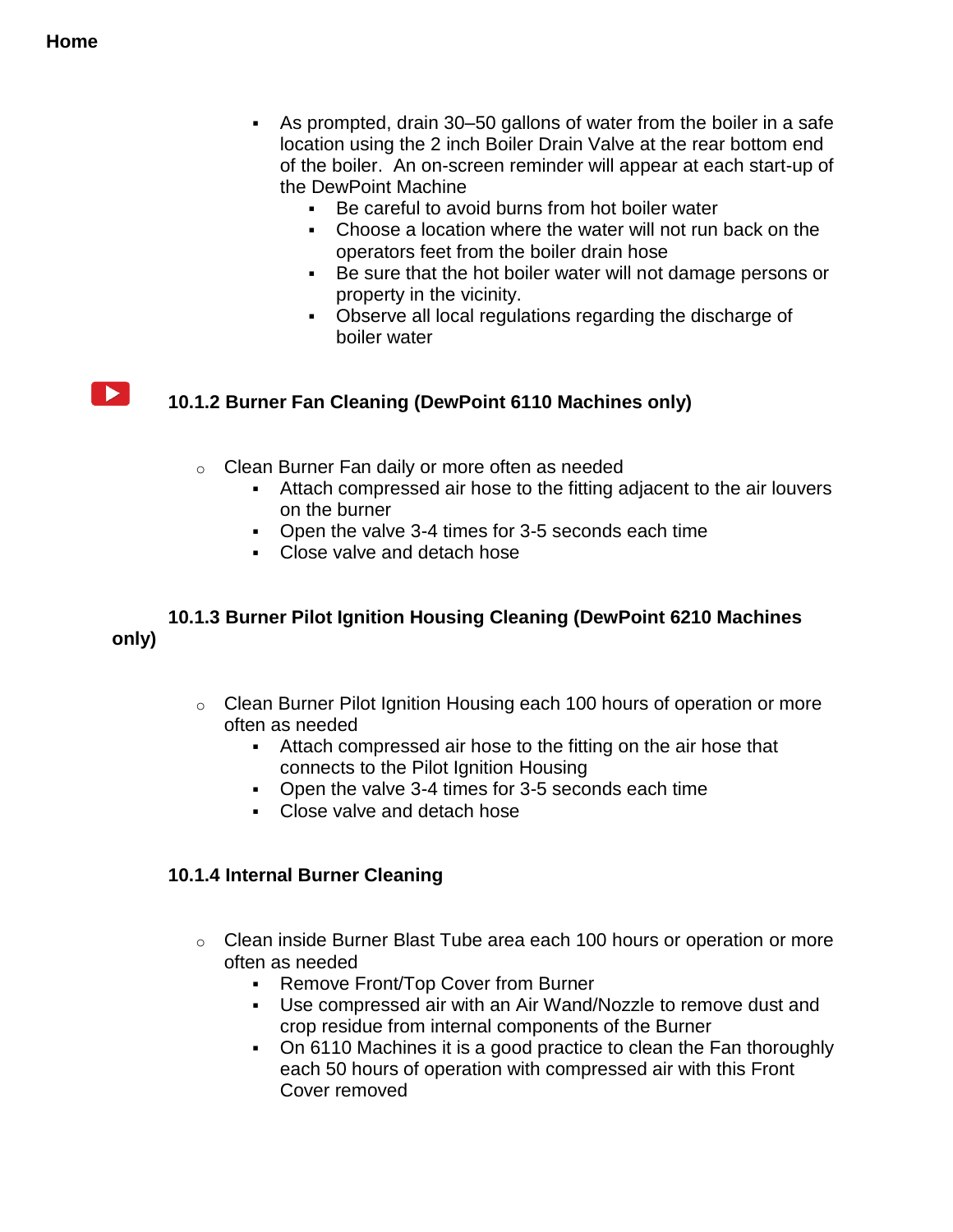**Home**

- As prompted, drain 30–50 gallons of water from the boiler in a safe location using the 2 inch Boiler Drain Valve at the rear bottom end of the boiler. An on-screen reminder will appear at each start-up of the DewPoint Machine
  - Be careful to avoid burns from hot boiler water
  - Choose a location where the water will not run back on the operators feet from the boiler drain hose
  - Be sure that the hot boiler water will not damage persons or property in the vicinity.
  - Observe all local regulations regarding the discharge of boiler water

#### 10.1.2 Burner Fan Cleaning (DewPoint 6110 Machines only)

- Clean Burner Fan daily or more often as needed
  - Attach compressed air hose to the fitting adjacent to the air louvers on the burner
  - Open the valve 3-4 times for 3-5 seconds each time
  - Close valve and detach hose

#### 10.1.3 Burner Pilot Ignition Housing Cleaning (DewPoint 6210 Machines only)

- Clean Burner Pilot Ignition Housing each 100 hours of operation or more often as needed
  - Attach compressed air hose to the fitting on the air hose that connects to the Pilot Ignition Housing
  - Open the valve 3-4 times for 3-5 seconds each time
  - Close valve and detach hose

#### 10.1.4 Internal Burner Cleaning

- Clean inside Burner Blast Tube area each 100 hours or operation or more often as needed
  - Remove Front/Top Cover from Burner
  - Use compressed air with an Air Wand/Nozzle to remove dust and crop residue from internal components of the Burner
  - On 6110 Machines it is a good practice to clean the Fan thoroughly each 50 hours of operation with compressed air with this Front Cover removed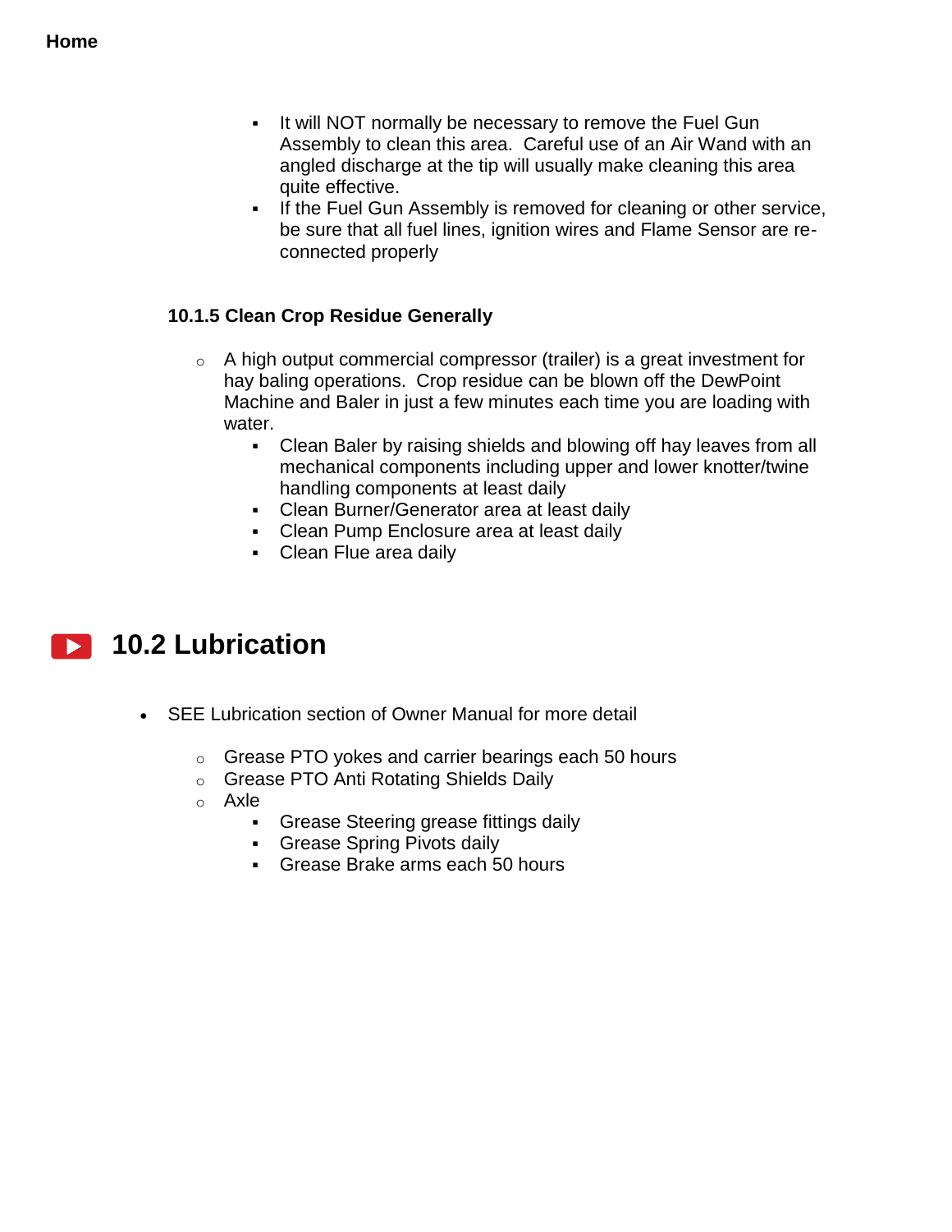**Home**

- It will NOT normally be necessary to remove the Fuel Gun Assembly to clean this area. Careful use of an Air Wand with an angled discharge at the tip will usually make cleaning this area quite effective.
- If the Fuel Gun Assembly is removed for cleaning or other service, be sure that all fuel lines, ignition wires and Flame Sensor are re-connected properly

### 10.1.5 Clean Crop Residue Generally

- A high output commercial compressor (trailer) is a great investment for hay baling operations. Crop residue can be blown off the DewPoint Machine and Baler in just a few minutes each time you are loading with water.
  - Clean Baler by raising shields and blowing off hay leaves from all mechanical components including upper and lower knotter/twine handling components at least daily
  - Clean Burner/Generator area at least daily
  - Clean Pump Enclosure area at least daily
  - Clean Flue area daily

## 10.2 Lubrication

- SEE Lubrication section of Owner Manual for more detail
  - Grease PTO yokes and carrier bearings each 50 hours
  - Grease PTO Anti Rotating Shields Daily
  - Axle
    - Grease Steering grease fittings daily
    - Grease Spring Pivots daily
    - Grease Brake arms each 50 hours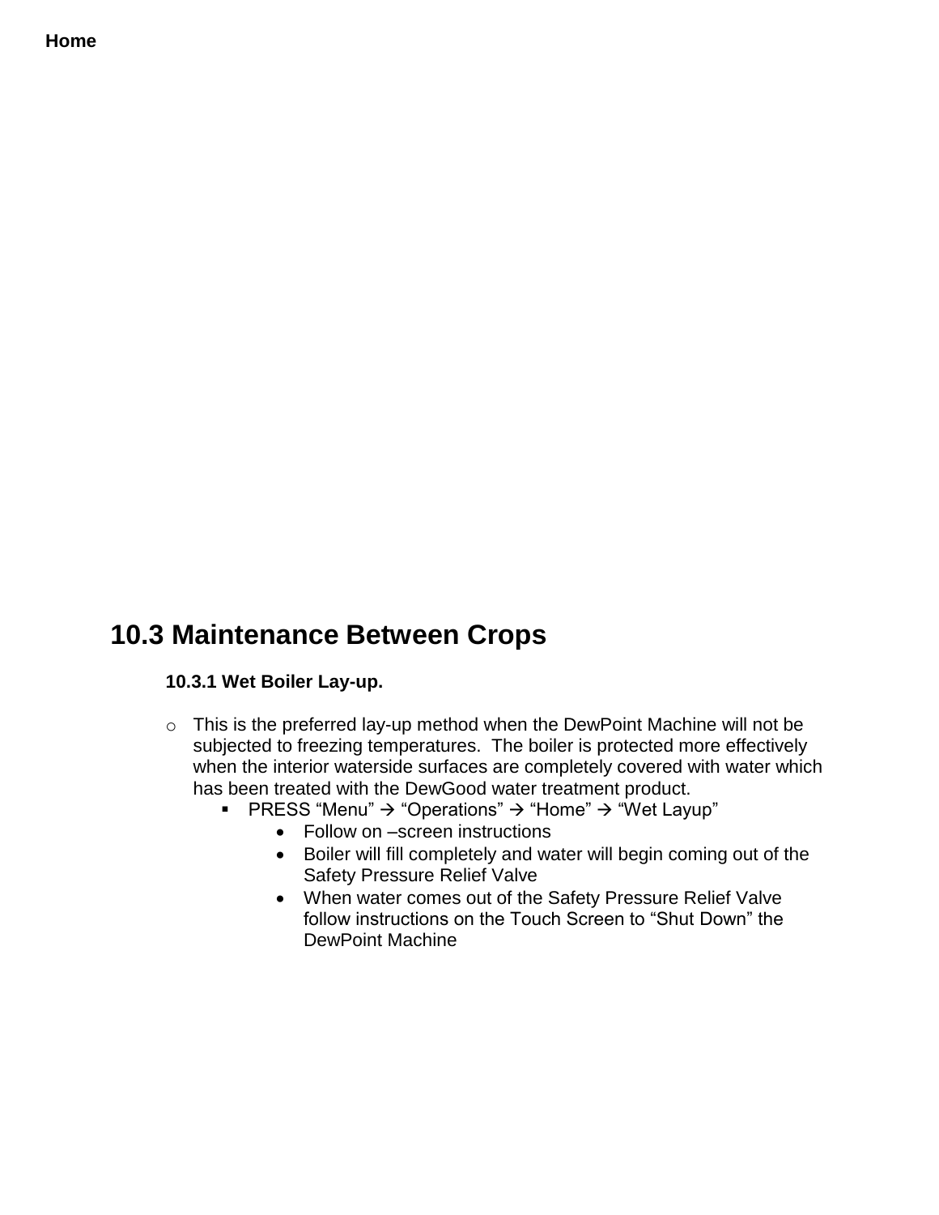**Home**

## 10.3 Maintenance Between Crops

### 10.3.1 Wet Boiler Lay-up.

- This is the preferred lay-up method when the DewPoint Machine will not be subjected to freezing temperatures. The boiler is protected more effectively when the interior waterside surfaces are completely covered with water which has been treated with the DewGood water treatment product.
  - PRESS "Menu" → "Operations" → "Home" → "Wet Layup"
    - Follow on –screen instructions
    - Boiler will fill completely and water will begin coming out of the Safety Pressure Relief Valve
    - When water comes out of the Safety Pressure Relief Valve follow instructions on the Touch Screen to "Shut Down" the DewPoint Machine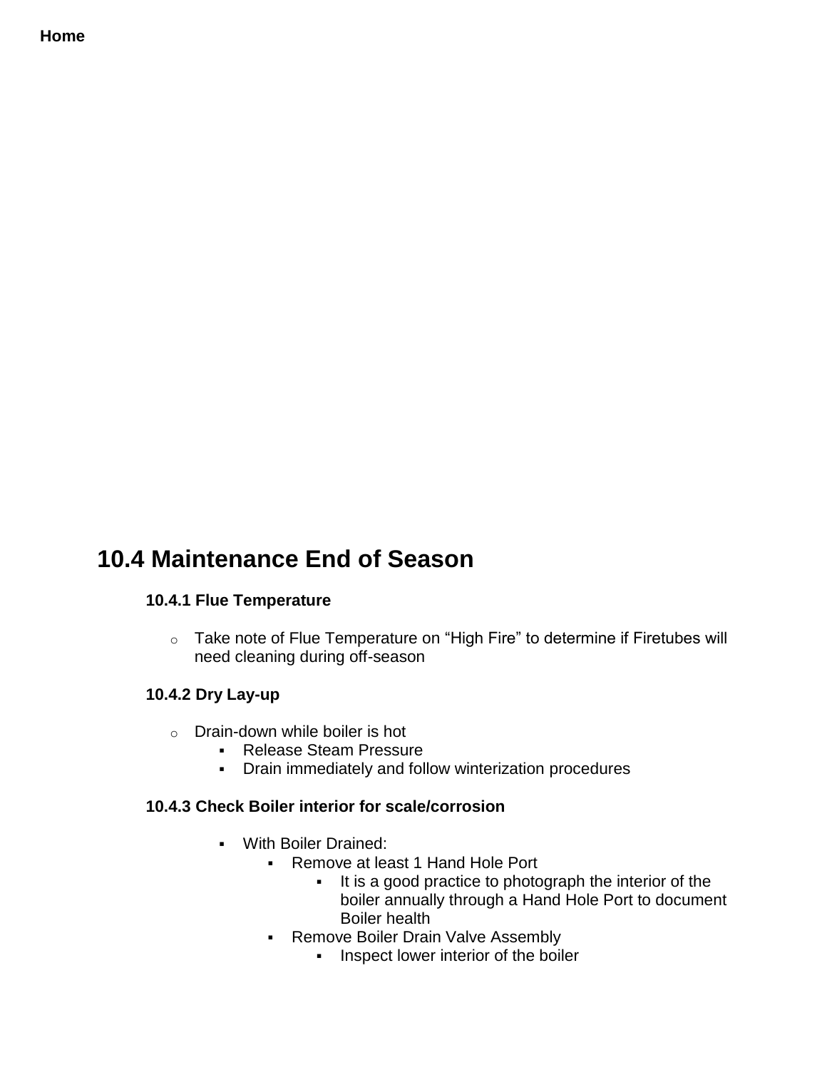**Home**

## 10.4 Maintenance End of Season

### 10.4.1 Flue Temperature

- Take note of Flue Temperature on “High Fire” to determine if Firetubes will need cleaning during off-season

### 10.4.2 Dry Lay-up

- Drain-down while boiler is hot
  - Release Steam Pressure
  - Drain immediately and follow winterization procedures

### 10.4.3 Check Boiler interior for scale/corrosion

- With Boiler Drained:
  - Remove at least 1 Hand Hole Port
    - It is a good practice to photograph the interior of the boiler annually through a Hand Hole Port to document Boiler health
  - Remove Boiler Drain Valve Assembly
    - Inspect lower interior of the boiler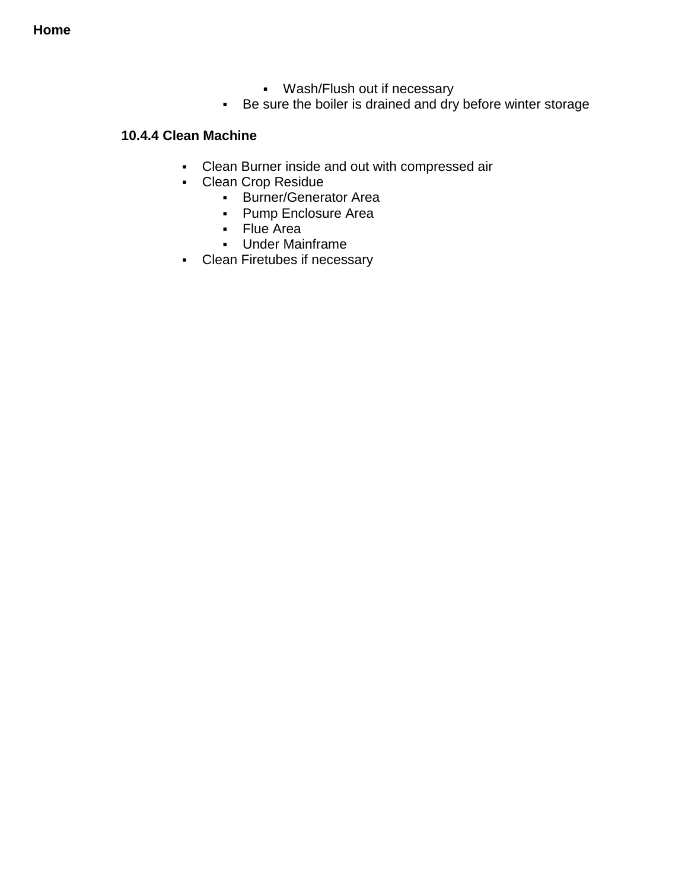Home

        - Wash/Flush out if necessary
    - Be sure the boiler is drained and dry before winter storage

### 10.4.4 Clean Machine

- Clean Burner inside and out with compressed air
- Clean Crop Residue
    - Burner/Generator Area
    - Pump Enclosure Area
    - Flue Area
    - Under Mainframe
- Clean Firetubes if necessary